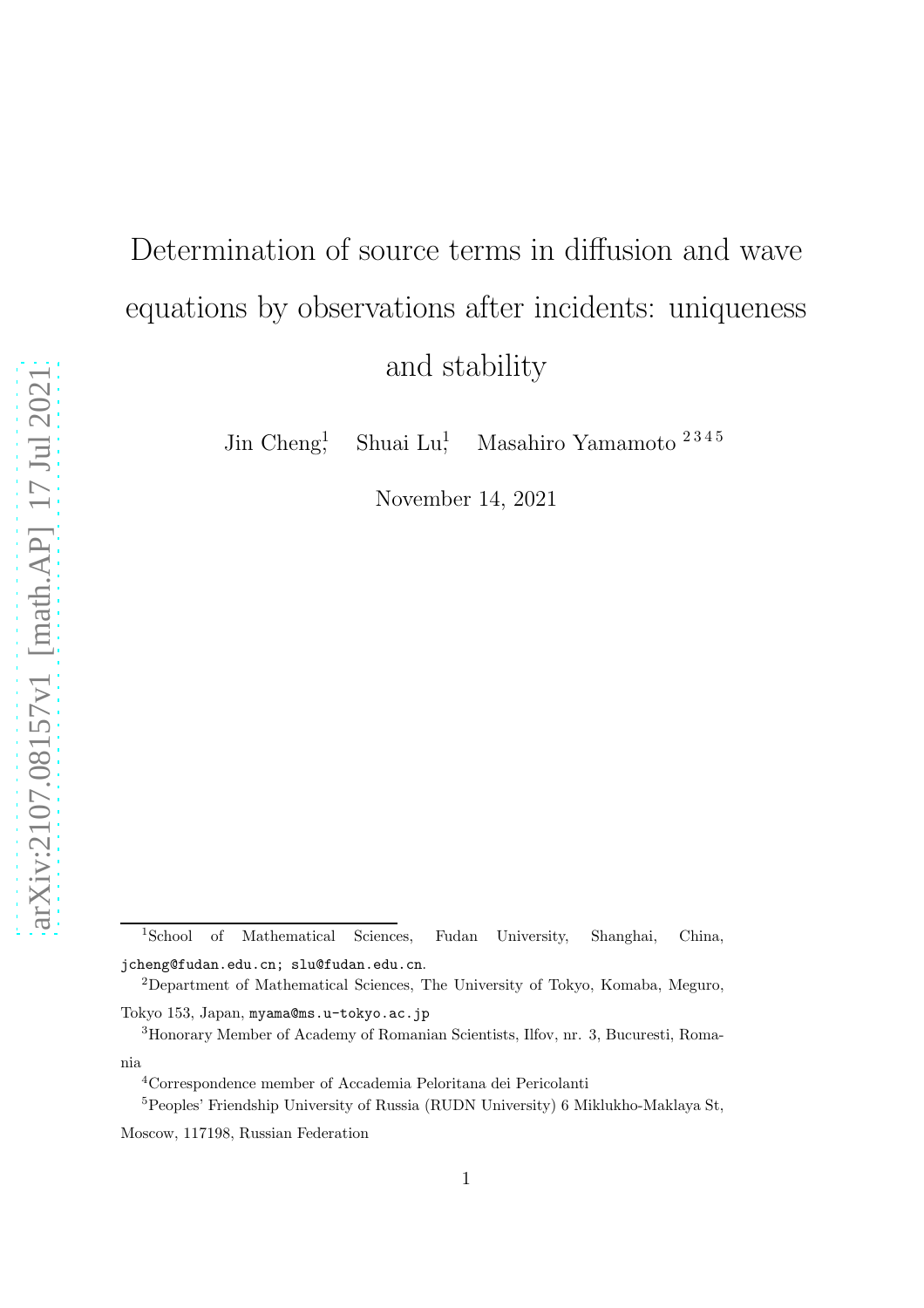# Determination of source terms in diffusion and wave equations by observations after incidents: uniqueness and stability

Jin Cheng[1], Shuai Lu[1], Masahiro Yamamoto [2 3 4 5]

November 14, 2021

---

[1]School of Mathematical Sciences, Fudan University, Shanghai, China, jcheng@fudan.edu.cn; slu@fudan.edu.cn.

[2]Department of Mathematical Sciences, The University of Tokyo, Komaba, Meguro, Tokyo 153, Japan, myama@ms.u-tokyo.ac.jp

[3]Honorary Member of Academy of Romanian Scientists, Ilfov, nr. 3, Bucuresti, Romania

[4]Correspondence member of Accademia Peloritana dei Pericolanti

[5]Peoples' Friendship University of Russia (RUDN University) 6 Miklukho-Maklaya St, Moscow, 117198, Russian Federation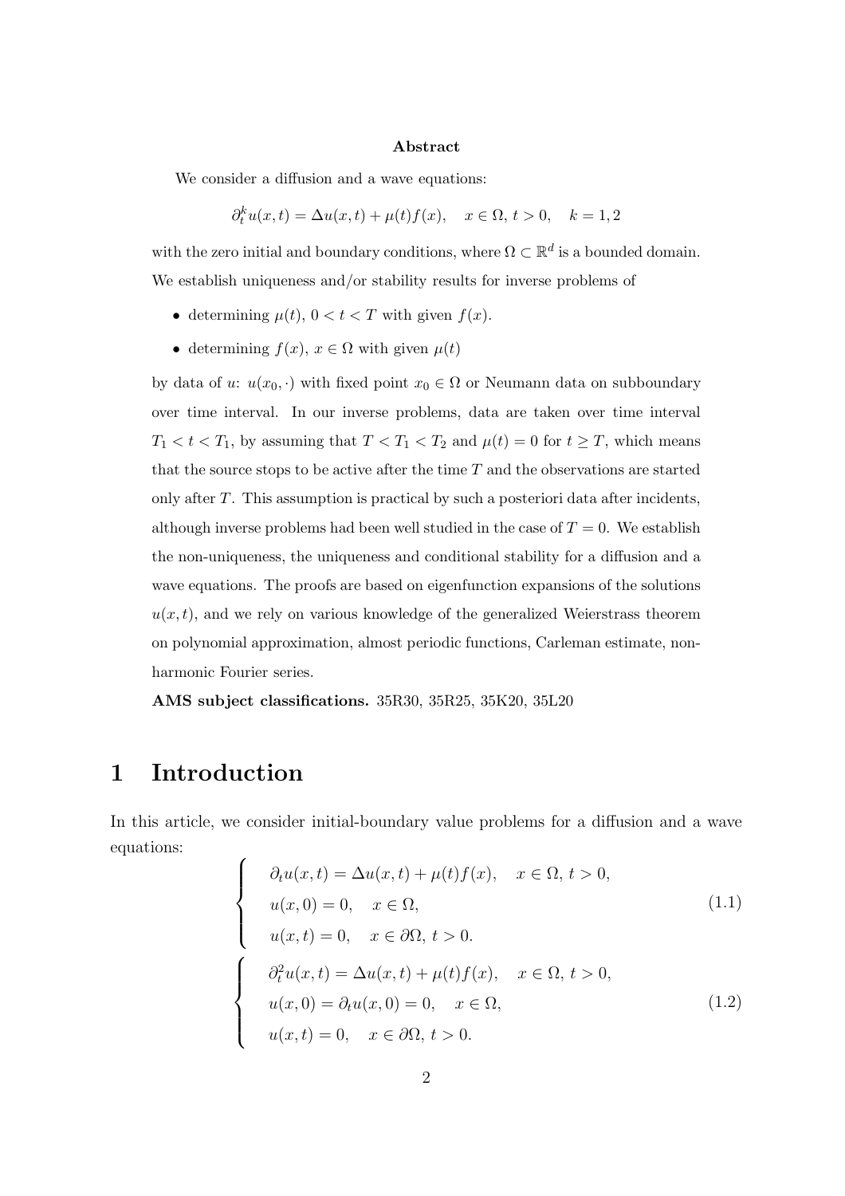**Abstract**

We consider a diffusion and a wave equations:

$$\partial_t^k u(x,t) = \Delta u(x,t) + \mu(t)f(x), \quad x \in \Omega,\ t > 0, \quad k = 1, 2$$

with the zero initial and boundary conditions, where $\Omega \subset \mathbb{R}^d$ is a bounded domain. We establish uniqueness and/or stability results for inverse problems of

- determining $\mu(t)$, $0 < t < T$ with given $f(x)$.
- determining $f(x)$, $x \in \Omega$ with given $\mu(t)$

by data of $u$: $u(x_0, \cdot)$ with fixed point $x_0 \in \Omega$ or Neumann data on subboundary over time interval. In our inverse problems, data are taken over time interval $T_1 < t < T_1$, by assuming that $T < T_1 < T_2$ and $\mu(t) = 0$ for $t \ge T$, which means that the source stops to be active after the time $T$ and the observations are started only after $T$. This assumption is practical by such a posteriori data after incidents, although inverse problems had been well studied in the case of $T = 0$. We establish the non-uniqueness, the uniqueness and conditional stability for a diffusion and a wave equations. The proofs are based on eigenfunction expansions of the solutions $u(x,t)$, and we rely on various knowledge of the generalized Weierstrass theorem on polynomial approximation, almost periodic functions, Carleman estimate, non-harmonic Fourier series.

**AMS subject classifications.** 35R30, 35R25, 35K20, 35L20

# 1 Introduction

In this article, we consider initial-boundary value problems for a diffusion and a wave equations:

$$\begin{cases} \partial_t u(x,t) = \Delta u(x,t) + \mu(t)f(x), \quad x \in \Omega,\ t > 0, \\ u(x,0) = 0, \quad x \in \Omega, \\ u(x,t) = 0, \quad x \in \partial\Omega,\ t > 0. \end{cases} \tag{1.1}$$

$$\begin{cases} \partial_t^2 u(x,t) = \Delta u(x,t) + \mu(t)f(x), \quad x \in \Omega,\ t > 0, \\ u(x,0) = \partial_t u(x,0) = 0, \quad x \in \Omega, \\ u(x,t) = 0, \quad x \in \partial\Omega,\ t > 0. \end{cases} \tag{1.2}$$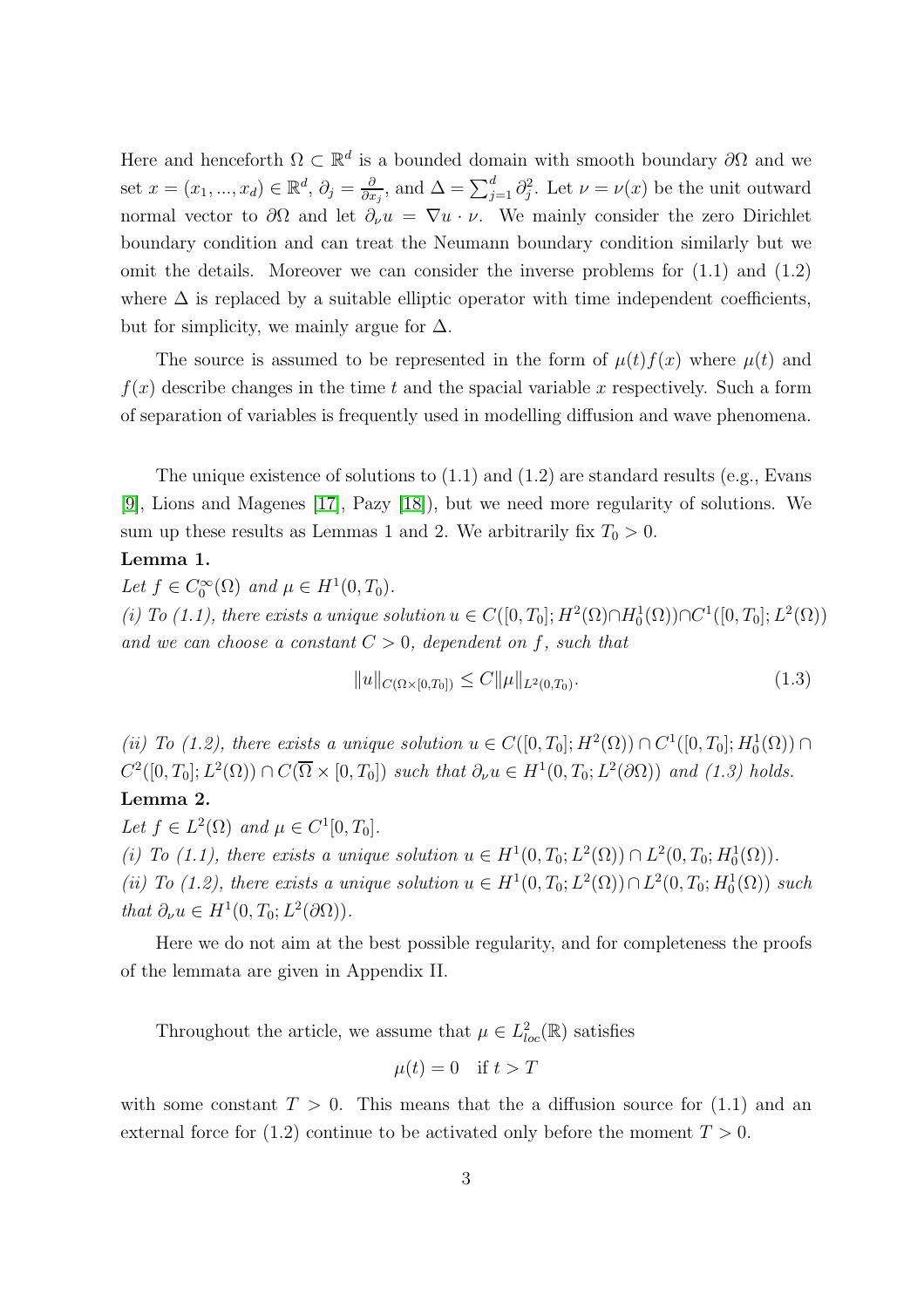Here and henceforth $\Omega \subset \mathbb{R}^d$ is a bounded domain with smooth boundary $\partial\Omega$ and we set $x = (x_1, ..., x_d) \in \mathbb{R}^d$, $\partial_j = \frac{\partial}{\partial x_j}$, and $\Delta = \sum_{j=1}^d \partial_j^2$. Let $\nu = \nu(x)$ be the unit outward normal vector to $\partial\Omega$ and let $\partial_\nu u = \nabla u \cdot \nu$. We mainly consider the zero Dirichlet boundary condition and can treat the Neumann boundary condition similarly but we omit the details. Moreover we can consider the inverse problems for (1.1) and (1.2) where $\Delta$ is replaced by a suitable elliptic operator with time independent coefficients, but for simplicity, we mainly argue for $\Delta$.

The source is assumed to be represented in the form of $\mu(t)f(x)$ where $\mu(t)$ and $f(x)$ describe changes in the time $t$ and the spacial variable $x$ respectively. Such a form of separation of variables is frequently used in modelling diffusion and wave phenomena.

The unique existence of solutions to (1.1) and (1.2) are standard results (e.g., Evans [9], Lions and Magenes [17], Pazy [18]), but we need more regularity of solutions. We sum up these results as Lemmas 1 and 2. We arbitrarily fix $T_0 > 0$.

**Lemma 1.**

*Let $f \in C_0^\infty(\Omega)$ and $\mu \in H^1(0, T_0)$.*

*(i) To (1.1), there exists a unique solution $u \in C([0, T_0]; H^2(\Omega) \cap H_0^1(\Omega)) \cap C^1([0, T_0]; L^2(\Omega))$ and we can choose a constant $C > 0$, dependent on $f$, such that*

$$\|u\|_{C(\Omega \times [0,T_0])} \le C\|\mu\|_{L^2(0,T_0)}. \tag{1.3}$$

*(ii) To (1.2), there exists a unique solution $u \in C([0, T_0]; H^2(\Omega)) \cap C^1([0, T_0]; H_0^1(\Omega)) \cap C^2([0, T_0]; L^2(\Omega)) \cap C(\overline{\Omega} \times [0, T_0])$ such that $\partial_\nu u \in H^1(0, T_0; L^2(\partial\Omega))$ and (1.3) holds.*

**Lemma 2.**

*Let $f \in L^2(\Omega)$ and $\mu \in C^1[0, T_0]$.*

*(i) To (1.1), there exists a unique solution $u \in H^1(0, T_0; L^2(\Omega)) \cap L^2(0, T_0; H_0^1(\Omega))$.*

*(ii) To (1.2), there exists a unique solution $u \in H^1(0, T_0; L^2(\Omega)) \cap L^2(0, T_0; H_0^1(\Omega))$ such that $\partial_\nu u \in H^1(0, T_0; L^2(\partial\Omega))$.*

Here we do not aim at the best possible regularity, and for completeness the proofs of the lemmata are given in Appendix II.

Throughout the article, we assume that $\mu \in L^2_{loc}(\mathbb{R})$ satisfies

$$\mu(t) = 0 \quad \text{if } t > T$$

with some constant $T > 0$. This means that the a diffusion source for (1.1) and an external force for (1.2) continue to be activated only before the moment $T > 0$.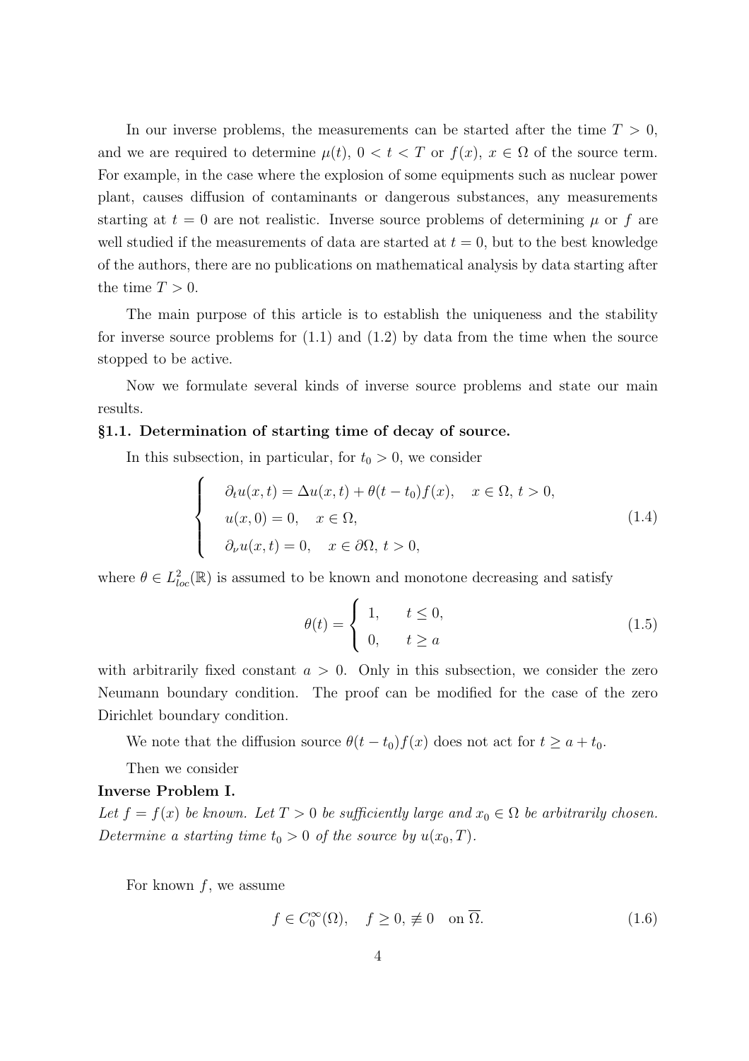In our inverse problems, the measurements can be started after the time $T > 0$, and we are required to determine $\mu(t)$, $0 < t < T$ or $f(x)$, $x \in \Omega$ of the source term. For example, in the case where the explosion of some equipments such as nuclear power plant, causes diffusion of contaminants or dangerous substances, any measurements starting at $t = 0$ are not realistic. Inverse source problems of determining $\mu$ or $f$ are well studied if the measurements of data are started at $t = 0$, but to the best knowledge of the authors, there are no publications on mathematical analysis by data starting after the time $T > 0$.

The main purpose of this article is to establish the uniqueness and the stability for inverse source problems for (1.1) and (1.2) by data from the time when the source stopped to be active.

Now we formulate several kinds of inverse source problems and state our main results.

### §1.1. Determination of starting time of decay of source.

In this subsection, in particular, for $t_0 > 0$, we consider

$$
\begin{cases}
\partial_t u(x,t) = \Delta u(x,t) + \theta(t-t_0)f(x), \quad x \in \Omega,\ t > 0,\\
u(x,0) = 0, \quad x \in \Omega,\\
\partial_\nu u(x,t) = 0, \quad x \in \partial\Omega,\ t > 0,
\end{cases}
\tag{1.4}
$$

where $\theta \in L^2_{loc}(\mathbb{R})$ is assumed to be known and monotone decreasing and satisfy

$$
\theta(t) = \begin{cases}
1, & t \le 0,\\
0, & t \ge a
\end{cases}
\tag{1.5}
$$

with arbitrarily fixed constant $a > 0$. Only in this subsection, we consider the zero Neumann boundary condition. The proof can be modified for the case of the zero Dirichlet boundary condition.

We note that the diffusion source $\theta(t-t_0)f(x)$ does not act for $t \ge a + t_0$.

Then we consider

**Inverse Problem I.**

*Let $f = f(x)$ be known. Let $T > 0$ be sufficiently large and $x_0 \in \Omega$ be arbitrarily chosen. Determine a starting time $t_0 > 0$ of the source by $u(x_0, T)$.*

For known $f$, we assume

$$
f \in C_0^\infty(\Omega), \quad f \ge 0, \not\equiv 0 \quad \text{on } \overline{\Omega}.
\tag{1.6}
$$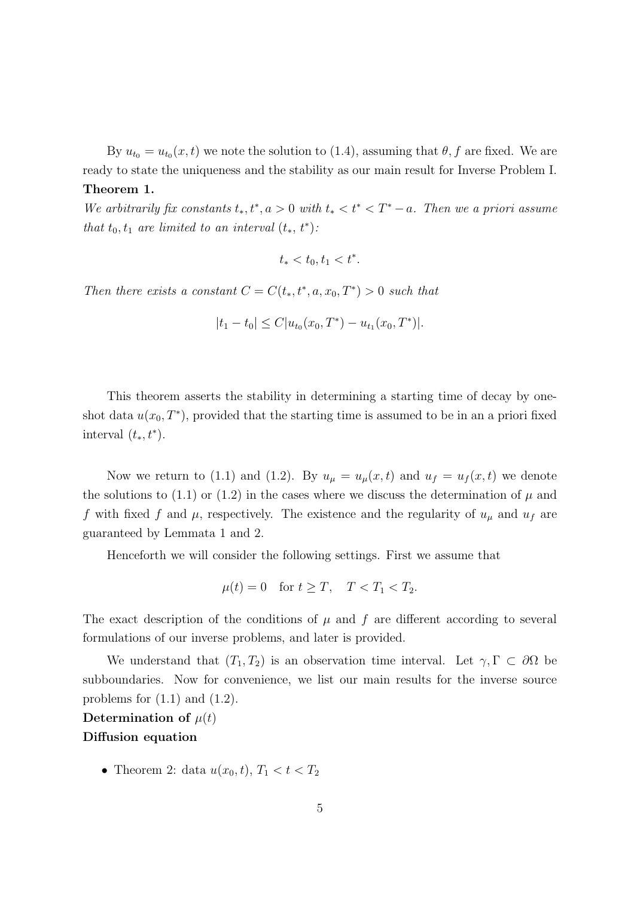By $u_{t_0} = u_{t_0}(x,t)$ we note the solution to (1.4), assuming that $\theta, f$ are fixed. We are ready to state the uniqueness and the stability as our main result for Inverse Problem I.

**Theorem 1.**

*We arbitrarily fix constants $t_*, t^*, a > 0$ with $t_* < t^* < T^* - a$. Then we a priori assume that $t_0, t_1$ are limited to an interval $(t_*, t^*)$:*

$$t_* < t_0, t_1 < t^*.$$

*Then there exists a constant $C = C(t_*, t^*, a, x_0, T^*) > 0$ such that*

$$|t_1 - t_0| \le C|u_{t_0}(x_0, T^*) - u_{t_1}(x_0, T^*)|.$$

This theorem asserts the stability in determining a starting time of decay by one-shot data $u(x_0, T^*)$, provided that the starting time is assumed to be in an a priori fixed interval $(t_*, t^*)$.

Now we return to (1.1) and (1.2). By $u_\mu = u_\mu(x,t)$ and $u_f = u_f(x,t)$ we denote the solutions to (1.1) or (1.2) in the cases where we discuss the determination of $\mu$ and $f$ with fixed $f$ and $\mu$, respectively. The existence and the regularity of $u_\mu$ and $u_f$ are guaranteed by Lemmata 1 and 2.

Henceforth we will consider the following settings. First we assume that

$$\mu(t) = 0 \quad \text{for } t \ge T, \quad T < T_1 < T_2.$$

The exact description of the conditions of $\mu$ and $f$ are different according to several formulations of our inverse problems, and later is provided.

We understand that $(T_1, T_2)$ is an observation time interval. Let $\gamma, \Gamma \subset \partial\Omega$ be subboundaries. Now for convenience, we list our main results for the inverse source problems for (1.1) and (1.2).

**Determination of $\mu(t)$**

**Diffusion equation**

- Theorem 2: data $u(x_0, t)$, $T_1 < t < T_2$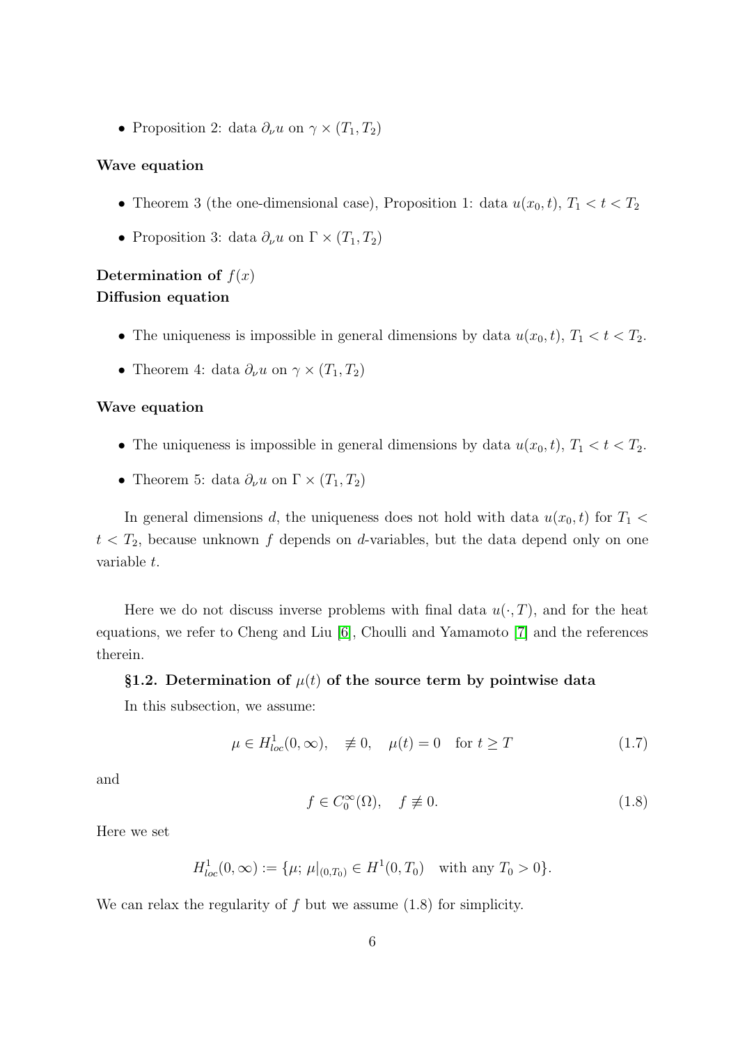- Proposition 2: data $\partial_\nu u$ on $\gamma \times (T_1, T_2)$

**Wave equation**

- Theorem 3 (the one-dimensional case), Proposition 1: data $u(x_0, t)$, $T_1 < t < T_2$
- Proposition 3: data $\partial_\nu u$ on $\Gamma \times (T_1, T_2)$

**Determination of $f(x)$**
**Diffusion equation**

- The uniqueness is impossible in general dimensions by data $u(x_0, t)$, $T_1 < t < T_2$.
- Theorem 4: data $\partial_\nu u$ on $\gamma \times (T_1, T_2)$

**Wave equation**

- The uniqueness is impossible in general dimensions by data $u(x_0, t)$, $T_1 < t < T_2$.
- Theorem 5: data $\partial_\nu u$ on $\Gamma \times (T_1, T_2)$

In general dimensions $d$, the uniqueness does not hold with data $u(x_0, t)$ for $T_1 < t < T_2$, because unknown $f$ depends on $d$-variables, but the data depend only on one variable $t$.

Here we do not discuss inverse problems with final data $u(\cdot, T)$, and for the heat equations, we refer to Cheng and Liu [6], Choulli and Yamamoto [7] and the references therein.

### §1.2. Determination of $\mu(t)$ of the source term by pointwise data

In this subsection, we assume:

$$\mu \in H^1_{loc}(0, \infty), \quad \not\equiv 0, \quad \mu(t) = 0 \quad \text{for } t \ge T \tag{1.7}$$

and

$$f \in C_0^\infty(\Omega), \quad f \not\equiv 0. \tag{1.8}$$

Here we set

$$H^1_{loc}(0, \infty) := \{\mu;\, \mu|_{(0,T_0)} \in H^1(0, T_0) \quad \text{with any } T_0 > 0\}.$$

We can relax the regularity of $f$ but we assume (1.8) for simplicity.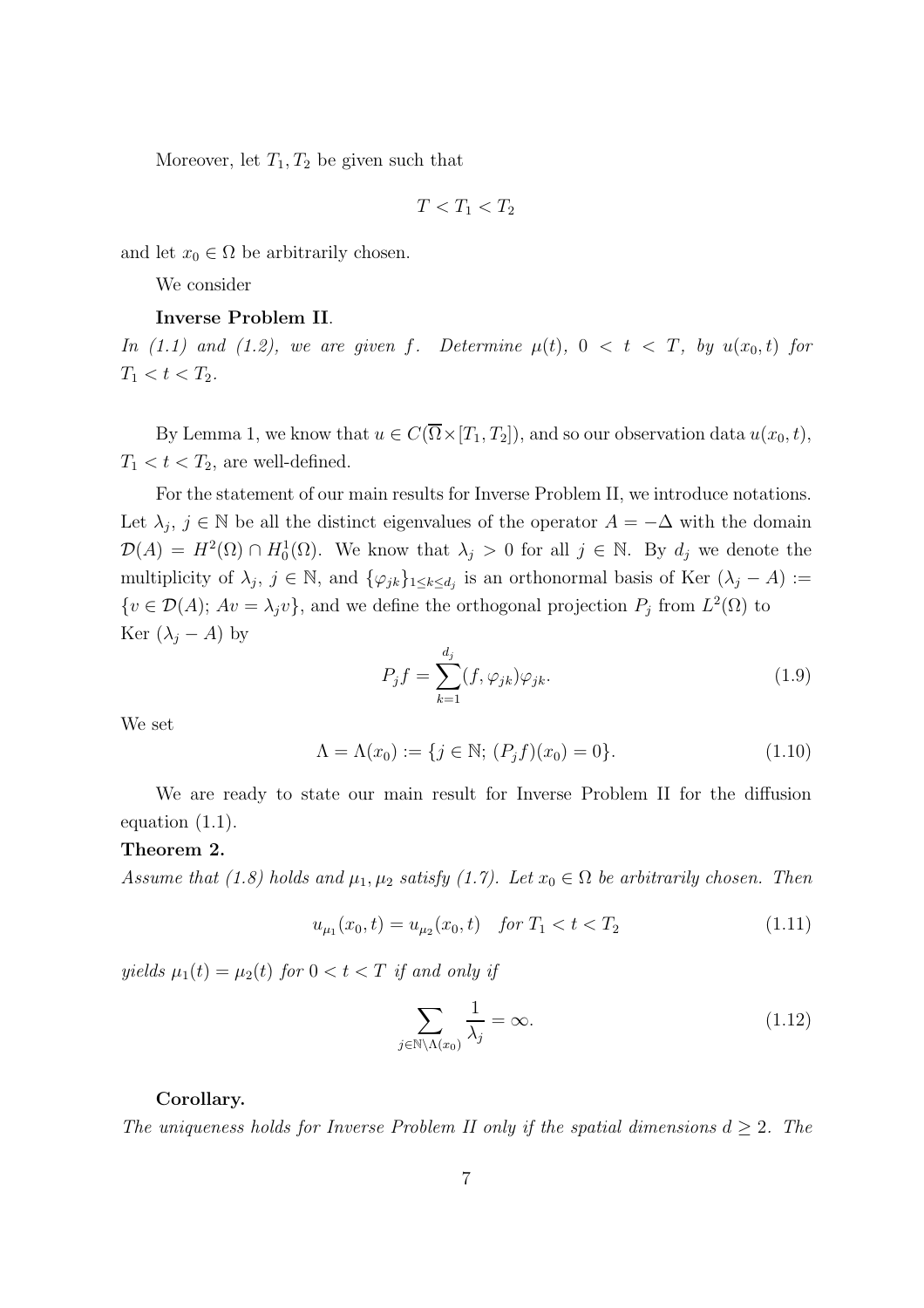Moreover, let $T_1, T_2$ be given such that

$$
T < T_1 < T_2
$$

and let $x_0 \in \Omega$ be arbitrarily chosen.

We consider

**Inverse Problem II**.
*In (1.1) and (1.2), we are given* $f$*. Determine* $\mu(t)$*,* $0 < t < T$*, by* $u(x_0, t)$ *for* $T_1 < t < T_2$*.*

By Lemma 1, we know that $u \in C(\overline{\Omega} \times [T_1, T_2])$, and so our observation data $u(x_0, t)$, $T_1 < t < T_2$, are well-defined.

For the statement of our main results for Inverse Problem II, we introduce notations. Let $\lambda_j$, $j \in \mathbb{N}$ be all the distinct eigenvalues of the operator $A = -\Delta$ with the domain $\mathcal{D}(A) = H^2(\Omega) \cap H_0^1(\Omega)$. We know that $\lambda_j > 0$ for all $j \in \mathbb{N}$. By $d_j$ we denote the multiplicity of $\lambda_j$, $j \in \mathbb{N}$, and $\{\varphi_{jk}\}_{1 \le k \le d_j}$ is an orthonormal basis of Ker $(\lambda_j - A) := \{v \in \mathcal{D}(A);\, Av = \lambda_j v\}$, and we define the orthogonal projection $P_j$ from $L^2(\Omega)$ to Ker $(\lambda_j - A)$ by

$$
P_j f = \sum_{k=1}^{d_j} (f, \varphi_{jk}) \varphi_{jk}. \tag{1.9}
$$

We set

$$
\Lambda = \Lambda(x_0) := \{j \in \mathbb{N};\, (P_j f)(x_0) = 0\}. \tag{1.10}
$$

We are ready to state our main result for Inverse Problem II for the diffusion equation (1.1).

**Theorem 2.**
*Assume that (1.8) holds and* $\mu_1, \mu_2$ *satisfy (1.7). Let* $x_0 \in \Omega$ *be arbitrarily chosen. Then*

$$
u_{\mu_1}(x_0, t) = u_{\mu_2}(x_0, t) \quad \text{for } T_1 < t < T_2 \tag{1.11}
$$

*yields* $\mu_1(t) = \mu_2(t)$ *for* $0 < t < T$ *if and only if*

$$
\sum_{j \in \mathbb{N} \setminus \Lambda(x_0)} \frac{1}{\lambda_j} = \infty. \tag{1.12}
$$

**Corollary.**
*The uniqueness holds for Inverse Problem II only if the spatial dimensions* $d \ge 2$*. The*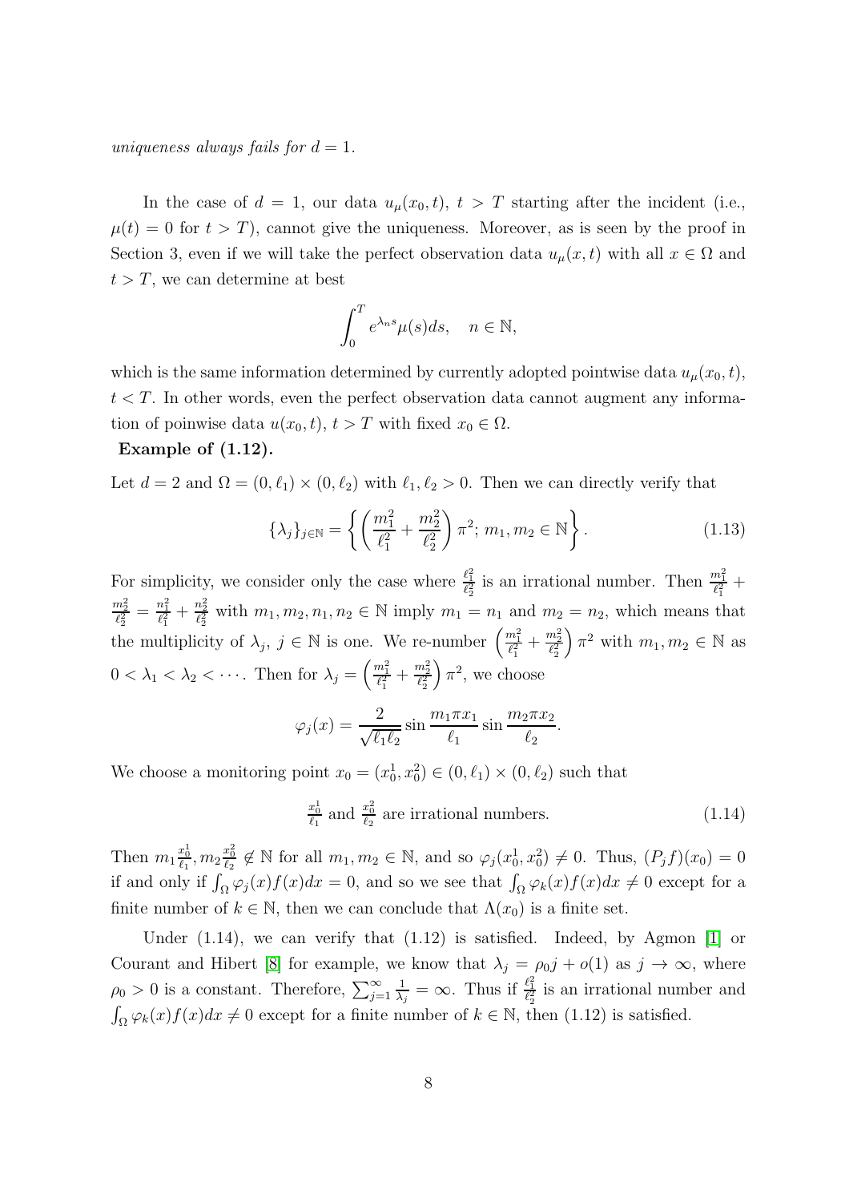*uniqueness always fails for $d = 1$.*

In the case of $d = 1$, our data $u_\mu(x_0, t)$, $t > T$ starting after the incident (i.e., $\mu(t) = 0$ for $t > T$), cannot give the uniqueness. Moreover, as is seen by the proof in Section 3, even if we will take the perfect observation data $u_\mu(x, t)$ with all $x \in \Omega$ and $t > T$, we can determine at best

$$\int_0^T e^{\lambda_n s} \mu(s) ds, \quad n \in \mathbb{N},$$

which is the same information determined by currently adopted pointwise data $u_\mu(x_0, t)$, $t < T$. In other words, even the perfect observation data cannot augment any information of poinwise data $u(x_0, t)$, $t > T$ with fixed $x_0 \in \Omega$.

**Example of (1.12).**

Let $d = 2$ and $\Omega = (0, \ell_1) \times (0, \ell_2)$ with $\ell_1, \ell_2 > 0$. Then we can directly verify that

$$\{\lambda_j\}_{j \in \mathbb{N}} = \left\{ \left( \frac{m_1^2}{\ell_1^2} + \frac{m_2^2}{\ell_2^2} \right) \pi^2; \, m_1, m_2 \in \mathbb{N} \right\}. \tag{1.13}$$

For simplicity, we consider only the case where $\frac{\ell_1^2}{\ell_2^2}$ is an irrational number. Then $\frac{m_1^2}{\ell_1^2} + \frac{m_2^2}{\ell_2^2} = \frac{n_1^2}{\ell_1^2} + \frac{n_2^2}{\ell_2^2}$ with $m_1, m_2, n_1, n_2 \in \mathbb{N}$ imply $m_1 = n_1$ and $m_2 = n_2$, which means that the multiplicity of $\lambda_j$, $j \in \mathbb{N}$ is one. We re-number $\left( \frac{m_1^2}{\ell_1^2} + \frac{m_2^2}{\ell_2^2} \right) \pi^2$ with $m_1, m_2 \in \mathbb{N}$ as $0 < \lambda_1 < \lambda_2 < \cdots$. Then for $\lambda_j = \left( \frac{m_1^2}{\ell_1^2} + \frac{m_2^2}{\ell_2^2} \right) \pi^2$, we choose

$$\varphi_j(x) = \frac{2}{\sqrt{\ell_1 \ell_2}} \sin \frac{m_1 \pi x_1}{\ell_1} \sin \frac{m_2 \pi x_2}{\ell_2}.$$

We choose a monitoring point $x_0 = (x_0^1, x_0^2) \in (0, \ell_1) \times (0, \ell_2)$ such that

$$\frac{x_0^1}{\ell_1} \text{ and } \frac{x_0^2}{\ell_2} \text{ are irrational numbers.} \tag{1.14}$$

Then $m_1 \frac{x_0^1}{\ell_1}, m_2 \frac{x_0^2}{\ell_2} \notin \mathbb{N}$ for all $m_1, m_2 \in \mathbb{N}$, and so $\varphi_j(x_0^1, x_0^2) \neq 0$. Thus, $(P_j f)(x_0) = 0$ if and only if $\int_\Omega \varphi_j(x) f(x) dx = 0$, and so we see that $\int_\Omega \varphi_k(x) f(x) dx \neq 0$ except for a finite number of $k \in \mathbb{N}$, then we can conclude that $\Lambda(x_0)$ is a finite set.

Under (1.14), we can verify that (1.12) is satisfied. Indeed, by Agmon [1] or Courant and Hibert [8] for example, we know that $\lambda_j = \rho_0 j + o(1)$ as $j \to \infty$, where $\rho_0 > 0$ is a constant. Therefore, $\sum_{j=1}^\infty \frac{1}{\lambda_j} = \infty$. Thus if $\frac{\ell_1^2}{\ell_2^2}$ is an irrational number and $\int_\Omega \varphi_k(x) f(x) dx \neq 0$ except for a finite number of $k \in \mathbb{N}$, then (1.12) is satisfied.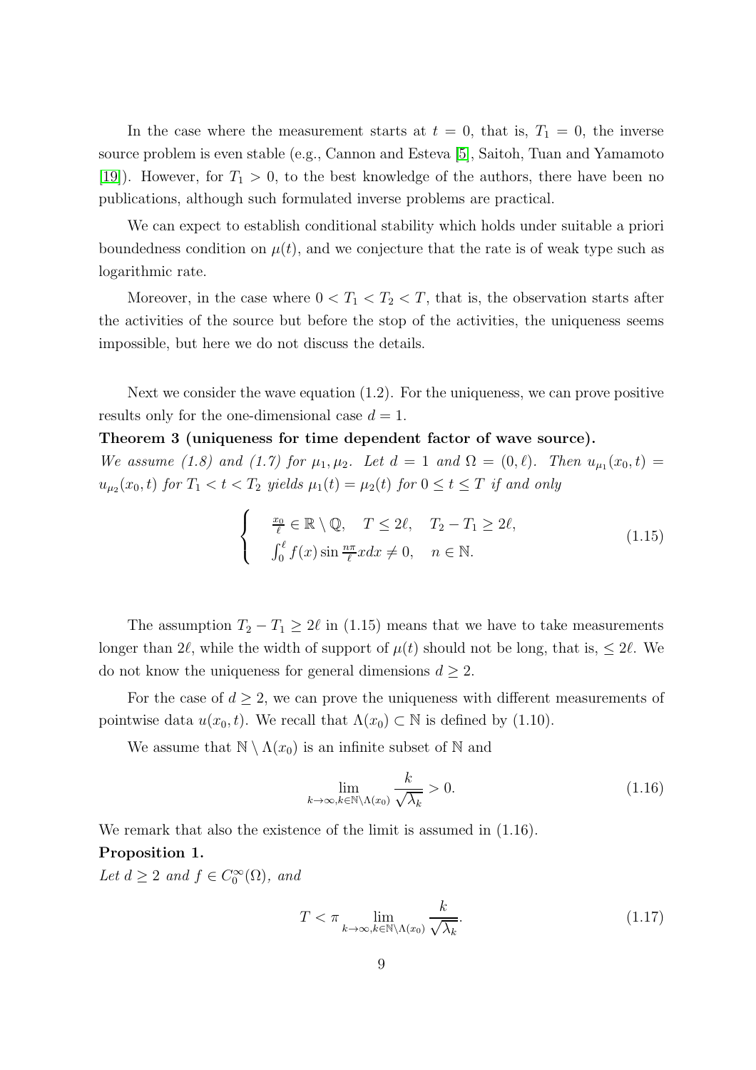In the case where the measurement starts at $t = 0$, that is, $T_1 = 0$, the inverse source problem is even stable (e.g., Cannon and Esteva [5], Saitoh, Tuan and Yamamoto [19]). However, for $T_1 > 0$, to the best knowledge of the authors, there have been no publications, although such formulated inverse problems are practical.

We can expect to establish conditional stability which holds under suitable a priori boundedness condition on $\mu(t)$, and we conjecture that the rate is of weak type such as logarithmic rate.

Moreover, in the case where $0 < T_1 < T_2 < T$, that is, the observation starts after the activities of the source but before the stop of the activities, the uniqueness seems impossible, but here we do not discuss the details.

Next we consider the wave equation (1.2). For the uniqueness, we can prove positive results only for the one-dimensional case $d = 1$.

**Theorem 3 (uniqueness for time dependent factor of wave source).**
*We assume (1.8) and (1.7) for $\mu_1, \mu_2$. Let $d = 1$ and $\Omega = (0, \ell)$. Then $u_{\mu_1}(x_0, t) = u_{\mu_2}(x_0, t)$ for $T_1 < t < T_2$ yields $\mu_1(t) = \mu_2(t)$ for $0 \le t \le T$ if and only*

$$
\begin{cases}
\frac{x_0}{\ell} \in \mathbb{R} \setminus \mathbb{Q}, \quad T \le 2\ell, \quad T_2 - T_1 \ge 2\ell, \\
\int_0^\ell f(x) \sin \frac{n\pi}{\ell} x dx \ne 0, \quad n \in \mathbb{N}.
\end{cases}
\tag{1.15}
$$

The assumption $T_2 - T_1 \ge 2\ell$ in (1.15) means that we have to take measurements longer than $2\ell$, while the width of support of $\mu(t)$ should not be long, that is, $\le 2\ell$. We do not know the uniqueness for general dimensions $d \ge 2$.

For the case of $d \ge 2$, we can prove the uniqueness with different measurements of pointwise data $u(x_0, t)$. We recall that $\Lambda(x_0) \subset \mathbb{N}$ is defined by (1.10).

We assume that $\mathbb{N} \setminus \Lambda(x_0)$ is an infinite subset of $\mathbb{N}$ and

$$
\lim_{k \to \infty, k \in \mathbb{N} \setminus \Lambda(x_0)} \frac{k}{\sqrt{\lambda_k}} > 0.
\tag{1.16}
$$

We remark that also the existence of the limit is assumed in (1.16).

**Proposition 1.**
*Let $d \ge 2$ and $f \in C_0^\infty(\Omega)$, and*

$$
T < \pi \lim_{k \to \infty, k \in \mathbb{N} \setminus \Lambda(x_0)} \frac{k}{\sqrt{\lambda_k}}.
\tag{1.17}
$$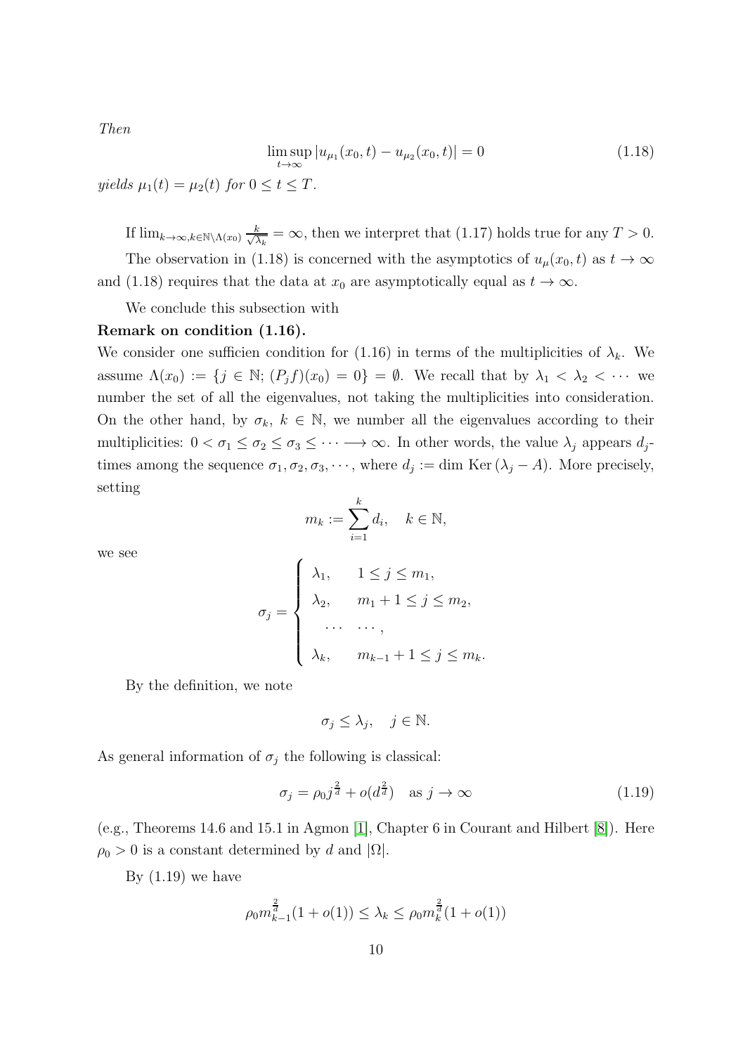*Then*

$$\limsup_{t\to\infty} |u_{\mu_1}(x_0, t) - u_{\mu_2}(x_0, t)| = 0 \tag{1.18}$$

*yields* $\mu_1(t) = \mu_2(t)$ *for* $0 \le t \le T$.

If $\lim_{k\to\infty, k\in\mathbb{N}\setminus\Lambda(x_0)} \frac{k}{\sqrt{\lambda_k}} = \infty$, then we interpret that (1.17) holds true for any $T > 0$.

The observation in (1.18) is concerned with the asymptotics of $u_\mu(x_0, t)$ as $t \to \infty$ and (1.18) requires that the data at $x_0$ are asymptotically equal as $t \to \infty$.

We conclude this subsection with

**Remark on condition (1.16).**

We consider one sufficien condition for (1.16) in terms of the multiplicities of $\lambda_k$. We assume $\Lambda(x_0) := \{j \in \mathbb{N};\ (P_j f)(x_0) = 0\} = \emptyset$. We recall that by $\lambda_1 < \lambda_2 < \cdots$ we number the set of all the eigenvalues, not taking the multiplicities into consideration. On the other hand, by $\sigma_k$, $k \in \mathbb{N}$, we number all the eigenvalues according to their multiplicities: $0 < \sigma_1 \le \sigma_2 \le \sigma_3 \le \cdots \longrightarrow \infty$. In other words, the value $\lambda_j$ appears $d_j$-times among the sequence $\sigma_1, \sigma_2, \sigma_3, \cdots$, where $d_j := \dim \mathrm{Ker}\,(\lambda_j - A)$. More precisely, setting

$$m_k := \sum_{i=1}^{k} d_i, \quad k \in \mathbb{N},$$

we see

$$\sigma_j = \begin{cases} \lambda_1, & 1 \le j \le m_1, \\ \lambda_2, & m_1 + 1 \le j \le m_2, \\ \cdots & \cdots, \\ \lambda_k, & m_{k-1} + 1 \le j \le m_k. \end{cases}$$

By the definition, we note

$$\sigma_j \le \lambda_j, \quad j \in \mathbb{N}.$$

As general information of $\sigma_j$ the following is classical:

$$\sigma_j = \rho_0 j^{\frac{2}{d}} + o(d^{\frac{2}{d}}) \quad \text{as } j \to \infty \tag{1.19}$$

(e.g., Theorems 14.6 and 15.1 in Agmon [1], Chapter 6 in Courant and Hilbert [8]). Here $\rho_0 > 0$ is a constant determined by $d$ and $|\Omega|$.

By (1.19) we have

$$\rho_0 m_{k-1}^{\frac{2}{d}}(1 + o(1)) \le \lambda_k \le \rho_0 m_k^{\frac{2}{d}}(1 + o(1))$$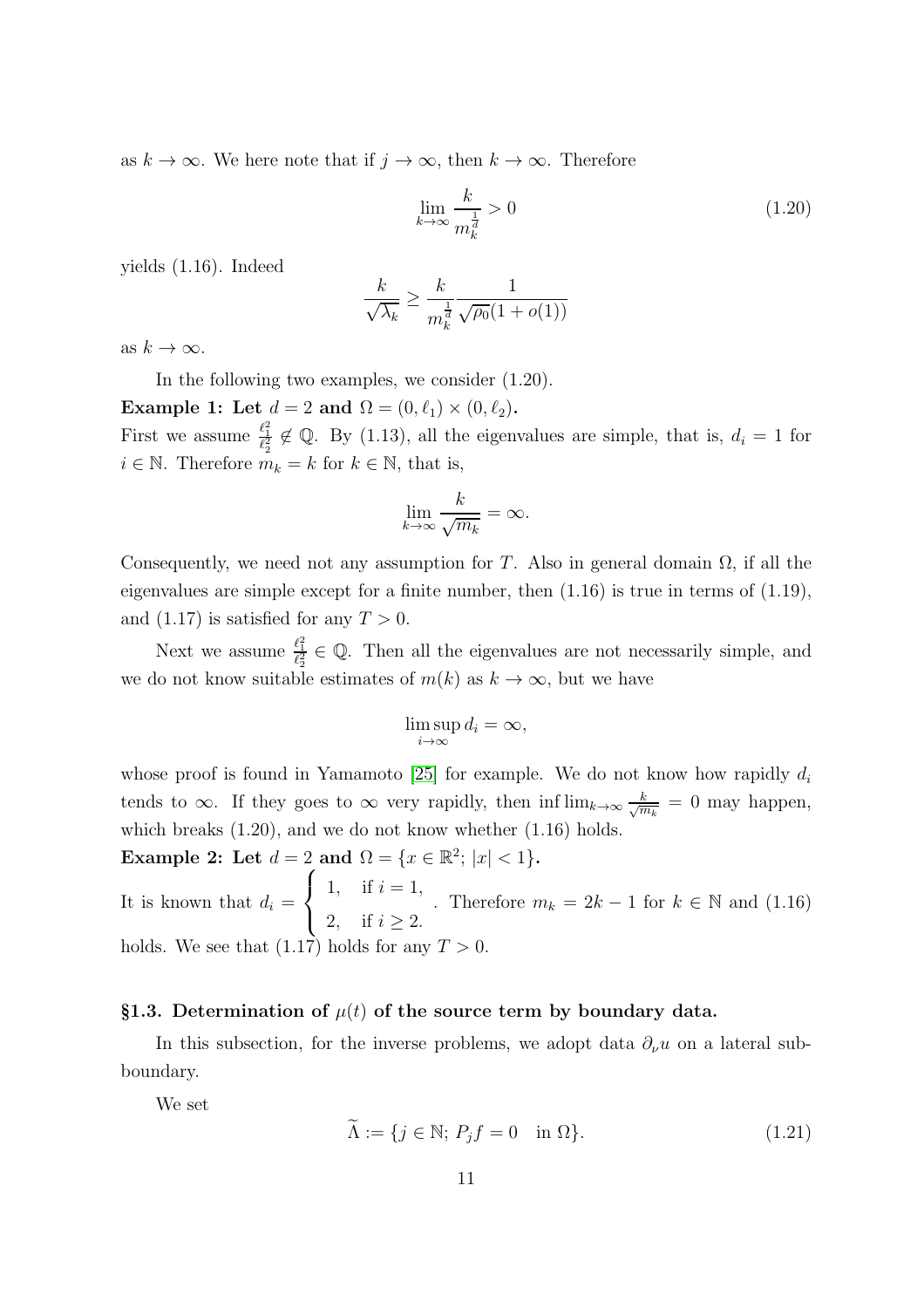as $k \to \infty$. We here note that if $j \to \infty$, then $k \to \infty$. Therefore

$$
\lim_{k\to\infty} \frac{k}{m_k^{\frac{1}{d}}} > 0 \tag{1.20}
$$

yields (1.16). Indeed

$$
\frac{k}{\sqrt{\lambda_k}} \ge \frac{k}{m_k^{\frac{1}{d}}} \frac{1}{\sqrt{\rho_0}(1+o(1))}
$$

as $k \to \infty$.

In the following two examples, we consider (1.20).

**Example 1: Let $d = 2$ and $\Omega = (0, \ell_1) \times (0, \ell_2)$.**

First we assume $\frac{\ell_1^2}{\ell_2^2} \not\in \mathbb{Q}$. By (1.13), all the eigenvalues are simple, that is, $d_i = 1$ for $i \in \mathbb{N}$. Therefore $m_k = k$ for $k \in \mathbb{N}$, that is,

$$
\lim_{k\to\infty} \frac{k}{\sqrt{m_k}} = \infty.
$$

Consequently, we need not any assumption for $T$. Also in general domain $\Omega$, if all the eigenvalues are simple except for a finite number, then (1.16) is true in terms of (1.19), and (1.17) is satisfied for any $T > 0$.

Next we assume $\frac{\ell_1^2}{\ell_2^2} \in \mathbb{Q}$. Then all the eigenvalues are not necessarily simple, and we do not know suitable estimates of $m(k)$ as $k \to \infty$, but we have

$$
\limsup_{i\to\infty} d_i = \infty,
$$

whose proof is found in Yamamoto [25] for example. We do not know how rapidly $d_i$ tends to $\infty$. If they goes to $\infty$ very rapidly, then $\inf \lim_{k\to\infty} \frac{k}{\sqrt{m_k}} = 0$ may happen, which breaks (1.20), and we do not know whether (1.16) holds.

**Example 2: Let $d = 2$ and $\Omega = \{x \in \mathbb{R}^2; \, |x| < 1\}$.**

It is known that $d_i = \begin{cases} 1, & \text{if } i = 1, \\ 2, & \text{if } i \ge 2. \end{cases}$. Therefore $m_k = 2k - 1$ for $k \in \mathbb{N}$ and (1.16) holds. We see that (1.17) holds for any $T > 0$.

### §1.3. Determination of $\mu(t)$ of the source term by boundary data.

In this subsection, for the inverse problems, we adopt data $\partial_\nu u$ on a lateral subboundary.

We set

$$
\widetilde{\Lambda} := \{j \in \mathbb{N}; \, P_j f = 0 \quad \text{in } \Omega\}. \tag{1.21}
$$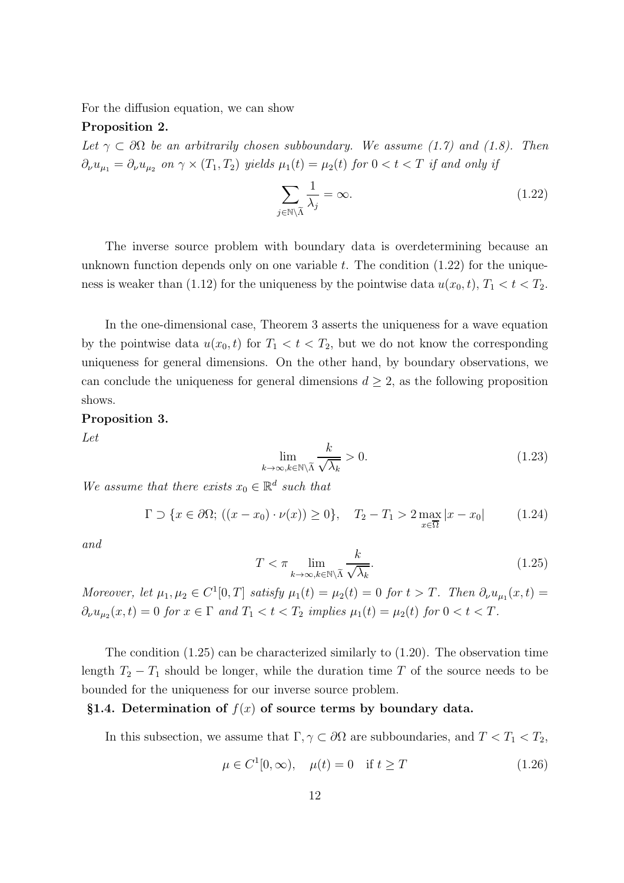For the diffusion equation, we can show

**Proposition 2.**

*Let $\gamma \subset \partial\Omega$ be an arbitrarily chosen subboundary. We assume (1.7) and (1.8). Then $\partial_\nu u_{\mu_1} = \partial_\nu u_{\mu_2}$ on $\gamma \times (T_1, T_2)$ yields $\mu_1(t) = \mu_2(t)$ for $0 < t < T$ if and only if*

$$\sum_{j\in\mathbb{N}\setminus\widetilde{\Lambda}} \frac{1}{\lambda_j} = \infty. \tag{1.22}$$

The inverse source problem with boundary data is overdetermining because an unknown function depends only on one variable $t$. The condition (1.22) for the uniqueness is weaker than (1.12) for the uniqueness by the pointwise data $u(x_0, t)$, $T_1 < t < T_2$.

In the one-dimensional case, Theorem 3 asserts the uniqueness for a wave equation by the pointwise data $u(x_0, t)$ for $T_1 < t < T_2$, but we do not know the corresponding uniqueness for general dimensions. On the other hand, by boundary observations, we can conclude the uniqueness for general dimensions $d \ge 2$, as the following proposition shows.

**Proposition 3.**

*Let*

$$\lim_{k\to\infty, k\in\mathbb{N}\setminus\widetilde{\Lambda}} \frac{k}{\sqrt{\lambda_k}} > 0. \tag{1.23}$$

*We assume that there exists $x_0 \in \mathbb{R}^d$ such that*

$$\Gamma \supset \{x \in \partial\Omega;\, ((x - x_0)\cdot \nu(x)) \ge 0\}, \quad T_2 - T_1 > 2\max_{x\in\overline{\Omega}} |x - x_0| \tag{1.24}$$

*and*

$$T < \pi \lim_{k\to\infty, k\in\mathbb{N}\setminus\widetilde{\Lambda}} \frac{k}{\sqrt{\lambda_k}}. \tag{1.25}$$

*Moreover, let $\mu_1, \mu_2 \in C^1[0, T]$ satisfy $\mu_1(t) = \mu_2(t) = 0$ for $t > T$. Then $\partial_\nu u_{\mu_1}(x, t) = \partial_\nu u_{\mu_2}(x, t) = 0$ for $x \in \Gamma$ and $T_1 < t < T_2$ implies $\mu_1(t) = \mu_2(t)$ for $0 < t < T$.*

The condition (1.25) can be characterized similarly to (1.20). The observation time length $T_2 - T_1$ should be longer, while the duration time $T$ of the source needs to be bounded for the uniqueness for our inverse source problem.

### §1.4. Determination of $f(x)$ of source terms by boundary data.

In this subsection, we assume that $\Gamma, \gamma \subset \partial\Omega$ are subboundaries, and $T < T_1 < T_2$,

$$\mu \in C^1[0, \infty), \quad \mu(t) = 0 \quad \text{if } t \ge T \tag{1.26}$$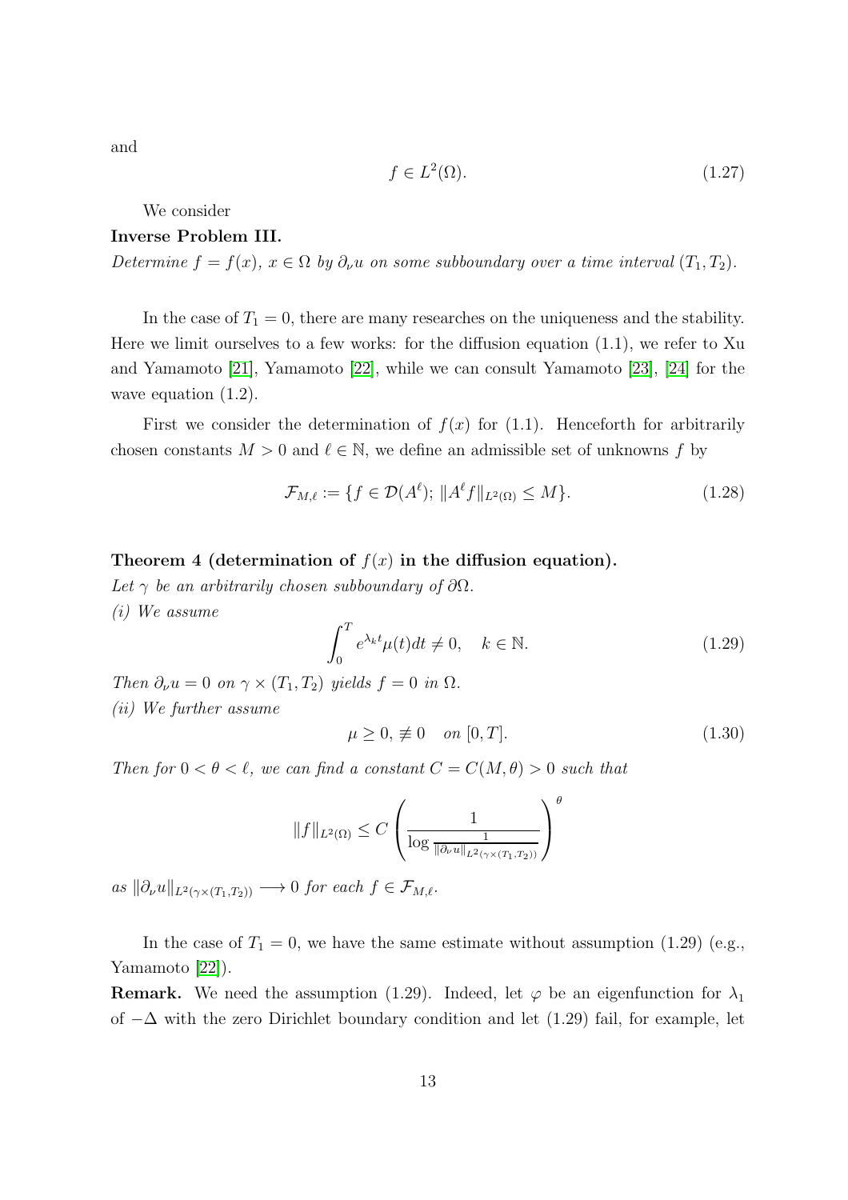and

$$f \in L^2(\Omega). \tag{1.27}$$

We consider

**Inverse Problem III.**

*Determine $f = f(x)$, $x \in \Omega$ by $\partial_\nu u$ on some subboundary over a time interval $(T_1, T_2)$.*

In the case of $T_1 = 0$, there are many researches on the uniqueness and the stability. Here we limit ourselves to a few works: for the diffusion equation (1.1), we refer to Xu and Yamamoto [21], Yamamoto [22], while we can consult Yamamoto [23], [24] for the wave equation (1.2).

First we consider the determination of $f(x)$ for (1.1). Henceforth for arbitrarily chosen constants $M > 0$ and $\ell \in \mathbb{N}$, we define an admissible set of unknowns $f$ by

$$\mathcal{F}_{M,\ell} := \{f \in \mathcal{D}(A^\ell);\ \|A^\ell f\|_{L^2(\Omega)} \le M\}. \tag{1.28}$$

**Theorem 4 (determination of $f(x)$ in the diffusion equation).**

*Let $\gamma$ be an arbitrarily chosen subboundary of $\partial\Omega$.*

*(i) We assume*

$$\int_0^T e^{\lambda_k t}\mu(t)dt \ne 0, \quad k \in \mathbb{N}. \tag{1.29}$$

*Then $\partial_\nu u = 0$ on $\gamma \times (T_1, T_2)$ yields $f = 0$ in $\Omega$.*

*(ii) We further assume*

$$\mu \ge 0, \not\equiv 0 \quad \text{on } [0, T]. \tag{1.30}$$

*Then for $0 < \theta < \ell$, we can find a constant $C = C(M, \theta) > 0$ such that*

$$\|f\|_{L^2(\Omega)} \le C \left( \frac{1}{\log \frac{1}{\|\partial_\nu u\|_{L^2(\gamma\times(T_1,T_2))}}} \right)^\theta$$

*as $\|\partial_\nu u\|_{L^2(\gamma\times(T_1,T_2))} \longrightarrow 0$ for each $f \in \mathcal{F}_{M,\ell}$.*

In the case of $T_1 = 0$, we have the same estimate without assumption (1.29) (e.g., Yamamoto [22]).

**Remark.** We need the assumption (1.29). Indeed, let $\varphi$ be an eigenfunction for $\lambda_1$ of $-\Delta$ with the zero Dirichlet boundary condition and let (1.29) fail, for example, let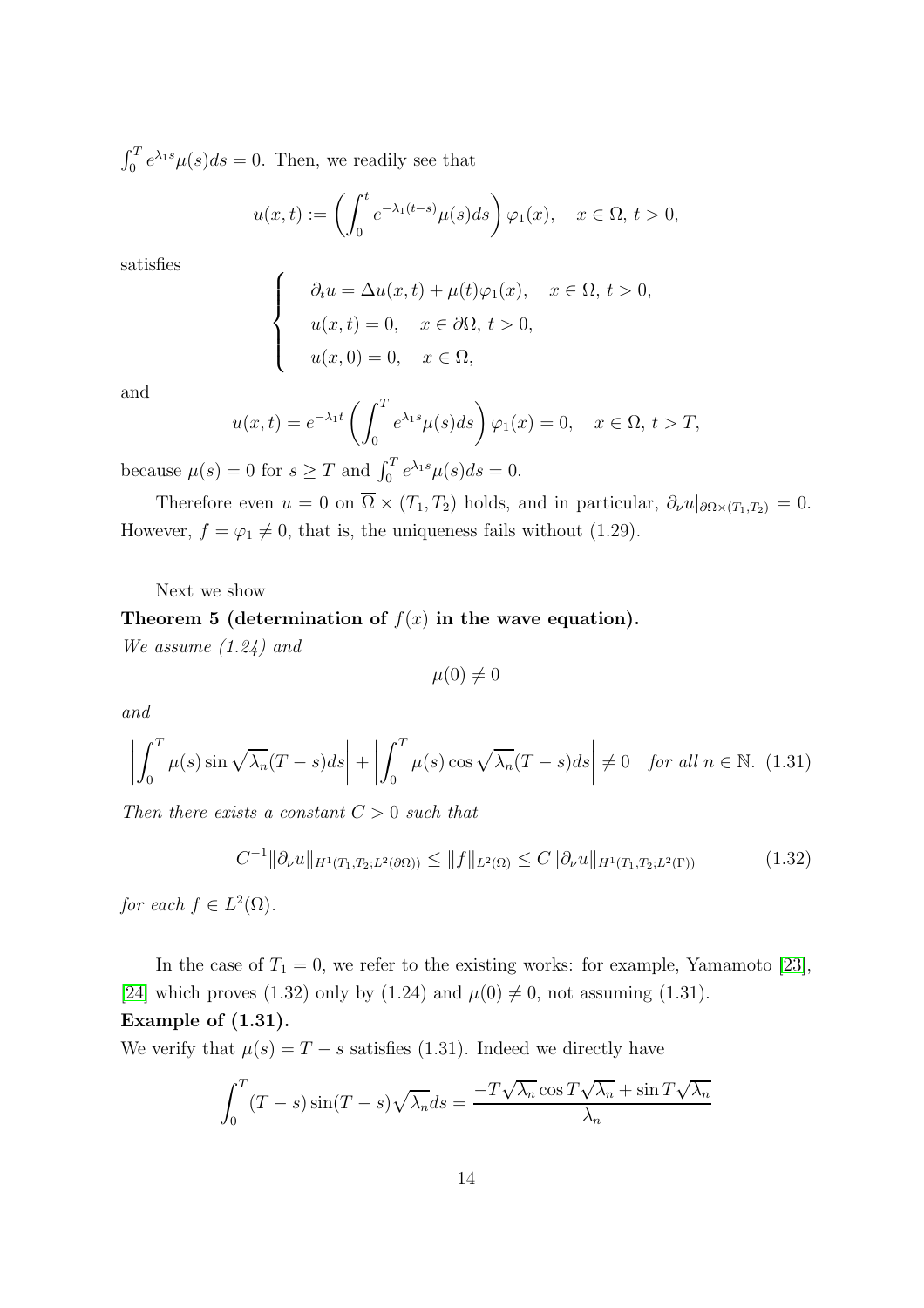$\int_0^T e^{\lambda_1 s}\mu(s)ds = 0$. Then, we readily see that

$$u(x,t) := \left(\int_0^t e^{-\lambda_1(t-s)}\mu(s)ds\right)\varphi_1(x), \quad x \in \Omega,\, t > 0,$$

satisfies

$$\begin{cases} \partial_t u = \Delta u(x,t) + \mu(t)\varphi_1(x), \quad x \in \Omega,\, t > 0, \\ u(x,t) = 0, \quad x \in \partial\Omega,\, t > 0, \\ u(x,0) = 0, \quad x \in \Omega, \end{cases}$$

and

$$u(x,t) = e^{-\lambda_1 t}\left(\int_0^T e^{\lambda_1 s}\mu(s)ds\right)\varphi_1(x) = 0, \quad x \in \Omega,\, t > T,$$

because $\mu(s) = 0$ for $s \ge T$ and $\int_0^T e^{\lambda_1 s}\mu(s)ds = 0$.

Therefore even $u = 0$ on $\overline{\Omega} \times (T_1, T_2)$ holds, and in particular, $\partial_\nu u|_{\partial\Omega\times(T_1,T_2)} = 0$. However, $f = \varphi_1 \ne 0$, that is, the uniqueness fails without (1.29).

Next we show

**Theorem 5 (determination of $f(x)$ in the wave equation).**
*We assume (1.24) and*

$$\mu(0) \ne 0$$

*and*

$$\left|\int_0^T \mu(s)\sin\sqrt{\lambda_n}(T-s)ds\right| + \left|\int_0^T \mu(s)\cos\sqrt{\lambda_n}(T-s)ds\right| \ne 0 \quad \textit{for all } n \in \mathbb{N}. \tag{1.31}$$

*Then there exists a constant $C > 0$ such that*

$$C^{-1}\|\partial_\nu u\|_{H^1(T_1,T_2;L^2(\partial\Omega))} \le \|f\|_{L^2(\Omega)} \le C\|\partial_\nu u\|_{H^1(T_1,T_2;L^2(\Gamma))} \tag{1.32}$$

*for each $f \in L^2(\Omega)$.*

In the case of $T_1 = 0$, we refer to the existing works: for example, Yamamoto [23], [24] which proves (1.32) only by (1.24) and $\mu(0) \ne 0$, not assuming (1.31).

**Example of (1.31).**
We verify that $\mu(s) = T - s$ satisfies (1.31). Indeed we directly have

$$\int_0^T (T-s)\sin(T-s)\sqrt{\lambda_n}ds = \frac{-T\sqrt{\lambda_n}\cos T\sqrt{\lambda_n} + \sin T\sqrt{\lambda_n}}{\lambda_n}$$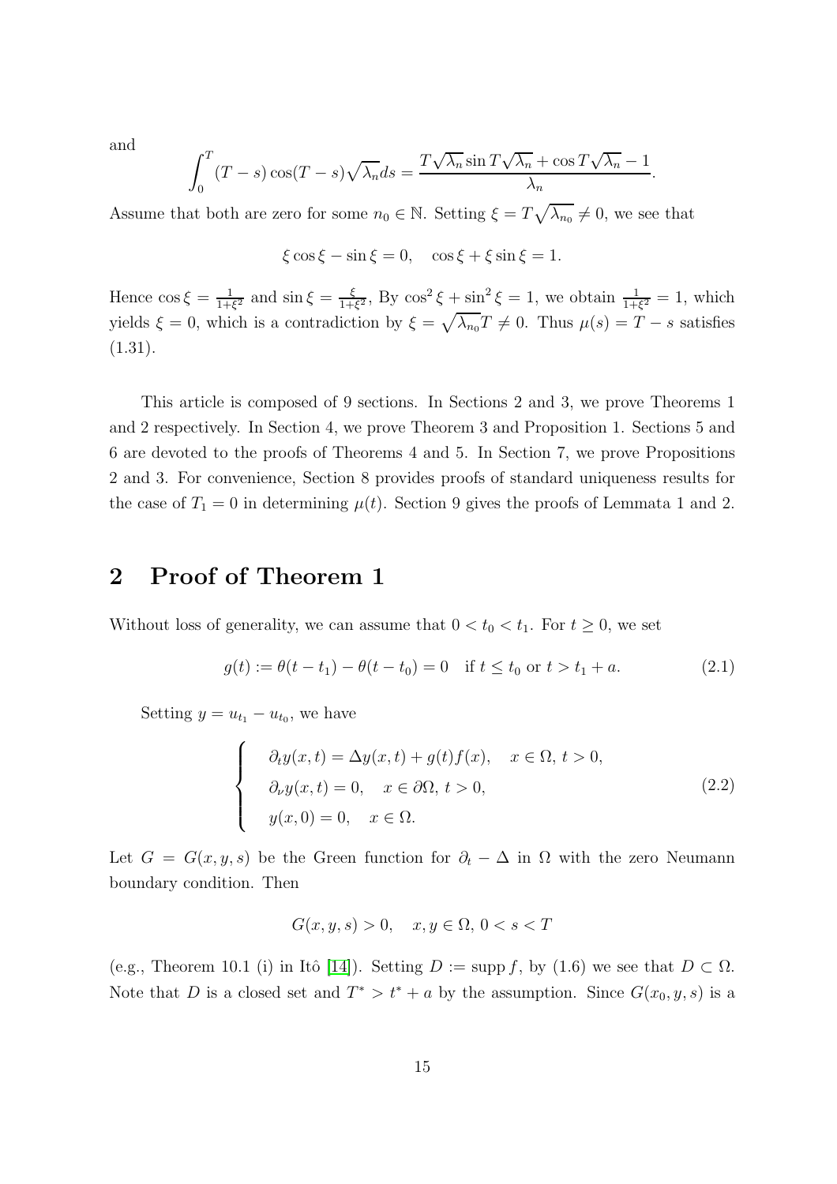and

$$\int_0^T (T-s)\cos(T-s)\sqrt{\lambda_n}ds = \frac{T\sqrt{\lambda_n}\sin T\sqrt{\lambda_n} + \cos T\sqrt{\lambda_n} - 1}{\lambda_n}.$$

Assume that both are zero for some $n_0 \in \mathbb{N}$. Setting $\xi = T\sqrt{\lambda_{n_0}} \neq 0$, we see that

$$\xi\cos\xi - \sin\xi = 0, \quad \cos\xi + \xi\sin\xi = 1.$$

Hence $\cos\xi = \frac{1}{1+\xi^2}$ and $\sin\xi = \frac{\xi}{1+\xi^2}$, By $\cos^2\xi + \sin^2\xi = 1$, we obtain $\frac{1}{1+\xi^2} = 1$, which yields $\xi = 0$, which is a contradiction by $\xi = \sqrt{\lambda_{n_0}}T \neq 0$. Thus $\mu(s) = T - s$ satisfies (1.31).

This article is composed of 9 sections. In Sections 2 and 3, we prove Theorems 1 and 2 respectively. In Section 4, we prove Theorem 3 and Proposition 1. Sections 5 and 6 are devoted to the proofs of Theorems 4 and 5. In Section 7, we prove Propositions 2 and 3. For convenience, Section 8 provides proofs of standard uniqueness results for the case of $T_1 = 0$ in determining $\mu(t)$. Section 9 gives the proofs of Lemmata 1 and 2.

## 2 Proof of Theorem 1

Without loss of generality, we can assume that $0 < t_0 < t_1$. For $t \geq 0$, we set

$$g(t) := \theta(t - t_1) - \theta(t - t_0) = 0 \quad \text{if } t \leq t_0 \text{ or } t > t_1 + a. \tag{2.1}$$

Setting $y = u_{t_1} - u_{t_0}$, we have

$$\begin{cases} \partial_t y(x,t) = \Delta y(x,t) + g(t)f(x), \quad x \in \Omega, \, t > 0, \\ \partial_\nu y(x,t) = 0, \quad x \in \partial\Omega, \, t > 0, \\ y(x,0) = 0, \quad x \in \Omega. \end{cases} \tag{2.2}$$

Let $G = G(x,y,s)$ be the Green function for $\partial_t - \Delta$ in $\Omega$ with the zero Neumann boundary condition. Then

$$G(x,y,s) > 0, \quad x,y \in \Omega, \, 0 < s < T$$

(e.g., Theorem 10.1 (i) in Itô [14]). Setting $D := \operatorname{supp} f$, by (1.6) we see that $D \subset \Omega$. Note that $D$ is a closed set and $T^* > t^* + a$ by the assumption. Since $G(x_0, y, s)$ is a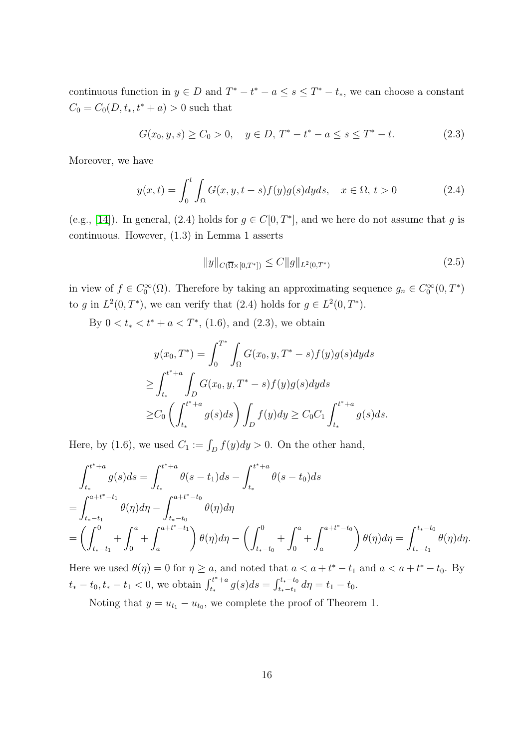continuous function in $y \in D$ and $T^* - t^* - a \le s \le T^* - t_*$, we can choose a constant $C_0 = C_0(D, t_*, t^* + a) > 0$ such that

$$
G(x_0, y, s) \ge C_0 > 0, \quad y \in D, \, T^* - t^* - a \le s \le T^* - t. \tag{2.3}
$$

Moreover, we have

$$
y(x,t) = \int_0^t \int_\Omega G(x, y, t-s) f(y) g(s) dy ds, \quad x \in \Omega, \, t > 0 \tag{2.4}
$$

(e.g., [14]). In general, (2.4) holds for $g \in C[0, T^*]$, and we here do not assume that $g$ is continuous. However, (1.3) in Lemma 1 asserts

$$
\|y\|_{C(\overline{\Omega} \times [0,T^*])} \le C \|g\|_{L^2(0,T^*)} \tag{2.5}
$$

in view of $f \in C_0^\infty(\Omega)$. Therefore by taking an approximating sequence $g_n \in C_0^\infty(0, T^*)$ to $g$ in $L^2(0, T^*)$, we can verify that (2.4) holds for $g \in L^2(0, T^*)$.

By $0 < t_* < t^* + a < T^*$, (1.6), and (2.3), we obtain

$$
\begin{aligned}
& y(x_0, T^*) = \int_0^{T^*} \int_\Omega G(x_0, y, T^* - s) f(y) g(s) dy ds \\
\ge & \int_{t_*}^{t^*+a} \int_D G(x_0, y, T^* - s) f(y) g(s) dy ds \\
\ge & C_0 \left( \int_{t_*}^{t^*+a} g(s) ds \right) \int_D f(y) dy \ge C_0 C_1 \int_{t_*}^{t^*+a} g(s) ds.
\end{aligned}
$$

Here, by (1.6), we used $C_1 := \int_D f(y) dy > 0$. On the other hand,

$$
\begin{aligned}
& \int_{t_*}^{t^*+a} g(s) ds = \int_{t_*}^{t^*+a} \theta(s - t_1) ds - \int_{t_*}^{t^*+a} \theta(s - t_0) ds \\
= & \int_{t_* - t_1}^{a + t^* - t_1} \theta(\eta) d\eta - \int_{t_* - t_0}^{a + t^* - t_0} \theta(\eta) d\eta \\
= & \left( \int_{t_* - t_1}^0 + \int_0^a + \int_a^{a + t^* - t_1} \right) \theta(\eta) d\eta - \left( \int_{t_* - t_0}^0 + \int_0^a + \int_a^{a + t^* - t_0} \right) \theta(\eta) d\eta = \int_{t_* - t_1}^{t_* - t_0} \theta(\eta) d\eta.
\end{aligned}
$$

Here we used $\theta(\eta) = 0$ for $\eta \ge a$, and noted that $a < a + t^* - t_1$ and $a < a + t^* - t_0$. By $t_* - t_0, t_* - t_1 < 0$, we obtain $\int_{t_*}^{t^*+a} g(s) ds = \int_{t_* - t_1}^{t_* - t_0} d\eta = t_1 - t_0$.

Noting that $y = u_{t_1} - u_{t_0}$, we complete the proof of Theorem 1.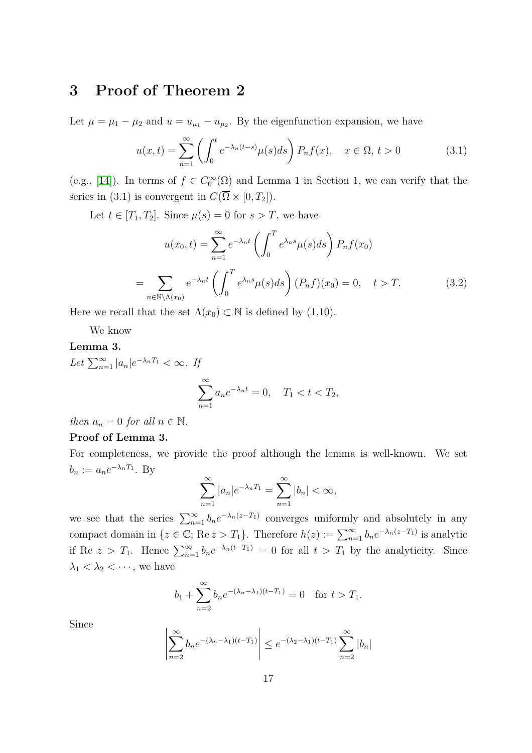## 3 Proof of Theorem 2

Let $\mu = \mu_1 - \mu_2$ and $u = u_{\mu_1} - u_{\mu_2}$. By the eigenfunction expansion, we have

$$u(x,t) = \sum_{n=1}^{\infty} \left( \int_0^t e^{-\lambda_n (t-s)} \mu(s) ds \right) P_n f(x), \quad x \in \Omega, \, t > 0 \tag{3.1}$$

(e.g., [14]). In terms of $f \in C_0^\infty(\Omega)$ and Lemma 1 in Section 1, we can verify that the series in (3.1) is convergent in $C(\overline{\Omega} \times [0, T_2])$.

Let $t \in [T_1, T_2]$. Since $\mu(s) = 0$ for $s > T$, we have

$$u(x_0, t) = \sum_{n=1}^{\infty} e^{-\lambda_n t} \left( \int_0^T e^{\lambda_n s} \mu(s) ds \right) P_n f(x_0)$$

$$= \sum_{n \in \mathbb{N} \setminus \Lambda(x_0)} e^{-\lambda_n t} \left( \int_0^T e^{\lambda_n s} \mu(s) ds \right) (P_n f)(x_0) = 0, \quad t > T. \tag{3.2}$$

Here we recall that the set $\Lambda(x_0) \subset \mathbb{N}$ is defined by (1.10).

We know

**Lemma 3.**
*Let $\sum_{n=1}^{\infty} |a_n| e^{-\lambda_n T_1} < \infty$. If*

$$\sum_{n=1}^{\infty} a_n e^{-\lambda_n t} = 0, \quad T_1 < t < T_2,$$

*then $a_n = 0$ for all $n \in \mathbb{N}$.*

**Proof of Lemma 3.**
For completeness, we provide the proof although the lemma is well-known. We set $b_n := a_n e^{-\lambda_n T_1}$. By

$$\sum_{n=1}^{\infty} |a_n| e^{-\lambda_n T_1} = \sum_{n=1}^{\infty} |b_n| < \infty,$$

we see that the series $\sum_{n=1}^{\infty} b_n e^{-\lambda_n (z - T_1)}$ converges uniformly and absolutely in any compact domain in $\{z \in \mathbb{C}; \operatorname{Re} z > T_1\}$. Therefore $h(z) := \sum_{n=1}^{\infty} b_n e^{-\lambda_n (z - T_1)}$ is analytic if Re $z > T_1$. Hence $\sum_{n=1}^{\infty} b_n e^{-\lambda_n (t - T_1)} = 0$ for all $t > T_1$ by the analyticity. Since $\lambda_1 < \lambda_2 < \cdots$, we have

$$b_1 + \sum_{n=2}^{\infty} b_n e^{-(\lambda_n - \lambda_1)(t - T_1)} = 0 \quad \text{for } t > T_1.$$

Since

$$\left| \sum_{n=2}^{\infty} b_n e^{-(\lambda_n - \lambda_1)(t - T_1)} \right| \le e^{-(\lambda_2 - \lambda_1)(t - T_1)} \sum_{n=2}^{\infty} |b_n|$$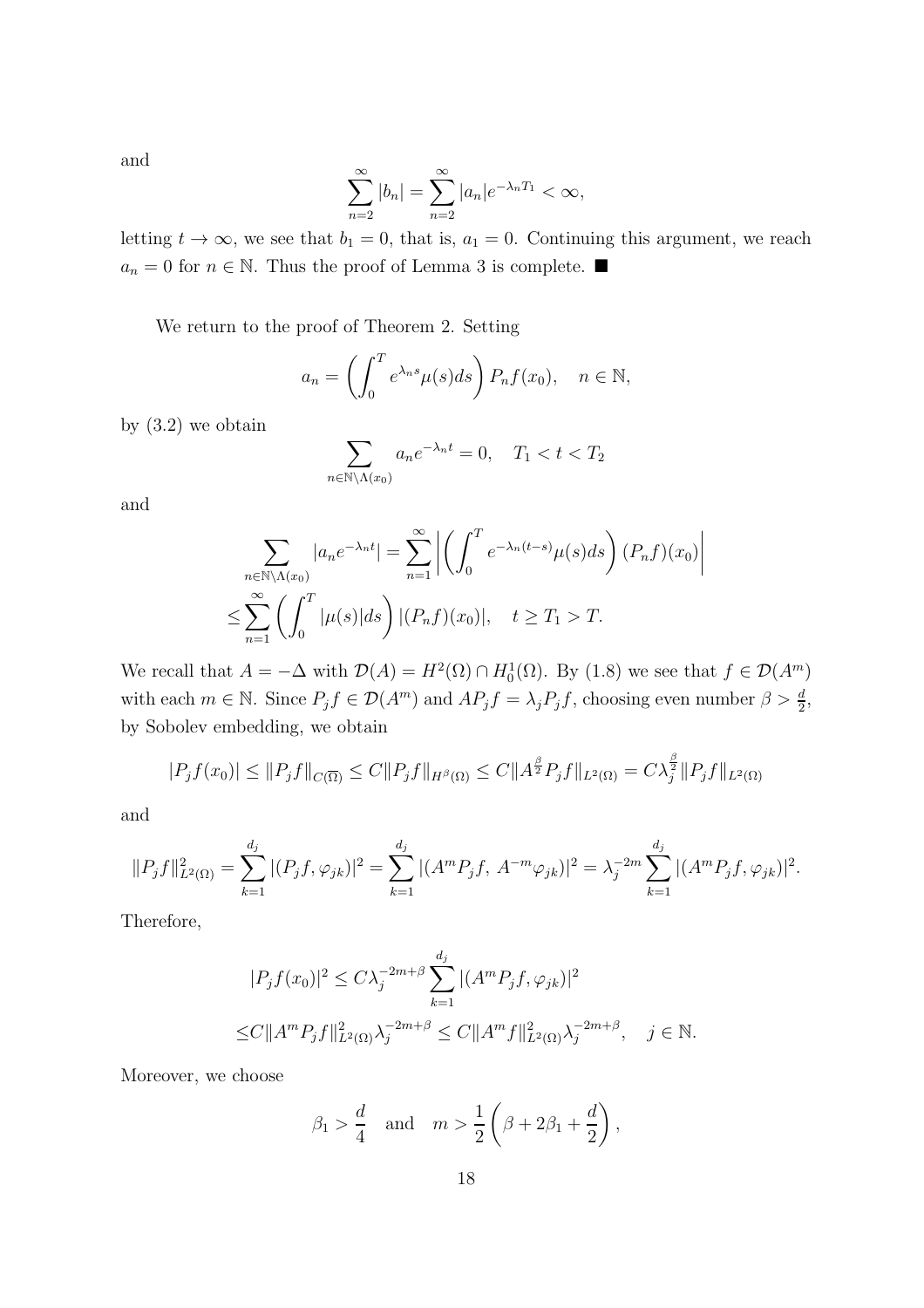and

$$\sum_{n=2}^{\infty} |b_n| = \sum_{n=2}^{\infty} |a_n| e^{-\lambda_n T_1} < \infty,$$

letting $t \to \infty$, we see that $b_1 = 0$, that is, $a_1 = 0$. Continuing this argument, we reach $a_n = 0$ for $n \in \mathbb{N}$. Thus the proof of Lemma 3 is complete. ■

We return to the proof of Theorem 2. Setting

$$a_n = \left( \int_0^T e^{\lambda_n s} \mu(s) ds \right) P_n f(x_0), \quad n \in \mathbb{N},$$

by (3.2) we obtain

$$\sum_{n \in \mathbb{N} \setminus \Lambda(x_0)} a_n e^{-\lambda_n t} = 0, \quad T_1 < t < T_2$$

and

$$\sum_{n \in \mathbb{N} \setminus \Lambda(x_0)} |a_n e^{-\lambda_n t}| = \sum_{n=1}^{\infty} \left| \left( \int_0^T e^{-\lambda_n (t-s)} \mu(s) ds \right) (P_n f)(x_0) \right|$$
$$\leq \sum_{n=1}^{\infty} \left( \int_0^T |\mu(s)| ds \right) |(P_n f)(x_0)|, \quad t \geq T_1 > T.$$

We recall that $A = -\Delta$ with $\mathcal{D}(A) = H^2(\Omega) \cap H_0^1(\Omega)$. By (1.8) we see that $f \in \mathcal{D}(A^m)$ with each $m \in \mathbb{N}$. Since $P_j f \in \mathcal{D}(A^m)$ and $A P_j f = \lambda_j P_j f$, choosing even number $\beta > \frac{d}{2}$, by Sobolev embedding, we obtain

$$|P_j f(x_0)| \leq \|P_j f\|_{C(\overline{\Omega})} \leq C \|P_j f\|_{H^\beta(\Omega)} \leq C \|A^{\frac{\beta}{2}} P_j f\|_{L^2(\Omega)} = C \lambda_j^{\frac{\beta}{2}} \|P_j f\|_{L^2(\Omega)}$$

and

$$\|P_j f\|_{L^2(\Omega)}^2 = \sum_{k=1}^{d_j} |(P_j f, \varphi_{jk})|^2 = \sum_{k=1}^{d_j} |(A^m P_j f,\, A^{-m} \varphi_{jk})|^2 = \lambda_j^{-2m} \sum_{k=1}^{d_j} |(A^m P_j f, \varphi_{jk})|^2.$$

Therefore,

$$|P_j f(x_0)|^2 \leq C \lambda_j^{-2m+\beta} \sum_{k=1}^{d_j} |(A^m P_j f, \varphi_{jk})|^2$$
$$\leq C \|A^m P_j f\|_{L^2(\Omega)}^2 \lambda_j^{-2m+\beta} \leq C \|A^m f\|_{L^2(\Omega)}^2 \lambda_j^{-2m+\beta}, \quad j \in \mathbb{N}.$$

Moreover, we choose

$$\beta_1 > \frac{d}{4} \quad \text{and} \quad m > \frac{1}{2} \left( \beta + 2\beta_1 + \frac{d}{2} \right),$$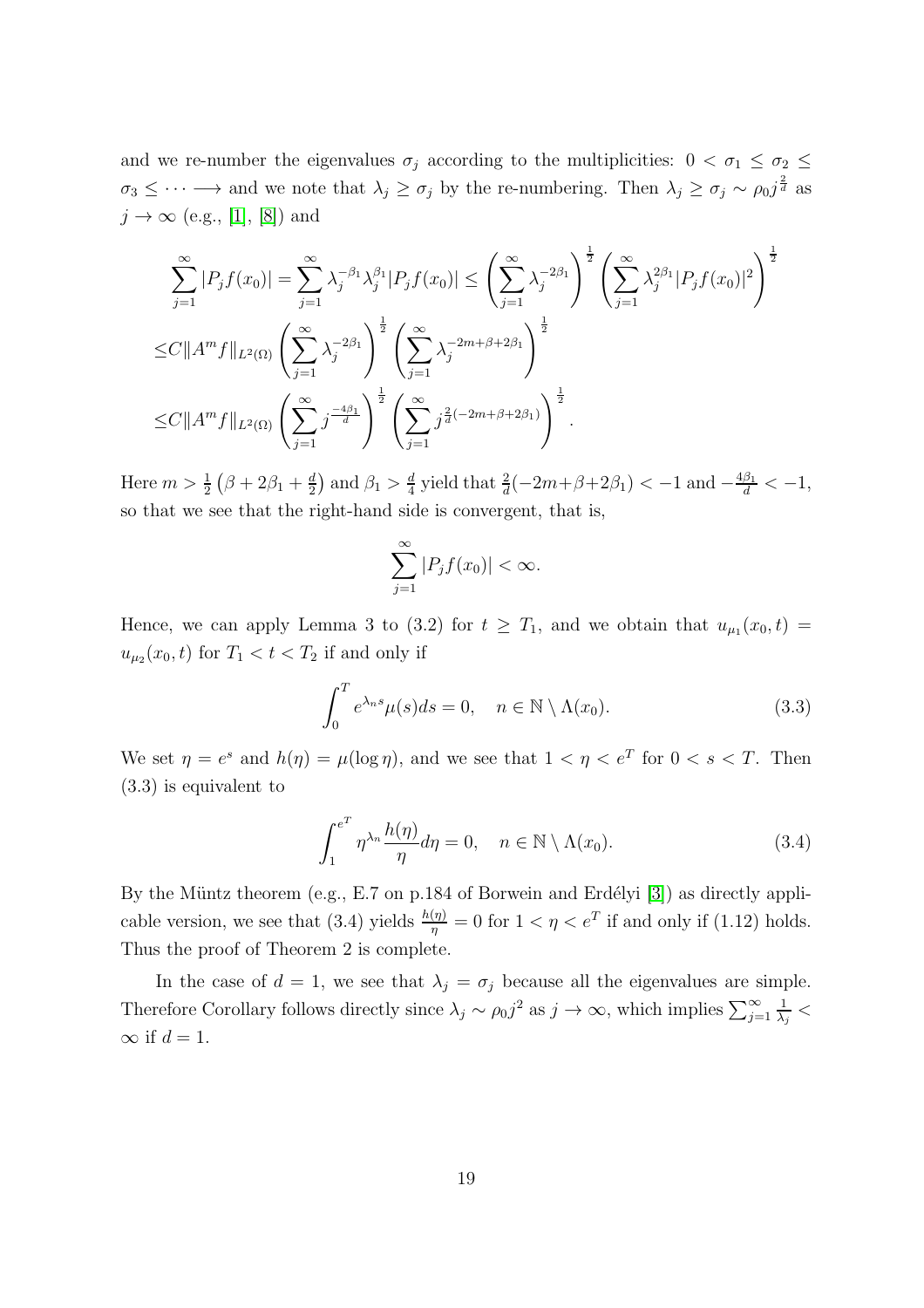and we re-number the eigenvalues $\sigma_j$ according to the multiplicities: $0 < \sigma_1 \le \sigma_2 \le \sigma_3 \le \cdots \longrightarrow$ and we note that $\lambda_j \ge \sigma_j$ by the re-numbering. Then $\lambda_j \ge \sigma_j \sim \rho_0 j^{\frac{2}{d}}$ as $j \to \infty$ (e.g., [1], [8]) and

$$
\begin{aligned}
&\sum_{j=1}^{\infty} |P_j f(x_0)| = \sum_{j=1}^{\infty} \lambda_j^{-\beta_1} \lambda_j^{\beta_1} |P_j f(x_0)| \le \left( \sum_{j=1}^{\infty} \lambda_j^{-2\beta_1} \right)^{\frac{1}{2}} \left( \sum_{j=1}^{\infty} \lambda_j^{2\beta_1} |P_j f(x_0)|^2 \right)^{\frac{1}{2}} \\
\le & C \| A^m f \|_{L^2(\Omega)} \left( \sum_{j=1}^{\infty} \lambda_j^{-2\beta_1} \right)^{\frac{1}{2}} \left( \sum_{j=1}^{\infty} \lambda_j^{-2m+\beta+2\beta_1} \right)^{\frac{1}{2}} \\
\le & C \| A^m f \|_{L^2(\Omega)} \left( \sum_{j=1}^{\infty} j^{\frac{-4\beta_1}{d}} \right)^{\frac{1}{2}} \left( \sum_{j=1}^{\infty} j^{\frac{2}{d}(-2m+\beta+2\beta_1)} \right)^{\frac{1}{2}}.
\end{aligned}
$$

Here $m > \frac{1}{2}\left(\beta + 2\beta_1 + \frac{d}{2}\right)$ and $\beta_1 > \frac{d}{4}$ yield that $\frac{2}{d}(-2m+\beta+2\beta_1) < -1$ and $-\frac{4\beta_1}{d} < -1$, so that we see that the right-hand side is convergent, that is,

$$
\sum_{j=1}^{\infty} |P_j f(x_0)| < \infty.
$$

Hence, we can apply Lemma 3 to (3.2) for $t \ge T_1$, and we obtain that $u_{\mu_1}(x_0, t) = u_{\mu_2}(x_0, t)$ for $T_1 < t < T_2$ if and only if

$$
\int_0^T e^{\lambda_n s} \mu(s) ds = 0, \quad n \in \mathbb{N} \setminus \Lambda(x_0). \tag{3.3}
$$

We set $\eta = e^s$ and $h(\eta) = \mu(\log \eta)$, and we see that $1 < \eta < e^T$ for $0 < s < T$. Then (3.3) is equivalent to

$$
\int_1^{e^T} \eta^{\lambda_n} \frac{h(\eta)}{\eta} d\eta = 0, \quad n \in \mathbb{N} \setminus \Lambda(x_0). \tag{3.4}
$$

By the Müntz theorem (e.g., E.7 on p.184 of Borwein and Erdélyi [3]) as directly applicable version, we see that (3.4) yields $\frac{h(\eta)}{\eta} = 0$ for $1 < \eta < e^T$ if and only if (1.12) holds. Thus the proof of Theorem 2 is complete.

In the case of $d = 1$, we see that $\lambda_j = \sigma_j$ because all the eigenvalues are simple. Therefore Corollary follows directly since $\lambda_j \sim \rho_0 j^2$ as $j \to \infty$, which implies $\sum_{j=1}^{\infty} \frac{1}{\lambda_j} < \infty$ if $d = 1$.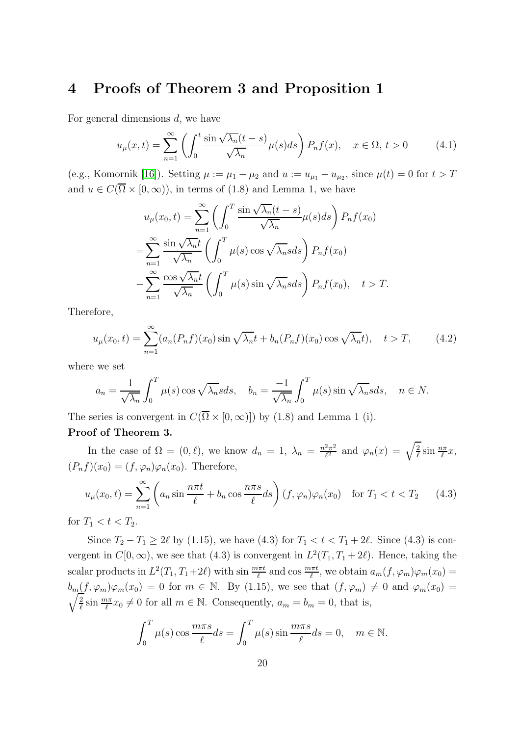# 4 Proofs of Theorem 3 and Proposition 1

For general dimensions $d$, we have

$$u_\mu(x,t) = \sum_{n=1}^\infty \left( \int_0^t \frac{\sin \sqrt{\lambda_n}(t-s)}{\sqrt{\lambda_n}} \mu(s) ds \right) P_n f(x), \quad x \in \Omega, \, t > 0 \tag{4.1}$$

(e.g., Komornik [16]). Setting $\mu := \mu_1 - \mu_2$ and $u := u_{\mu_1} - u_{\mu_2}$, since $\mu(t) = 0$ for $t > T$ and $u \in C(\overline{\Omega} \times [0,\infty))$, in terms of (1.8) and Lemma 1, we have

$$\begin{aligned}
& u_\mu(x_0,t) = \sum_{n=1}^\infty \left( \int_0^T \frac{\sin \sqrt{\lambda_n}(t-s)}{\sqrt{\lambda_n}} \mu(s) ds \right) P_n f(x_0) \\
=& \sum_{n=1}^\infty \frac{\sin \sqrt{\lambda_n} t}{\sqrt{\lambda_n}} \left( \int_0^T \mu(s) \cos \sqrt{\lambda_n} s ds \right) P_n f(x_0) \\
-& \sum_{n=1}^\infty \frac{\cos \sqrt{\lambda_n} t}{\sqrt{\lambda_n}} \left( \int_0^T \mu(s) \sin \sqrt{\lambda_n} s ds \right) P_n f(x_0), \quad t > T.
\end{aligned}$$

Therefore,

$$u_\mu(x_0,t) = \sum_{n=1}^\infty (a_n (P_n f)(x_0) \sin \sqrt{\lambda_n} t + b_n (P_n f)(x_0) \cos \sqrt{\lambda_n} t), \quad t > T, \tag{4.2}$$

where we set

$$a_n = \frac{1}{\sqrt{\lambda_n}} \int_0^T \mu(s) \cos \sqrt{\lambda_n} s ds, \quad b_n = \frac{-1}{\sqrt{\lambda_n}} \int_0^T \mu(s) \sin \sqrt{\lambda_n} s ds, \quad n \in N.$$

The series is convergent in $C(\overline{\Omega} \times [0,\infty)])$ by (1.8) and Lemma 1 (i).

**Proof of Theorem 3.**

In the case of $\Omega = (0,\ell)$, we know $d_n = 1$, $\lambda_n = \frac{n^2\pi^2}{\ell^2}$ and $\varphi_n(x) = \sqrt{\frac{2}{\ell}} \sin \frac{n\pi}{\ell} x$, $(P_n f)(x_0) = (f, \varphi_n)\varphi_n(x_0)$. Therefore,

$$u_\mu(x_0,t) = \sum_{n=1}^\infty \left( a_n \sin \frac{n\pi t}{\ell} + b_n \cos \frac{n\pi s}{\ell} ds \right) (f,\varphi_n)\varphi_n(x_0) \quad \text{for } T_1 < t < T_2 \tag{4.3}$$

for $T_1 < t < T_2$.

Since $T_2 - T_1 \ge 2\ell$ by (1.15), we have (4.3) for $T_1 < t < T_1 + 2\ell$. Since (4.3) is convergent in $C[0,\infty)$, we see that (4.3) is convergent in $L^2(T_1, T_1 + 2\ell)$. Hence, taking the scalar products in $L^2(T_1, T_1+2\ell)$ with $\sin \frac{m\pi t}{\ell}$ and $\cos \frac{m\pi t}{\ell}$, we obtain $a_m(f,\varphi_m)\varphi_m(x_0) = b_m(f,\varphi_m)\varphi_m(x_0) = 0$ for $m \in \mathbb{N}$. By (1.15), we see that $(f,\varphi_m) \ne 0$ and $\varphi_m(x_0) = \sqrt{\frac{2}{\ell}} \sin \frac{m\pi}{\ell} x_0 \ne 0$ for all $m \in \mathbb{N}$. Consequently, $a_m = b_m = 0$, that is,

$$\int_0^T \mu(s) \cos \frac{m\pi s}{\ell} ds = \int_0^T \mu(s) \sin \frac{m\pi s}{\ell} ds = 0, \quad m \in \mathbb{N}.$$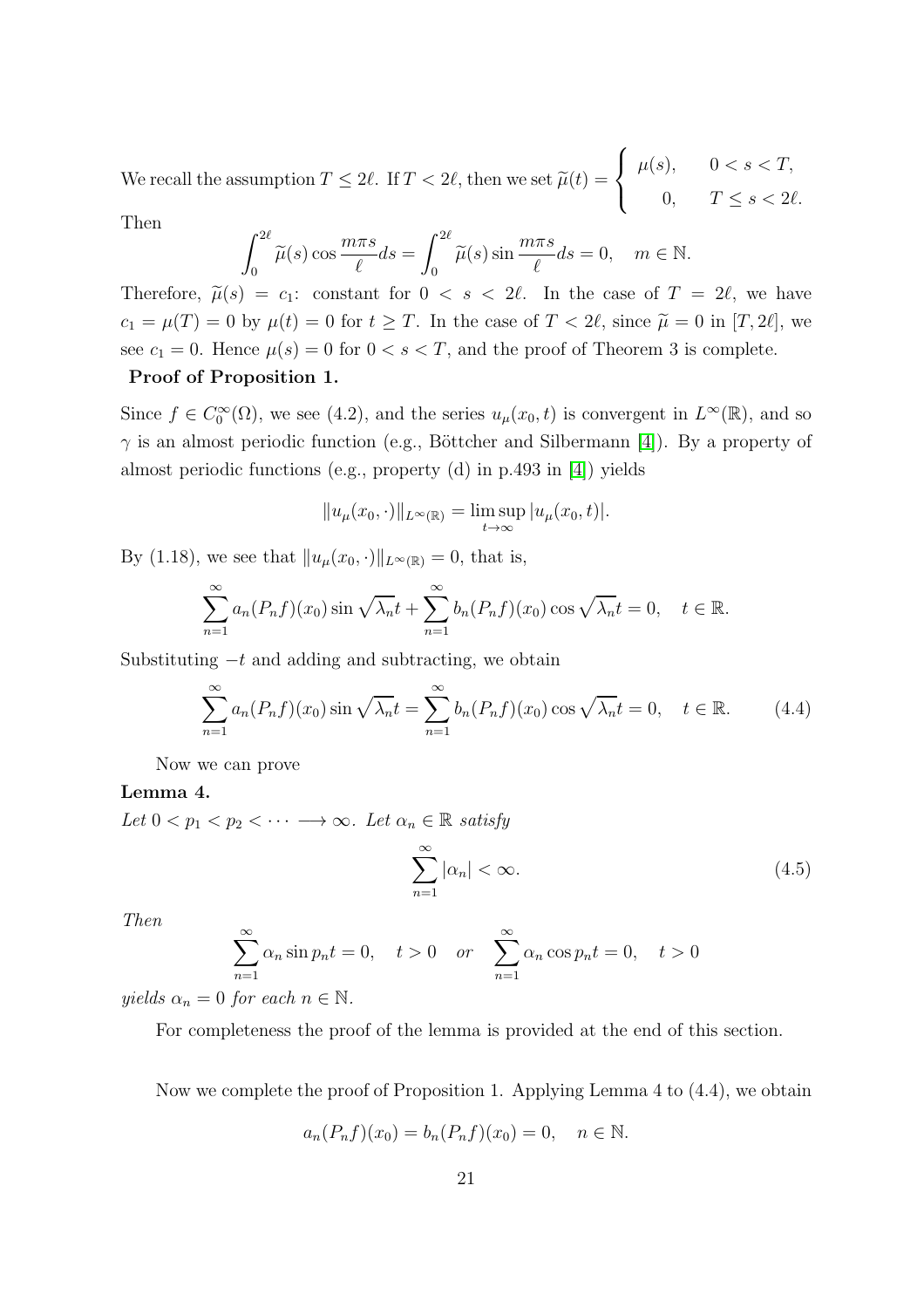We recall the assumption $T \le 2\ell$. If $T < 2\ell$, then we set $\widetilde{\mu}(t) = \begin{cases} \mu(s), & 0 < s < T, \\ 0, & T \le s < 2\ell. \end{cases}$

Then

$$\int_0^{2\ell} \widetilde{\mu}(s) \cos \frac{m\pi s}{\ell} ds = \int_0^{2\ell} \widetilde{\mu}(s) \sin \frac{m\pi s}{\ell} ds = 0, \quad m \in \mathbb{N}.$$

Therefore, $\widetilde{\mu}(s) = c_1$: constant for $0 < s < 2\ell$. In the case of $T = 2\ell$, we have $c_1 = \mu(T) = 0$ by $\mu(t) = 0$ for $t \ge T$. In the case of $T < 2\ell$, since $\widetilde{\mu} = 0$ in $[T, 2\ell]$, we see $c_1 = 0$. Hence $\mu(s) = 0$ for $0 < s < T$, and the proof of Theorem 3 is complete.

**Proof of Proposition 1.**

Since $f \in C_0^\infty(\Omega)$, we see (4.2), and the series $u_\mu(x_0, t)$ is convergent in $L^\infty(\mathbb{R})$, and so $\gamma$ is an almost periodic function (e.g., Böttcher and Silbermann [4]). By a property of almost periodic functions (e.g., property (d) in p.493 in [4]) yields

$$\|u_\mu(x_0, \cdot)\|_{L^\infty(\mathbb{R})} = \limsup_{t \to \infty} |u_\mu(x_0, t)|.$$

By (1.18), we see that $\|u_\mu(x_0, \cdot)\|_{L^\infty(\mathbb{R})} = 0$, that is,

$$\sum_{n=1}^\infty a_n (P_n f)(x_0) \sin \sqrt{\lambda_n} t + \sum_{n=1}^\infty b_n (P_n f)(x_0) \cos \sqrt{\lambda_n} t = 0, \quad t \in \mathbb{R}.$$

Substituting $-t$ and adding and subtracting, we obtain

$$\sum_{n=1}^\infty a_n (P_n f)(x_0) \sin \sqrt{\lambda_n} t = \sum_{n=1}^\infty b_n (P_n f)(x_0) \cos \sqrt{\lambda_n} t = 0, \quad t \in \mathbb{R}. \tag{4.4}$$

Now we can prove

**Lemma 4.**

*Let $0 < p_1 < p_2 < \cdots \longrightarrow \infty$. Let $\alpha_n \in \mathbb{R}$ satisfy*

$$\sum_{n=1}^\infty |\alpha_n| < \infty. \tag{4.5}$$

*Then*

$$\sum_{n=1}^\infty \alpha_n \sin p_n t = 0, \quad t > 0 \quad or \quad \sum_{n=1}^\infty \alpha_n \cos p_n t = 0, \quad t > 0$$

*yields $\alpha_n = 0$ for each $n \in \mathbb{N}$.*

For completeness the proof of the lemma is provided at the end of this section.

Now we complete the proof of Proposition 1. Applying Lemma 4 to (4.4), we obtain

$$a_n (P_n f)(x_0) = b_n (P_n f)(x_0) = 0, \quad n \in \mathbb{N}.$$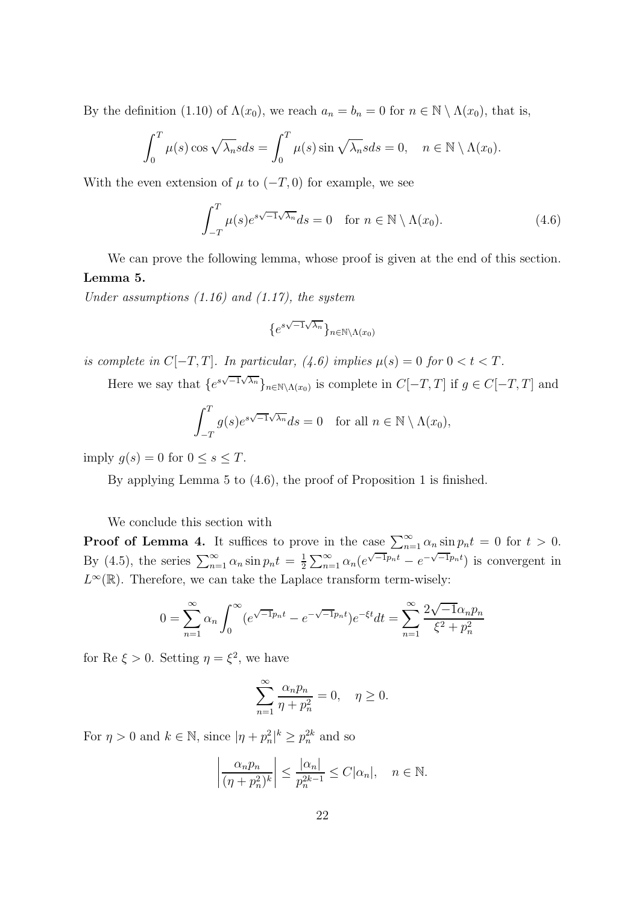By the definition (1.10) of $\Lambda(x_0)$, we reach $a_n = b_n = 0$ for $n \in \mathbb{N} \setminus \Lambda(x_0)$, that is,

$$\int_0^T \mu(s) \cos \sqrt{\lambda_n} s ds = \int_0^T \mu(s) \sin \sqrt{\lambda_n} s ds = 0, \quad n \in \mathbb{N} \setminus \Lambda(x_0).$$

With the even extension of $\mu$ to $(-T, 0)$ for example, we see

$$\int_{-T}^T \mu(s) e^{s\sqrt{-1}\sqrt{\lambda_n}} ds = 0 \quad \text{for } n \in \mathbb{N} \setminus \Lambda(x_0). \tag{4.6}$$

We can prove the following lemma, whose proof is given at the end of this section.

**Lemma 5.**
*Under assumptions (1.16) and (1.17), the system*

$$\{e^{s\sqrt{-1}\sqrt{\lambda_n}}\}_{n \in \mathbb{N} \setminus \Lambda(x_0)}$$

*is complete in $C[-T, T]$. In particular, (4.6) implies $\mu(s) = 0$ for $0 < t < T$.*

Here we say that $\{e^{s\sqrt{-1}\sqrt{\lambda_n}}\}_{n \in \mathbb{N} \setminus \Lambda(x_0)}$ is complete in $C[-T, T]$ if $g \in C[-T, T]$ and

$$\int_{-T}^T g(s) e^{s\sqrt{-1}\sqrt{\lambda_n}} ds = 0 \quad \text{for all } n \in \mathbb{N} \setminus \Lambda(x_0),$$

imply $g(s) = 0$ for $0 \le s \le T$.

By applying Lemma 5 to (4.6), the proof of Proposition 1 is finished.

We conclude this section with

**Proof of Lemma 4.** It suffices to prove in the case $\sum_{n=1}^\infty \alpha_n \sin p_n t = 0$ for $t > 0$. By (4.5), the series $\sum_{n=1}^\infty \alpha_n \sin p_n t = \frac{1}{2} \sum_{n=1}^\infty \alpha_n (e^{\sqrt{-1}p_n t} - e^{-\sqrt{-1}p_n t})$ is convergent in $L^\infty(\mathbb{R})$. Therefore, we can take the Laplace transform term-wisely:

$$0 = \sum_{n=1}^\infty \alpha_n \int_0^\infty (e^{\sqrt{-1}p_n t} - e^{-\sqrt{-1}p_n t}) e^{-\xi t} dt = \sum_{n=1}^\infty \frac{2\sqrt{-1}\alpha_n p_n}{\xi^2 + p_n^2}$$

for $\mathrm{Re}\ \xi > 0$. Setting $\eta = \xi^2$, we have

$$\sum_{n=1}^\infty \frac{\alpha_n p_n}{\eta + p_n^2} = 0, \quad \eta \ge 0.$$

For $\eta > 0$ and $k \in \mathbb{N}$, since $|\eta + p_n^2|^k \ge p_n^{2k}$ and so

$$\left| \frac{\alpha_n p_n}{(\eta + p_n^2)^k} \right| \le \frac{|\alpha_n|}{p_n^{2k-1}} \le C|\alpha_n|, \quad n \in \mathbb{N}.$$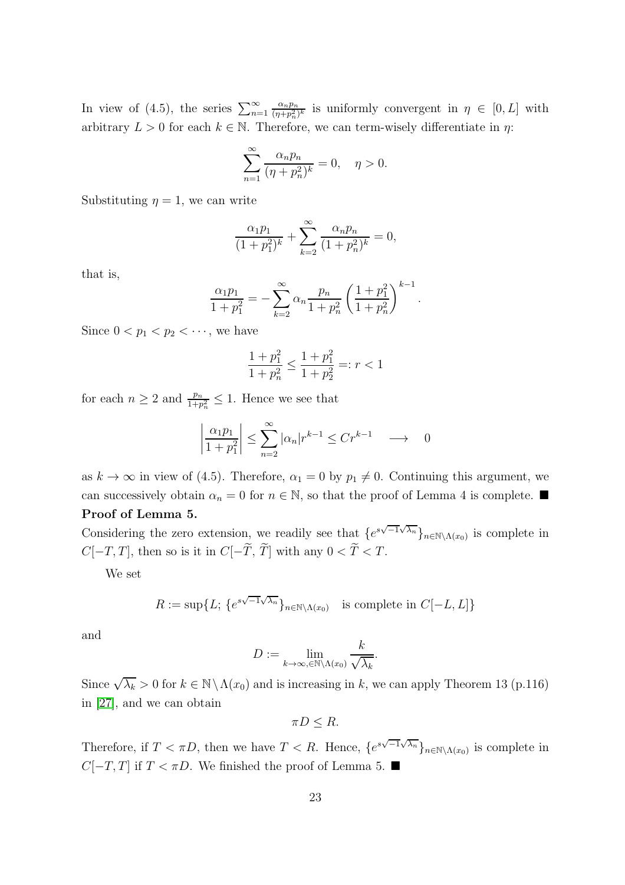In view of (4.5), the series $\sum_{n=1}^\infty \frac{\alpha_n p_n}{(\eta+p_n^2)^k}$ is uniformly convergent in $\eta \in [0, L]$ with arbitrary $L > 0$ for each $k \in \mathbb{N}$. Therefore, we can term-wisely differentiate in $\eta$:

$$\sum_{n=1}^\infty \frac{\alpha_n p_n}{(\eta + p_n^2)^k} = 0, \quad \eta > 0.$$

Substituting $\eta = 1$, we can write

$$\frac{\alpha_1 p_1}{(1+p_1^2)^k} + \sum_{k=2}^\infty \frac{\alpha_n p_n}{(1+p_n^2)^k} = 0,$$

that is,

$$\frac{\alpha_1 p_1}{1+p_1^2} = -\sum_{k=2}^\infty \alpha_n \frac{p_n}{1+p_n^2}\left(\frac{1+p_1^2}{1+p_n^2}\right)^{k-1}.$$

Since $0 < p_1 < p_2 < \cdots$, we have

$$\frac{1+p_1^2}{1+p_n^2} \le \frac{1+p_1^2}{1+p_2^2} =: r < 1$$

for each $n \ge 2$ and $\frac{p_n}{1+p_n^2} \le 1$. Hence we see that

$$\left|\frac{\alpha_1 p_1}{1+p_1^2}\right| \le \sum_{n=2}^\infty |\alpha_n| r^{k-1} \le C r^{k-1} \quad \longrightarrow \quad 0$$

as $k \to \infty$ in view of (4.5). Therefore, $\alpha_1 = 0$ by $p_1 \ne 0$. Continuing this argument, we can successively obtain $\alpha_n = 0$ for $n \in \mathbb{N}$, so that the proof of Lemma 4 is complete. ■

**Proof of Lemma 5.**

Considering the zero extension, we readily see that $\{e^{s\sqrt{-1}\sqrt{\lambda_n}}\}_{n\in\mathbb{N}\setminus\Lambda(x_0)}$ is complete in $C[-T, T]$, then so is it in $C[-\widetilde{T}, \widetilde{T}]$ with any $0 < \widetilde{T} < T$.

We set

$$R := \sup\{L;\ \{e^{s\sqrt{-1}\sqrt{\lambda_n}}\}_{n\in\mathbb{N}\setminus\Lambda(x_0)} \quad \text{is complete in } C[-L, L]\}$$

and

$$D := \lim_{k\to\infty, \in\mathbb{N}\setminus\Lambda(x_0)} \frac{k}{\sqrt{\lambda_k}}.$$

Since $\sqrt{\lambda_k} > 0$ for $k \in \mathbb{N}\setminus\Lambda(x_0)$ and is increasing in $k$, we can apply Theorem 13 (p.116) in [27], and we can obtain

$$\pi D \le R.$$

Therefore, if $T < \pi D$, then we have $T < R$. Hence, $\{e^{s\sqrt{-1}\sqrt{\lambda_n}}\}_{n\in\mathbb{N}\setminus\Lambda(x_0)}$ is complete in $C[-T, T]$ if $T < \pi D$. We finished the proof of Lemma 5. ■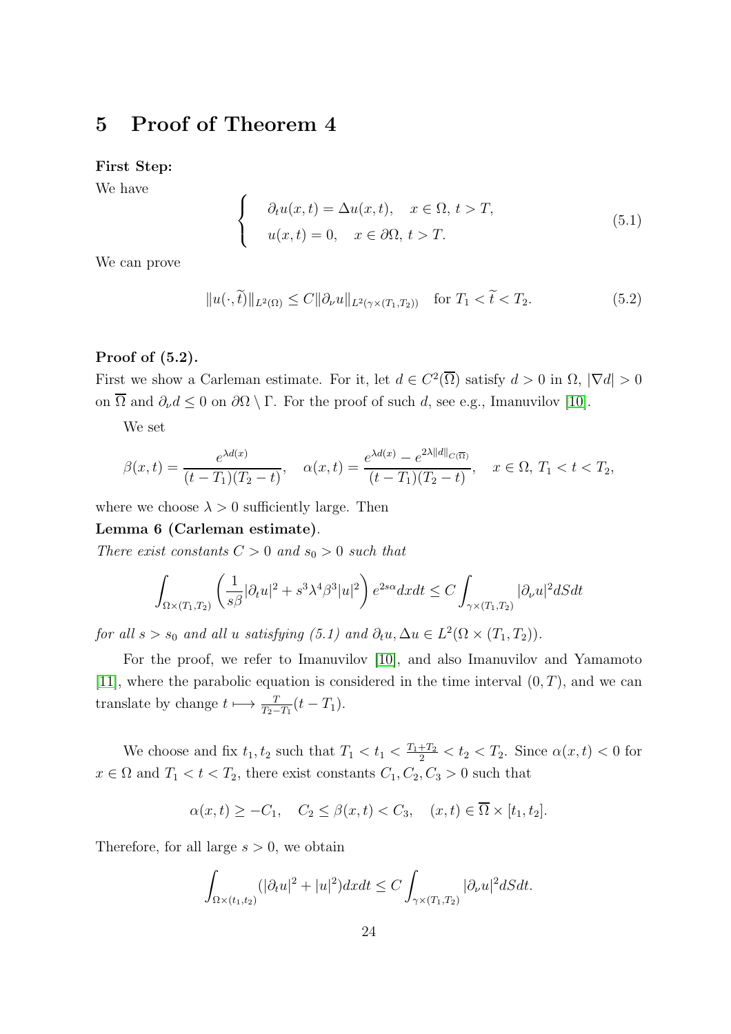## 5 Proof of Theorem 4

**First Step:**

We have

$$
\begin{cases}
\partial_t u(x,t) = \Delta u(x,t), \quad x \in \Omega,\, t > T, \\
u(x,t) = 0, \quad x \in \partial\Omega,\, t > T.
\end{cases}
\tag{5.1}
$$

We can prove

$$
\|u(\cdot,\widetilde{t})\|_{L^2(\Omega)} \le C\|\partial_\nu u\|_{L^2(\gamma\times(T_1,T_2))} \quad \text{for } T_1 < \widetilde{t} < T_2. \tag{5.2}
$$

**Proof of (5.2).**

First we show a Carleman estimate. For it, let $d \in C^2(\overline{\Omega})$ satisfy $d > 0$ in $\Omega$, $|\nabla d| > 0$ on $\overline{\Omega}$ and $\partial_\nu d \le 0$ on $\partial\Omega \setminus \Gamma$. For the proof of such $d$, see e.g., Imanuvilov [10].

We set

$$
\beta(x,t) = \frac{e^{\lambda d(x)}}{(t-T_1)(T_2-t)}, \quad \alpha(x,t) = \frac{e^{\lambda d(x)} - e^{2\lambda\|d\|_{C(\overline{\Omega})}}}{(t-T_1)(T_2-t)}, \quad x \in \Omega,\, T_1 < t < T_2,
$$

where we choose $\lambda > 0$ sufficiently large. Then

**Lemma 6 (Carleman estimate)**.
*There exist constants $C > 0$ and $s_0 > 0$ such that*

$$
\int_{\Omega\times(T_1,T_2)} \left(\frac{1}{s\beta}|\partial_t u|^2 + s^3\lambda^4\beta^3|u|^2\right) e^{2s\alpha} dxdt \le C\int_{\gamma\times(T_1,T_2)} |\partial_\nu u|^2 dSdt
$$

*for all $s > s_0$ and all $u$ satisfying (5.1) and $\partial_t u, \Delta u \in L^2(\Omega\times(T_1,T_2))$.*

For the proof, we refer to Imanuvilov [10], and also Imanuvilov and Yamamoto [11], where the parabolic equation is considered in the time interval $(0,T)$, and we can translate by change $t \longmapsto \frac{T}{T_2-T_1}(t-T_1)$.

We choose and fix $t_1, t_2$ such that $T_1 < t_1 < \frac{T_1+T_2}{2} < t_2 < T_2$. Since $\alpha(x,t) < 0$ for $x \in \Omega$ and $T_1 < t < T_2$, there exist constants $C_1, C_2, C_3 > 0$ such that

$$
\alpha(x,t) \ge -C_1, \quad C_2 \le \beta(x,t) < C_3, \quad (x,t) \in \overline{\Omega}\times[t_1,t_2].
$$

Therefore, for all large $s > 0$, we obtain

$$
\int_{\Omega\times(t_1,t_2)} (|\partial_t u|^2 + |u|^2) dxdt \le C\int_{\gamma\times(T_1,T_2)} |\partial_\nu u|^2 dSdt.
$$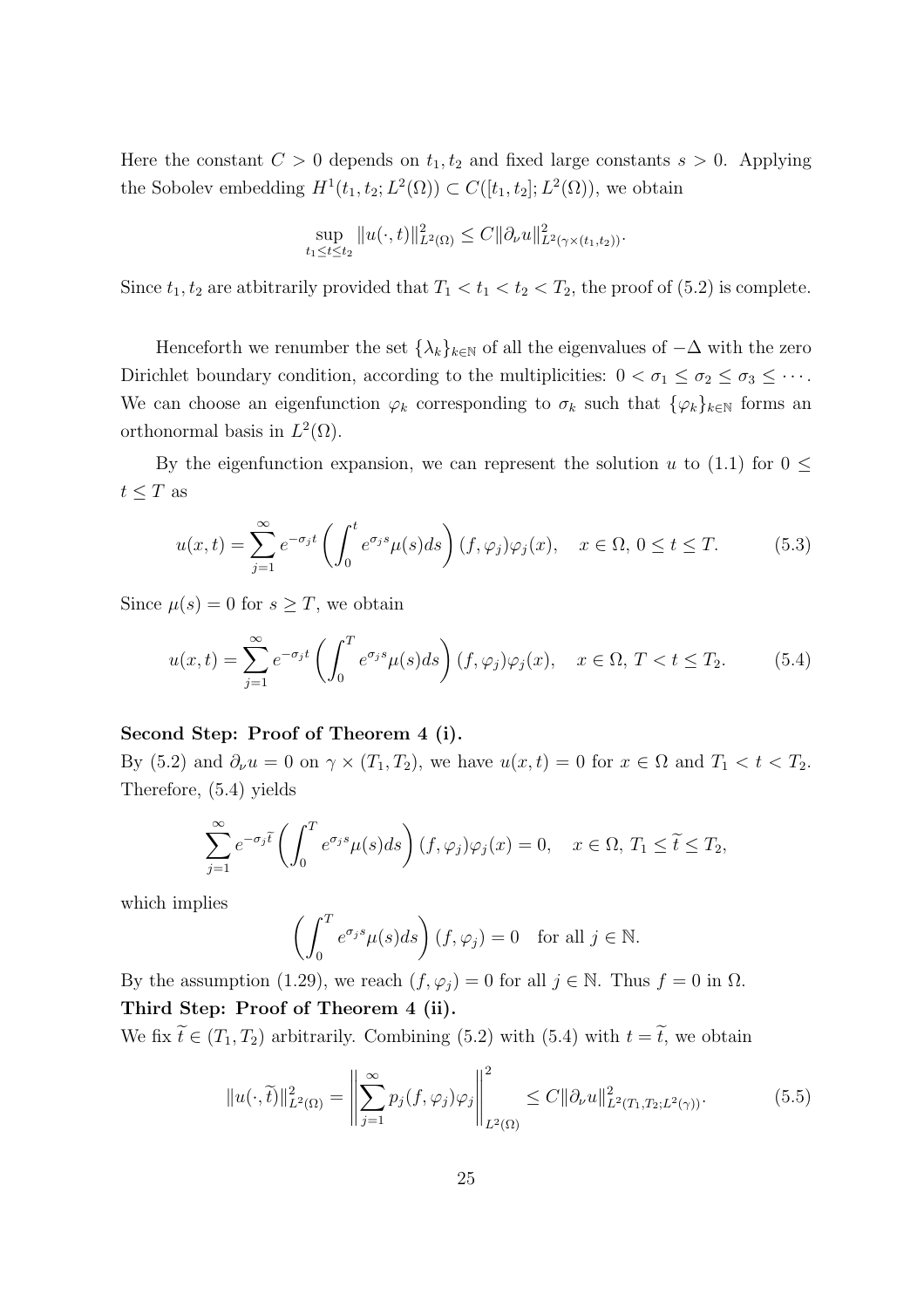Here the constant $C > 0$ depends on $t_1, t_2$ and fixed large constants $s > 0$. Applying the Sobolev embedding $H^1(t_1, t_2; L^2(\Omega)) \subset C([t_1, t_2]; L^2(\Omega))$, we obtain

$$\sup_{t_1 \le t \le t_2} \|u(\cdot, t)\|^2_{L^2(\Omega)} \le C\|\partial_\nu u\|^2_{L^2(\gamma \times (t_1, t_2))}.$$

Since $t_1, t_2$ are atbitrarily provided that $T_1 < t_1 < t_2 < T_2$, the proof of (5.2) is complete.

Henceforth we renumber the set $\{\lambda_k\}_{k\in\mathbb{N}}$ of all the eigenvalues of $-\Delta$ with the zero Dirichlet boundary condition, according to the multiplicities: $0 < \sigma_1 \le \sigma_2 \le \sigma_3 \le \cdots$. We can choose an eigenfunction $\varphi_k$ corresponding to $\sigma_k$ such that $\{\varphi_k\}_{k\in\mathbb{N}}$ forms an orthonormal basis in $L^2(\Omega)$.

By the eigenfunction expansion, we can represent the solution $u$ to (1.1) for $0 \le t \le T$ as

$$u(x, t) = \sum_{j=1}^{\infty} e^{-\sigma_j t} \left( \int_0^t e^{\sigma_j s}\mu(s)ds \right) (f, \varphi_j)\varphi_j(x), \quad x \in \Omega,\, 0 \le t \le T. \tag{5.3}$$

Since $\mu(s) = 0$ for $s \ge T$, we obtain

$$u(x, t) = \sum_{j=1}^{\infty} e^{-\sigma_j t} \left( \int_0^T e^{\sigma_j s}\mu(s)ds \right) (f, \varphi_j)\varphi_j(x), \quad x \in \Omega,\, T < t \le T_2. \tag{5.4}$$

**Second Step: Proof of Theorem 4 (i).**
By (5.2) and $\partial_\nu u = 0$ on $\gamma \times (T_1, T_2)$, we have $u(x, t) = 0$ for $x \in \Omega$ and $T_1 < t < T_2$. Therefore, (5.4) yields

$$\sum_{j=1}^{\infty} e^{-\sigma_j \widetilde{t}} \left( \int_0^T e^{\sigma_j s}\mu(s)ds \right) (f, \varphi_j)\varphi_j(x) = 0, \quad x \in \Omega,\, T_1 \le \widetilde{t} \le T_2,$$

which implies

$$\left( \int_0^T e^{\sigma_j s}\mu(s)ds \right) (f, \varphi_j) = 0 \quad \text{for all } j \in \mathbb{N}.$$

By the assumption (1.29), we reach $(f, \varphi_j) = 0$ for all $j \in \mathbb{N}$. Thus $f = 0$ in $\Omega$.

**Third Step: Proof of Theorem 4 (ii).**
We fix $\widetilde{t} \in (T_1, T_2)$ arbitrarily. Combining (5.2) with (5.4) with $t = \widetilde{t}$, we obtain

$$\|u(\cdot, \widetilde{t})\|^2_{L^2(\Omega)} = \left\| \sum_{j=1}^{\infty} p_j (f, \varphi_j)\varphi_j \right\|^2_{L^2(\Omega)} \le C\|\partial_\nu u\|^2_{L^2(T_1, T_2; L^2(\gamma))}. \tag{5.5}$$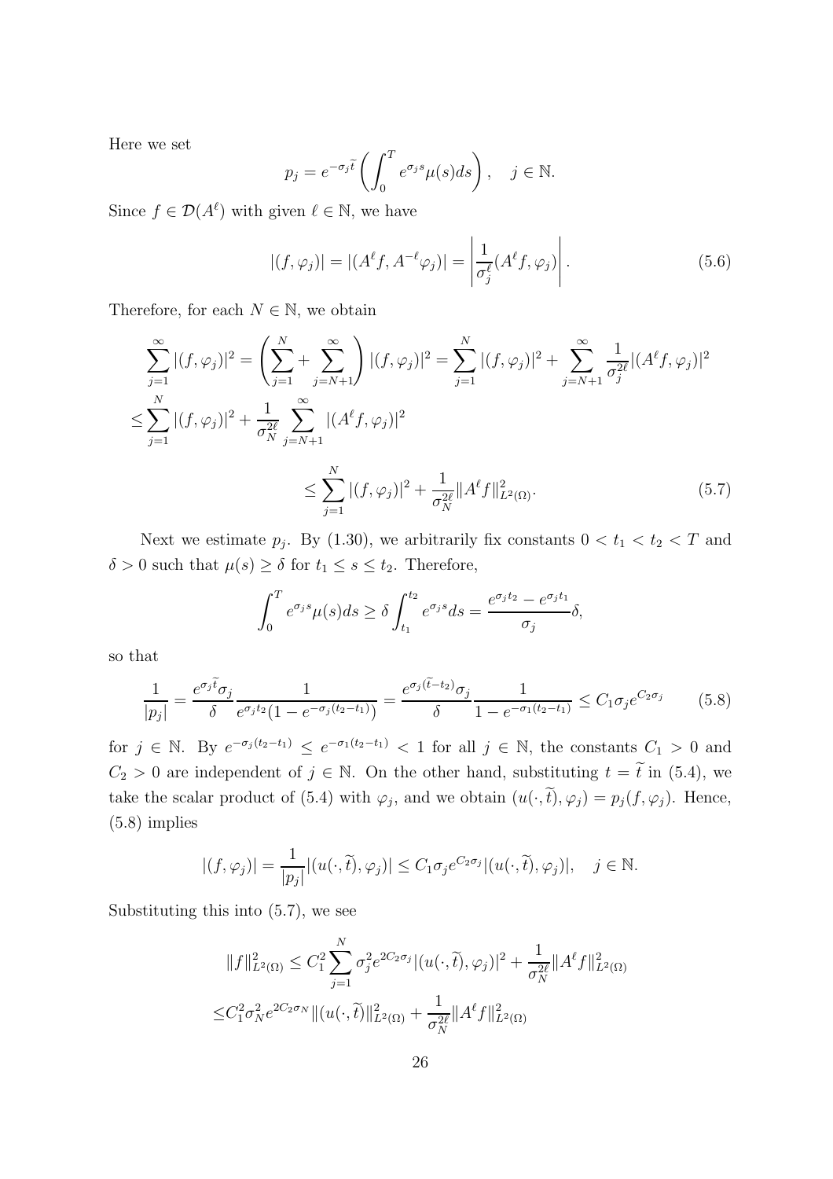Here we set

$$p_j = e^{-\sigma_j \widetilde{t}} \left( \int_0^T e^{\sigma_j s} \mu(s) ds \right), \quad j \in \mathbb{N}.$$

Since $f \in \mathcal{D}(A^\ell)$ with given $\ell \in \mathbb{N}$, we have

$$|(f, \varphi_j)| = |(A^\ell f, A^{-\ell} \varphi_j)| = \left| \frac{1}{\sigma_j^\ell} (A^\ell f, \varphi_j) \right|. \tag{5.6}$$

Therefore, for each $N \in \mathbb{N}$, we obtain

$$\begin{aligned}
&\sum_{j=1}^\infty |(f, \varphi_j)|^2 = \left( \sum_{j=1}^N + \sum_{j=N+1}^\infty \right) |(f, \varphi_j)|^2 = \sum_{j=1}^N |(f, \varphi_j)|^2 + \sum_{j=N+1}^\infty \frac{1}{\sigma_j^{2\ell}} |(A^\ell f, \varphi_j)|^2 \\
\le &\sum_{j=1}^N |(f, \varphi_j)|^2 + \frac{1}{\sigma_N^{2\ell}} \sum_{j=N+1}^\infty |(A^\ell f, \varphi_j)|^2 \\
&\qquad\qquad \le \sum_{j=1}^N |(f, \varphi_j)|^2 + \frac{1}{\sigma_N^{2\ell}} \|A^\ell f\|^2_{L^2(\Omega)}.
\end{aligned} \tag{5.7}$$

Next we estimate $p_j$. By (1.30), we arbitrarily fix constants $0 < t_1 < t_2 < T$ and $\delta > 0$ such that $\mu(s) \ge \delta$ for $t_1 \le s \le t_2$. Therefore,

$$\int_0^T e^{\sigma_j s} \mu(s) ds \ge \delta \int_{t_1}^{t_2} e^{\sigma_j s} ds = \frac{e^{\sigma_j t_2} - e^{\sigma_j t_1}}{\sigma_j} \delta,$$

so that

$$\frac{1}{|p_j|} = \frac{e^{\sigma_j \widetilde{t}} \sigma_j}{\delta} \frac{1}{e^{\sigma_j t_2}(1 - e^{-\sigma_j (t_2 - t_1)})} = \frac{e^{\sigma_j (\widetilde{t} - t_2)} \sigma_j}{\delta} \frac{1}{1 - e^{-\sigma_1 (t_2 - t_1)}} \le C_1 \sigma_j e^{C_2 \sigma_j} \tag{5.8}$$

for $j \in \mathbb{N}$. By $e^{-\sigma_j (t_2 - t_1)} \le e^{-\sigma_1 (t_2 - t_1)} < 1$ for all $j \in \mathbb{N}$, the constants $C_1 > 0$ and $C_2 > 0$ are independent of $j \in \mathbb{N}$. On the other hand, substituting $t = \widetilde{t}$ in (5.4), we take the scalar product of (5.4) with $\varphi_j$, and we obtain $(u(\cdot, \widetilde{t}), \varphi_j) = p_j (f, \varphi_j)$. Hence, (5.8) implies

$$|(f, \varphi_j)| = \frac{1}{|p_j|} |(u(\cdot, \widetilde{t}), \varphi_j)| \le C_1 \sigma_j e^{C_2 \sigma_j} |(u(\cdot, \widetilde{t}), \varphi_j)|, \quad j \in \mathbb{N}.$$

Substituting this into (5.7), we see

$$\begin{aligned}
&\|f\|^2_{L^2(\Omega)} \le C_1^2 \sum_{j=1}^N \sigma_j^2 e^{2C_2 \sigma_j} |(u(\cdot, \widetilde{t}), \varphi_j)|^2 + \frac{1}{\sigma_N^{2\ell}} \|A^\ell f\|^2_{L^2(\Omega)} \\
\le &C_1^2 \sigma_N^2 e^{2C_2 \sigma_N} \|(u(\cdot, \widetilde{t})\|^2_{L^2(\Omega)} + \frac{1}{\sigma_N^{2\ell}} \|A^\ell f\|^2_{L^2(\Omega)}
\end{aligned}$$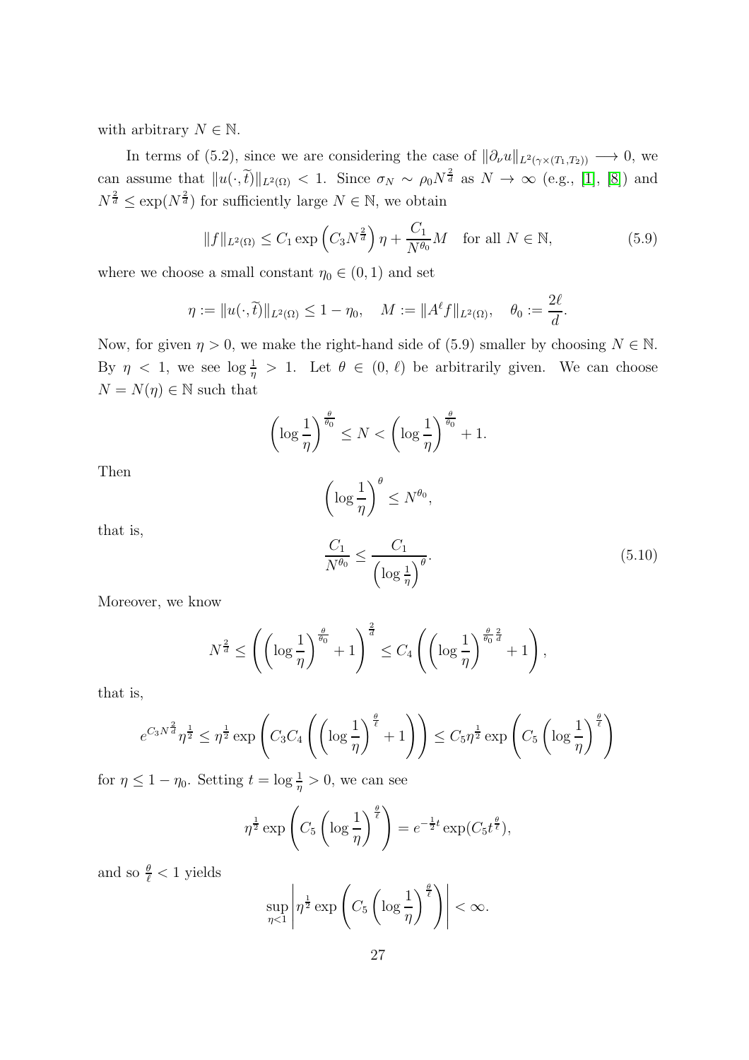with arbitrary $N \in \mathbb{N}$.

In terms of (5.2), since we are considering the case of $\|\partial_\nu u\|_{L^2(\gamma\times(T_1,T_2))} \longrightarrow 0$, we can assume that $\|u(\cdot,\widetilde{t})\|_{L^2(\Omega)} < 1$. Since $\sigma_N \sim \rho_0 N^{\frac{2}{d}}$ as $N \to \infty$ (e.g., [1], [8]) and $N^{\frac{2}{d}} \le \exp(N^{\frac{2}{d}})$ for sufficiently large $N \in \mathbb{N}$, we obtain

$$\|f\|_{L^2(\Omega)} \le C_1 \exp\left(C_3 N^{\frac{2}{d}}\right)\eta + \frac{C_1}{N^{\theta_0}} M \quad \text{for all } N \in \mathbb{N}, \tag{5.9}$$

where we choose a small constant $\eta_0 \in (0,1)$ and set

$$\eta := \|u(\cdot,\widetilde{t})\|_{L^2(\Omega)} \le 1-\eta_0, \quad M := \|A^\ell f\|_{L^2(\Omega)}, \quad \theta_0 := \frac{2\ell}{d}.$$

Now, for given $\eta > 0$, we make the right-hand side of (5.9) smaller by choosing $N \in \mathbb{N}$. By $\eta < 1$, we see $\log\frac{1}{\eta} > 1$. Let $\theta \in (0,\ell)$ be arbitrarily given. We can choose $N = N(\eta) \in \mathbb{N}$ such that

$$\left(\log\frac{1}{\eta}\right)^{\frac{\theta}{\theta_0}} \le N < \left(\log\frac{1}{\eta}\right)^{\frac{\theta}{\theta_0}} + 1.$$

Then

$$\left(\log\frac{1}{\eta}\right)^{\theta} \le N^{\theta_0},$$

that is,

$$\frac{C_1}{N^{\theta_0}} \le \frac{C_1}{\left(\log\frac{1}{\eta}\right)^{\theta}}. \tag{5.10}$$

Moreover, we know

$$N^{\frac{2}{d}} \le \left(\left(\log\frac{1}{\eta}\right)^{\frac{\theta}{\theta_0}} + 1\right)^{\frac{2}{d}} \le C_4\left(\left(\log\frac{1}{\eta}\right)^{\frac{\theta}{\theta_0}\frac{2}{d}} + 1\right),$$

that is,

$$e^{C_3 N^{\frac{2}{d}}}\eta^{\frac{1}{2}} \le \eta^{\frac{1}{2}}\exp\left(C_3C_4\left(\left(\log\frac{1}{\eta}\right)^{\frac{\theta}{\ell}} + 1\right)\right) \le C_5\eta^{\frac{1}{2}}\exp\left(C_5\left(\log\frac{1}{\eta}\right)^{\frac{\theta}{\ell}}\right)$$

for $\eta \le 1-\eta_0$. Setting $t = \log\frac{1}{\eta} > 0$, we can see

$$\eta^{\frac{1}{2}}\exp\left(C_5\left(\log\frac{1}{\eta}\right)^{\frac{\theta}{\ell}}\right) = e^{-\frac{1}{2}t}\exp(C_5 t^{\frac{\theta}{\ell}}),$$

and so $\frac{\theta}{\ell} < 1$ yields

$$\sup_{\eta<1}\left|\eta^{\frac{1}{2}}\exp\left(C_5\left(\log\frac{1}{\eta}\right)^{\frac{\theta}{\ell}}\right)\right| < \infty.$$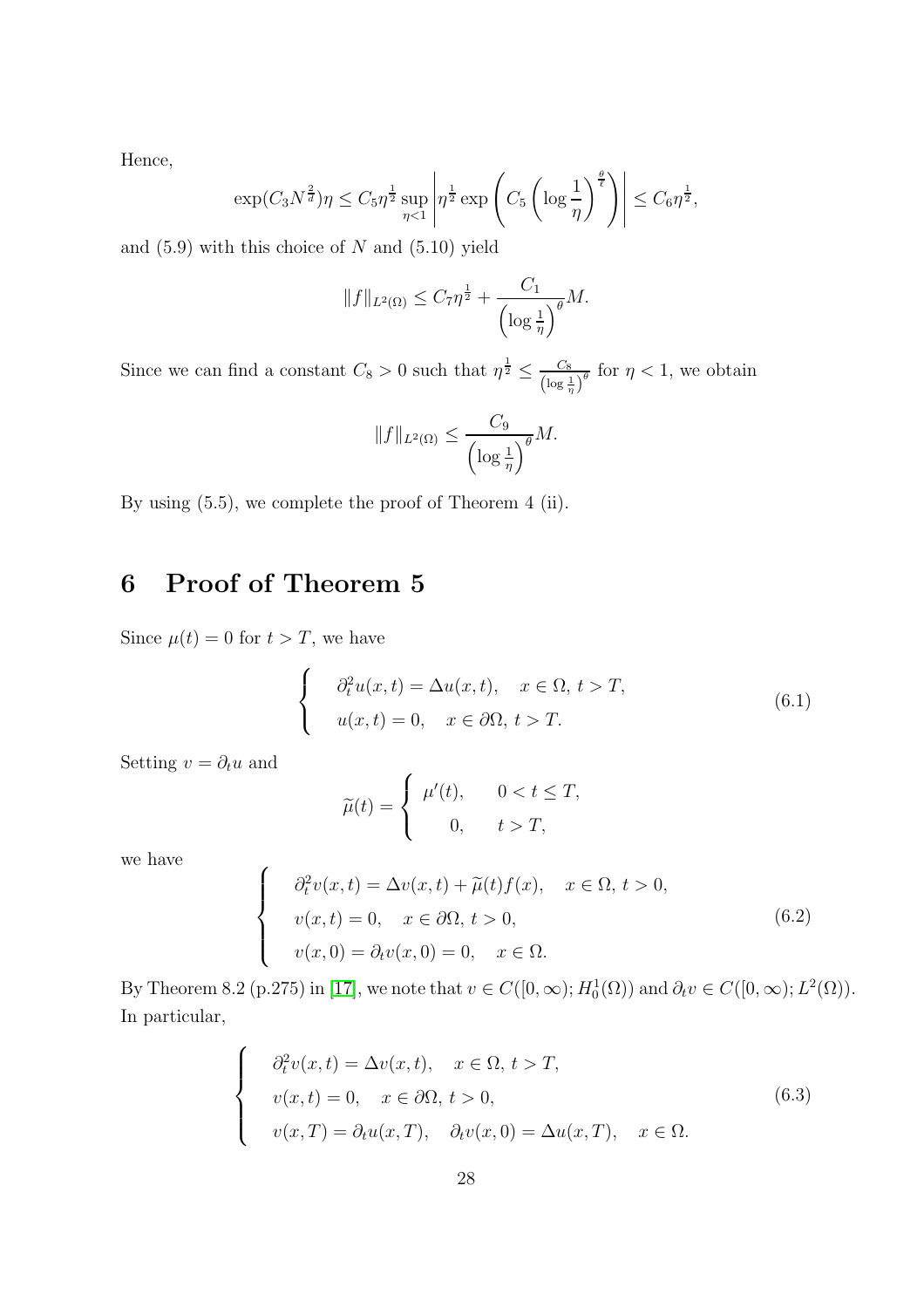Hence,

$$\exp(C_3 N^{\frac{2}{d}})\eta \le C_5 \eta^{\frac{1}{2}} \sup_{\eta<1} \left| \eta^{\frac{1}{2}} \exp\left( C_5 \left( \log \frac{1}{\eta} \right)^{\frac{\theta}{\ell}} \right) \right| \le C_6 \eta^{\frac{1}{2}},$$

and (5.9) with this choice of $N$ and (5.10) yield

$$\|f\|_{L^2(\Omega)} \le C_7 \eta^{\frac{1}{2}} + \frac{C_1}{\left(\log \frac{1}{\eta}\right)^{\theta}} M.$$

Since we can find a constant $C_8 > 0$ such that $\eta^{\frac{1}{2}} \le \frac{C_8}{\left(\log \frac{1}{\eta}\right)^{\theta}}$ for $\eta < 1$, we obtain

$$\|f\|_{L^2(\Omega)} \le \frac{C_9}{\left(\log \frac{1}{\eta}\right)^{\theta}} M.$$

By using (5.5), we complete the proof of Theorem 4 (ii).

# 6 Proof of Theorem 5

Since $\mu(t) = 0$ for $t > T$, we have

$$\begin{cases} \partial_t^2 u(x,t) = \Delta u(x,t), \quad x \in \Omega,\ t > T, \\ u(x,t) = 0, \quad x \in \partial\Omega,\ t > T. \end{cases} \tag{6.1}$$

Setting $v = \partial_t u$ and

$$\widetilde{\mu}(t) = \begin{cases} \mu'(t), & 0 < t \le T, \\ 0, & t > T, \end{cases}$$

we have

$$\begin{cases} \partial_t^2 v(x,t) = \Delta v(x,t) + \widetilde{\mu}(t) f(x), \quad x \in \Omega,\ t > 0, \\ v(x,t) = 0, \quad x \in \partial\Omega,\ t > 0, \\ v(x,0) = \partial_t v(x,0) = 0, \quad x \in \Omega. \end{cases} \tag{6.2}$$

By Theorem 8.2 (p.275) in [17], we note that $v \in C([0,\infty); H_0^1(\Omega))$ and $\partial_t v \in C([0,\infty); L^2(\Omega))$. In particular,

$$\begin{cases} \partial_t^2 v(x,t) = \Delta v(x,t), \quad x \in \Omega,\ t > T, \\ v(x,t) = 0, \quad x \in \partial\Omega,\ t > 0, \\ v(x,T) = \partial_t u(x,T), \quad \partial_t v(x,0) = \Delta u(x,T), \quad x \in \Omega. \end{cases} \tag{6.3}$$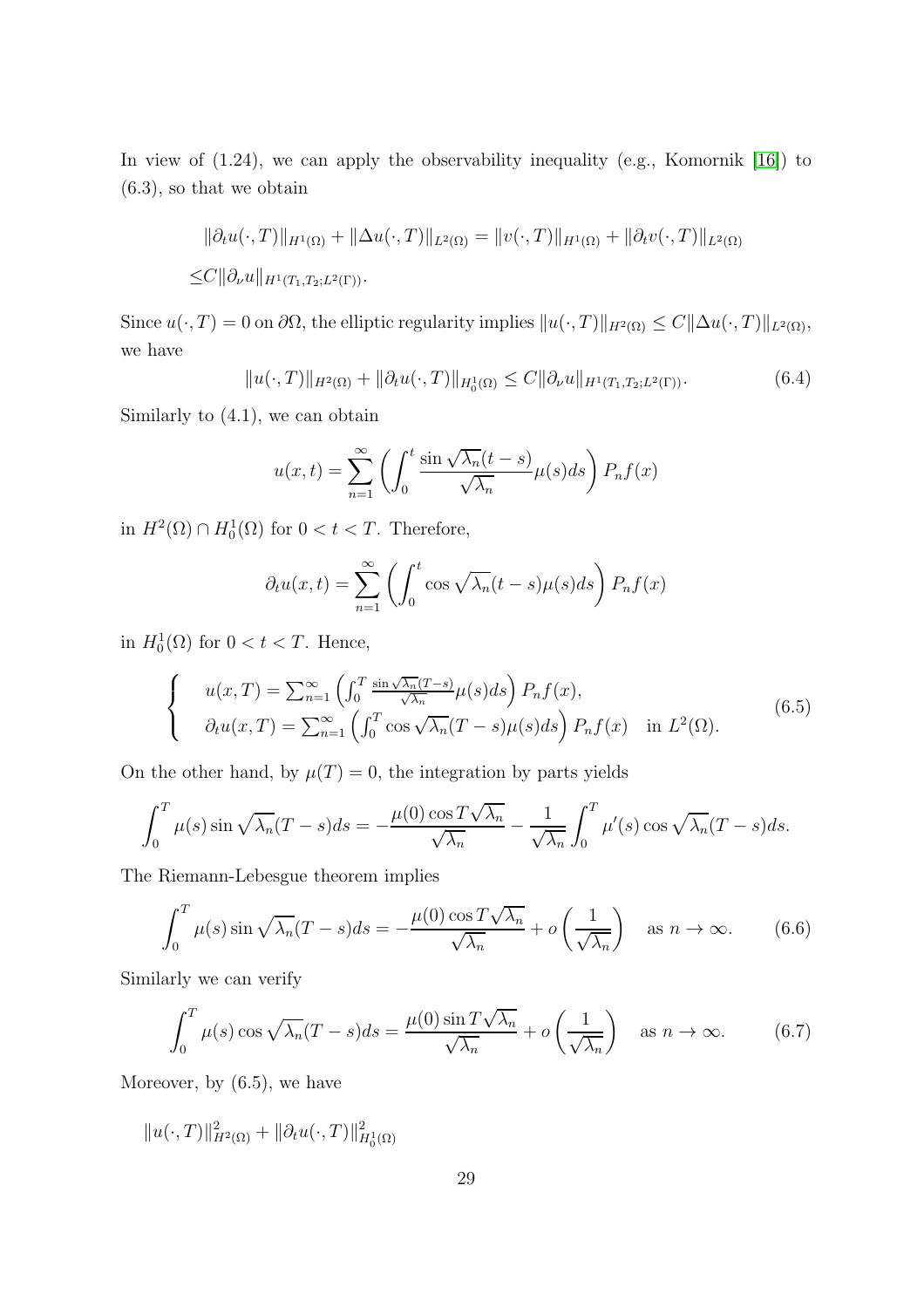In view of (1.24), we can apply the observability inequality (e.g., Komornik [16]) to (6.3), so that we obtain

$$
\begin{aligned}
&\|\partial_t u(\cdot,T)\|_{H^1(\Omega)} + \|\Delta u(\cdot,T)\|_{L^2(\Omega)} = \|v(\cdot,T)\|_{H^1(\Omega)} + \|\partial_t v(\cdot,T)\|_{L^2(\Omega)} \\
\le& C\|\partial_\nu u\|_{H^1(T_1,T_2;L^2(\Gamma))}.
\end{aligned}
$$

Since $u(\cdot,T)=0$ on $\partial\Omega$, the elliptic regularity implies $\|u(\cdot,T)\|_{H^2(\Omega)} \le C\|\Delta u(\cdot,T)\|_{L^2(\Omega)}$, we have

$$
\|u(\cdot,T)\|_{H^2(\Omega)} + \|\partial_t u(\cdot,T)\|_{H^1_0(\Omega)} \le C\|\partial_\nu u\|_{H^1(T_1,T_2;L^2(\Gamma))}. \tag{6.4}
$$

Similarly to (4.1), we can obtain

$$
u(x,t) = \sum_{n=1}^{\infty}\left(\int_0^t \frac{\sin\sqrt{\lambda_n}(t-s)}{\sqrt{\lambda_n}}\mu(s)ds\right)P_n f(x)
$$

in $H^2(\Omega)\cap H^1_0(\Omega)$ for $0<t<T$. Therefore,

$$
\partial_t u(x,t) = \sum_{n=1}^{\infty}\left(\int_0^t \cos\sqrt{\lambda_n}(t-s)\mu(s)ds\right)P_n f(x)
$$

in $H^1_0(\Omega)$ for $0<t<T$. Hence,

$$
\left\{
\begin{aligned}
& u(x,T) = \textstyle\sum_{n=1}^{\infty}\left(\int_0^T \frac{\sin\sqrt{\lambda_n}(T-s)}{\sqrt{\lambda_n}}\mu(s)ds\right)P_n f(x), \\
& \partial_t u(x,T) = \textstyle\sum_{n=1}^{\infty}\left(\int_0^T \cos\sqrt{\lambda_n}(T-s)\mu(s)ds\right)P_n f(x) \quad \text{in } L^2(\Omega).
\end{aligned}
\right. \tag{6.5}
$$

On the other hand, by $\mu(T)=0$, the integration by parts yields

$$
\int_0^T \mu(s)\sin\sqrt{\lambda_n}(T-s)ds = -\frac{\mu(0)\cos T\sqrt{\lambda_n}}{\sqrt{\lambda_n}} - \frac{1}{\sqrt{\lambda_n}}\int_0^T \mu'(s)\cos\sqrt{\lambda_n}(T-s)ds.
$$

The Riemann-Lebesgue theorem implies

$$
\int_0^T \mu(s)\sin\sqrt{\lambda_n}(T-s)ds = -\frac{\mu(0)\cos T\sqrt{\lambda_n}}{\sqrt{\lambda_n}} + o\left(\frac{1}{\sqrt{\lambda_n}}\right) \quad \text{as } n\to\infty. \tag{6.6}
$$

Similarly we can verify

$$
\int_0^T \mu(s)\cos\sqrt{\lambda_n}(T-s)ds = \frac{\mu(0)\sin T\sqrt{\lambda_n}}{\sqrt{\lambda_n}} + o\left(\frac{1}{\sqrt{\lambda_n}}\right) \quad \text{as } n\to\infty. \tag{6.7}
$$

Moreover, by (6.5), we have

$$
\|u(\cdot,T)\|^2_{H^2(\Omega)} + \|\partial_t u(\cdot,T)\|^2_{H^1_0(\Omega)}
$$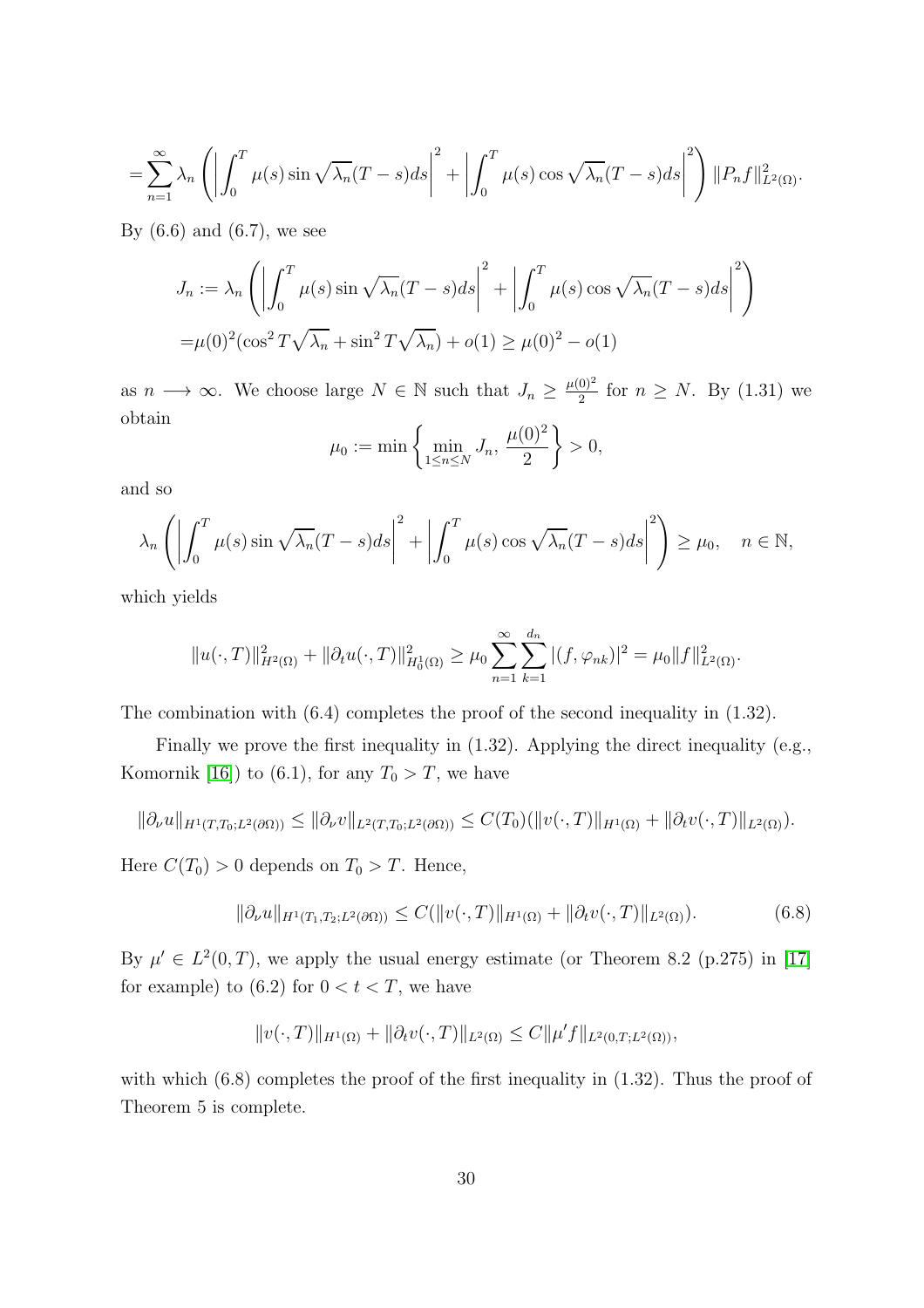$$
= \sum_{n=1}^{\infty} \lambda_n \left( \left| \int_0^T \mu(s) \sin \sqrt{\lambda_n}(T-s) ds \right|^2 + \left| \int_0^T \mu(s) \cos \sqrt{\lambda_n}(T-s) ds \right|^2 \right) \|P_n f\|^2_{L^2(\Omega)}.
$$

By (6.6) and (6.7), we see

$$
\begin{aligned}
J_n :=& \lambda_n \left( \left| \int_0^T \mu(s) \sin \sqrt{\lambda_n}(T-s) ds \right|^2 + \left| \int_0^T \mu(s) \cos \sqrt{\lambda_n}(T-s) ds \right|^2 \right) \\
=& \mu(0)^2 (\cos^2 T\sqrt{\lambda_n} + \sin^2 T\sqrt{\lambda_n}) + o(1) \ge \mu(0)^2 - o(1)
\end{aligned}
$$

as $n \longrightarrow \infty$. We choose large $N \in \mathbb{N}$ such that $J_n \ge \frac{\mu(0)^2}{2}$ for $n \ge N$. By (1.31) we obtain

$$
\mu_0 := \min \left\{ \min_{1 \le n \le N} J_n, \, \frac{\mu(0)^2}{2} \right\} > 0,
$$

and so

$$
\lambda_n \left( \left| \int_0^T \mu(s) \sin \sqrt{\lambda_n}(T-s) ds \right|^2 + \left| \int_0^T \mu(s) \cos \sqrt{\lambda_n}(T-s) ds \right|^2 \right) \ge \mu_0, \quad n \in \mathbb{N},
$$

which yields

$$
\|u(\cdot,T)\|^2_{H^2(\Omega)} + \|\partial_t u(\cdot,T)\|^2_{H^1_0(\Omega)} \ge \mu_0 \sum_{n=1}^{\infty} \sum_{k=1}^{d_n} |(f, \varphi_{nk})|^2 = \mu_0 \|f\|^2_{L^2(\Omega)}.
$$

The combination with (6.4) completes the proof of the second inequality in (1.32).

Finally we prove the first inequality in (1.32). Applying the direct inequality (e.g., Komornik [16]) to (6.1), for any $T_0 > T$, we have

$$
\|\partial_\nu u\|_{H^1(T,T_0;L^2(\partial\Omega))} \le \|\partial_\nu v\|_{L^2(T,T_0;L^2(\partial\Omega))} \le C(T_0)(\|v(\cdot,T)\|_{H^1(\Omega)} + \|\partial_t v(\cdot,T)\|_{L^2(\Omega)}).
$$

Here $C(T_0) > 0$ depends on $T_0 > T$. Hence,

$$
\|\partial_\nu u\|_{H^1(T_1,T_2;L^2(\partial\Omega))} \le C(\|v(\cdot,T)\|_{H^1(\Omega)} + \|\partial_t v(\cdot,T)\|_{L^2(\Omega)}). \tag{6.8}
$$

By $\mu' \in L^2(0,T)$, we apply the usual energy estimate (or Theorem 8.2 (p.275) in [17] for example) to (6.2) for $0 < t < T$, we have

$$
\|v(\cdot,T)\|_{H^1(\Omega)} + \|\partial_t v(\cdot,T)\|_{L^2(\Omega)} \le C\|\mu' f\|_{L^2(0,T;L^2(\Omega))},
$$

with which (6.8) completes the proof of the first inequality in (1.32). Thus the proof of Theorem 5 is complete.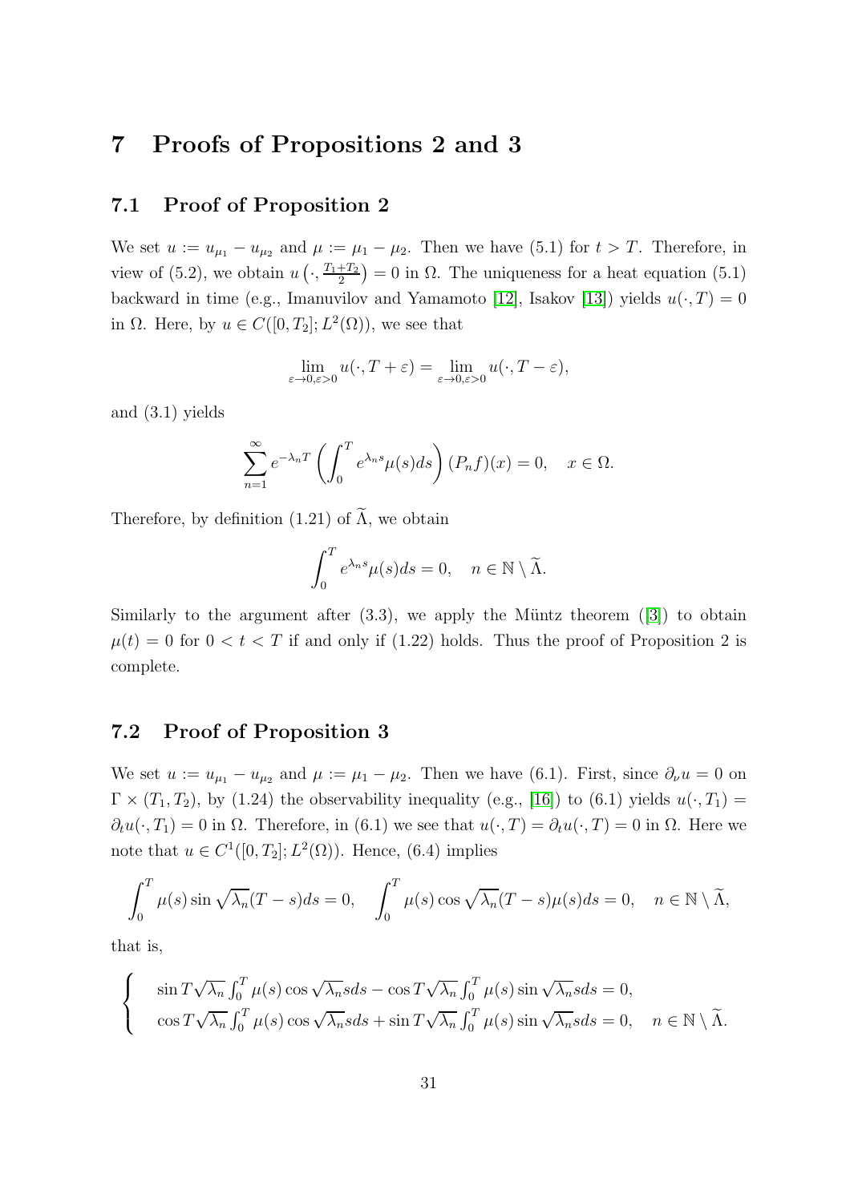# 7 Proofs of Propositions 2 and 3

## 7.1 Proof of Proposition 2

We set $u := u_{\mu_1} - u_{\mu_2}$ and $\mu := \mu_1 - \mu_2$. Then we have (5.1) for $t > T$. Therefore, in view of (5.2), we obtain $u\left(\cdot, \frac{T_1+T_2}{2}\right) = 0$ in $\Omega$. The uniqueness for a heat equation (5.1) backward in time (e.g., Imanuvilov and Yamamoto [12], Isakov [13]) yields $u(\cdot, T) = 0$ in $\Omega$. Here, by $u \in C([0, T_2]; L^2(\Omega))$, we see that

$$\lim_{\varepsilon \to 0, \varepsilon > 0} u(\cdot, T + \varepsilon) = \lim_{\varepsilon \to 0, \varepsilon > 0} u(\cdot, T - \varepsilon),$$

and (3.1) yields

$$\sum_{n=1}^{\infty} e^{-\lambda_n T} \left( \int_0^T e^{\lambda_n s} \mu(s) ds \right) (P_n f)(x) = 0, \quad x \in \Omega.$$

Therefore, by definition (1.21) of $\widetilde{\Lambda}$, we obtain

$$\int_0^T e^{\lambda_n s} \mu(s) ds = 0, \quad n \in \mathbb{N} \setminus \widetilde{\Lambda}.$$

Similarly to the argument after (3.3), we apply the Müntz theorem ([3]) to obtain $\mu(t) = 0$ for $0 < t < T$ if and only if (1.22) holds. Thus the proof of Proposition 2 is complete.

## 7.2 Proof of Proposition 3

We set $u := u_{\mu_1} - u_{\mu_2}$ and $\mu := \mu_1 - \mu_2$. Then we have (6.1). First, since $\partial_\nu u = 0$ on $\Gamma \times (T_1, T_2)$, by (1.24) the observability inequality (e.g., [16]) to (6.1) yields $u(\cdot, T_1) = \partial_t u(\cdot, T_1) = 0$ in $\Omega$. Therefore, in (6.1) we see that $u(\cdot, T) = \partial_t u(\cdot, T) = 0$ in $\Omega$. Here we note that $u \in C^1([0, T_2]; L^2(\Omega))$. Hence, (6.4) implies

$$\int_0^T \mu(s) \sin \sqrt{\lambda_n}(T - s) ds = 0, \quad \int_0^T \mu(s) \cos \sqrt{\lambda_n}(T - s) \mu(s) ds = 0, \quad n \in \mathbb{N} \setminus \widetilde{\Lambda},$$

that is,

$$\begin{cases} \sin T\sqrt{\lambda_n} \int_0^T \mu(s) \cos \sqrt{\lambda_n} s ds - \cos T\sqrt{\lambda_n} \int_0^T \mu(s) \sin \sqrt{\lambda_n} s ds = 0, \\ \cos T\sqrt{\lambda_n} \int_0^T \mu(s) \cos \sqrt{\lambda_n} s ds + \sin T\sqrt{\lambda_n} \int_0^T \mu(s) \sin \sqrt{\lambda_n} s ds = 0, \quad n \in \mathbb{N} \setminus \widetilde{\Lambda}. \end{cases}$$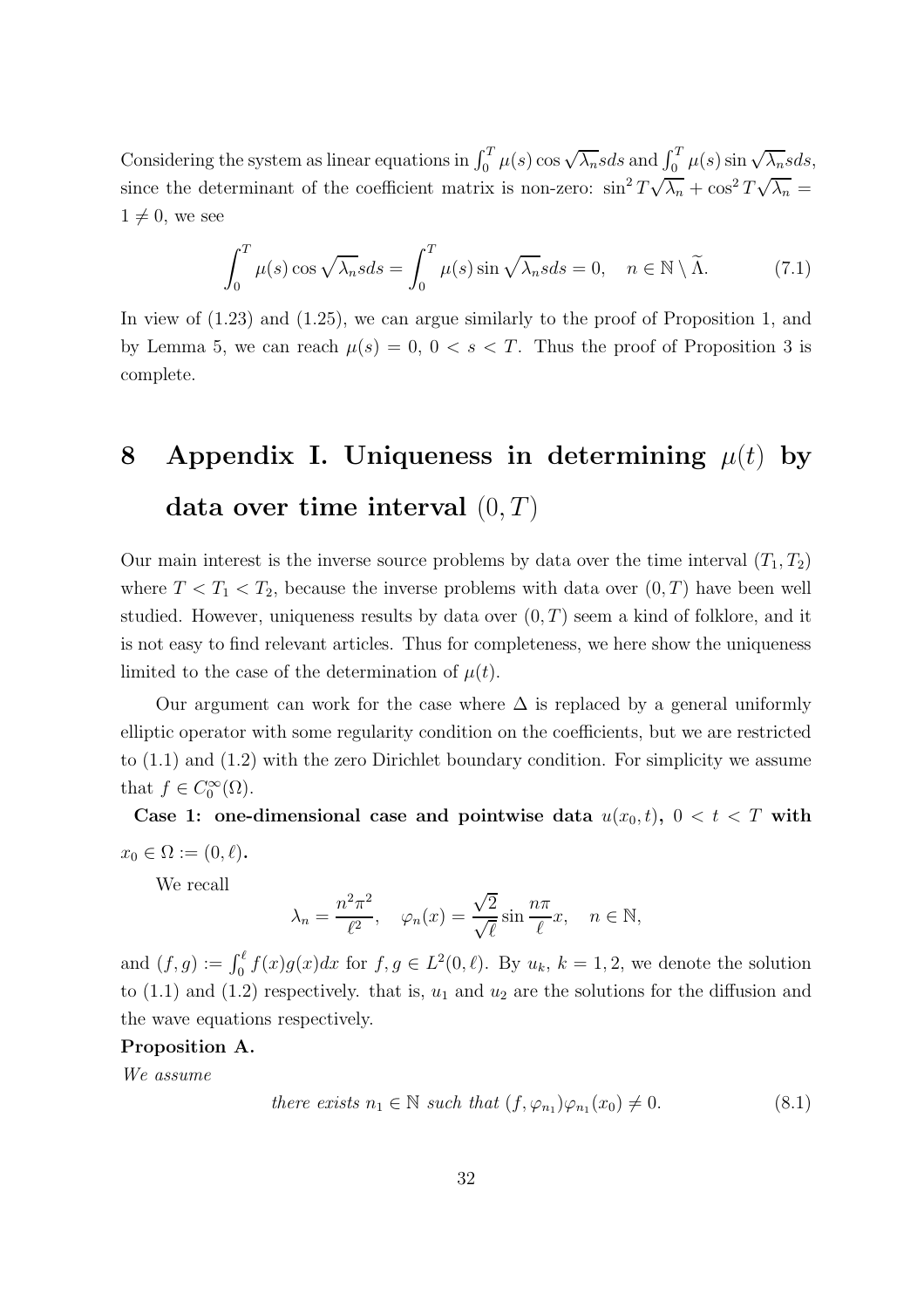Considering the system as linear equations in $\int_0^T \mu(s) \cos \sqrt{\lambda_n} s ds$ and $\int_0^T \mu(s) \sin \sqrt{\lambda_n} s ds$, since the determinant of the coefficient matrix is non-zero: $\sin^2 T\sqrt{\lambda_n} + \cos^2 T\sqrt{\lambda_n} = 1 \neq 0$, we see

$$\int_0^T \mu(s) \cos \sqrt{\lambda_n} s ds = \int_0^T \mu(s) \sin \sqrt{\lambda_n} s ds = 0, \quad n \in \mathbb{N} \setminus \widetilde{\Lambda}. \tag{7.1}$$

In view of (1.23) and (1.25), we can argue similarly to the proof of Proposition 1, and by Lemma 5, we can reach $\mu(s) = 0$, $0 < s < T$. Thus the proof of Proposition 3 is complete.

# 8 Appendix I. Uniqueness in determining $\mu(t)$ by data over time interval $(0, T)$

Our main interest is the inverse source problems by data over the time interval $(T_1, T_2)$ where $T < T_1 < T_2$, because the inverse problems with data over $(0, T)$ have been well studied. However, uniqueness results by data over $(0, T)$ seem a kind of folklore, and it is not easy to find relevant articles. Thus for completeness, we here show the uniqueness limited to the case of the determination of $\mu(t)$.

Our argument can work for the case where $\Delta$ is replaced by a general uniformly elliptic operator with some regularity condition on the coefficients, but we are restricted to (1.1) and (1.2) with the zero Dirichlet boundary condition. For simplicity we assume that $f \in C_0^\infty(\Omega)$.

**Case 1: one-dimensional case and pointwise data $u(x_0, t)$, $0 < t < T$ with $x_0 \in \Omega := (0, \ell)$.**

We recall

$$\lambda_n = \frac{n^2\pi^2}{\ell^2}, \quad \varphi_n(x) = \frac{\sqrt{2}}{\sqrt{\ell}} \sin \frac{n\pi}{\ell} x, \quad n \in \mathbb{N},$$

and $(f, g) := \int_0^\ell f(x)g(x)dx$ for $f, g \in L^2(0, \ell)$. By $u_k$, $k = 1, 2$, we denote the solution to (1.1) and (1.2) respectively. that is, $u_1$ and $u_2$ are the solutions for the diffusion and the wave equations respectively.

**Proposition A.**

*We assume*

$$\textit{there exists } n_1 \in \mathbb{N} \textit{ such that } (f, \varphi_{n_1})\varphi_{n_1}(x_0) \neq 0. \tag{8.1}$$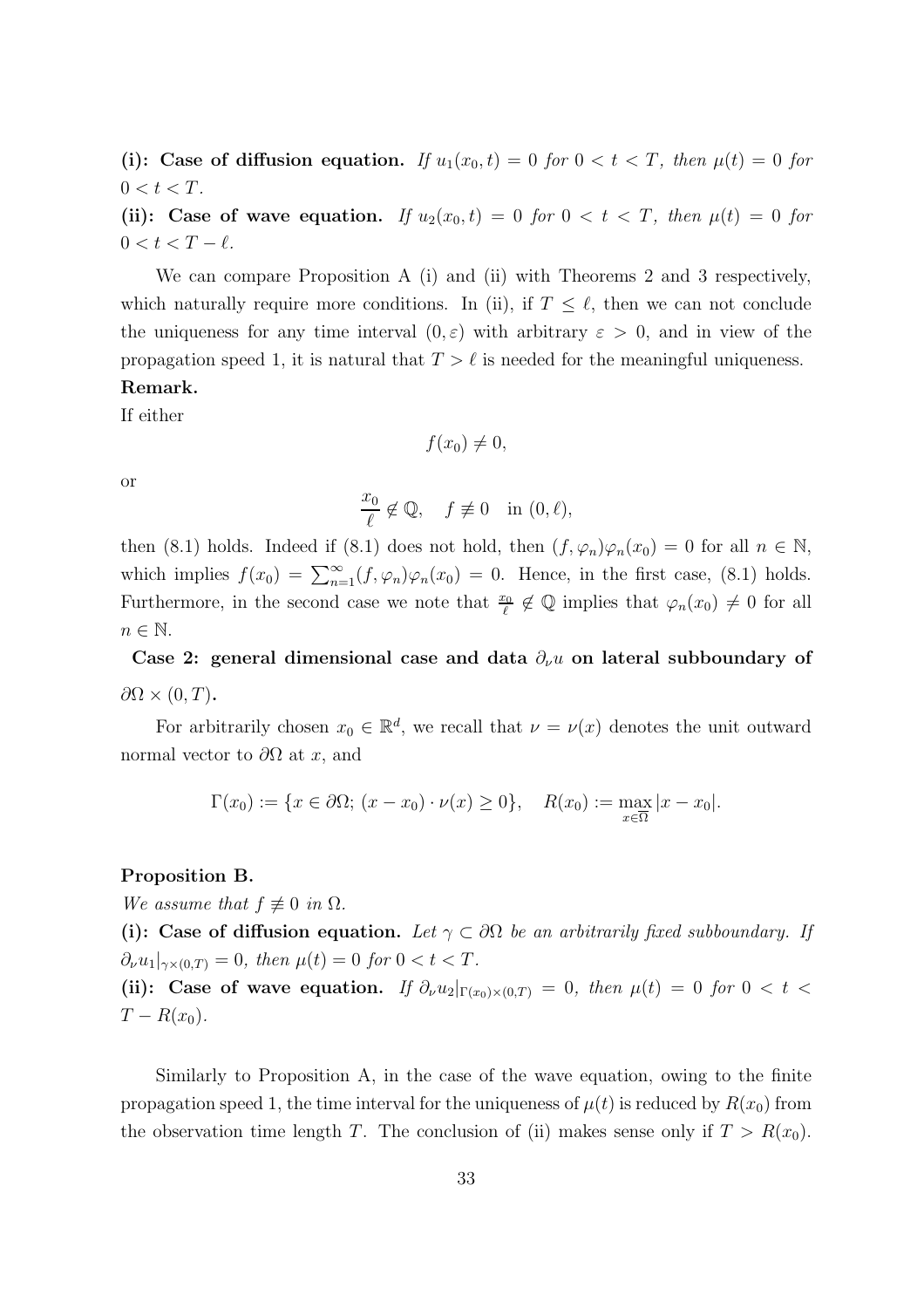**(i): Case of diffusion equation.** *If $u_1(x_0, t) = 0$ for $0 < t < T$, then $\mu(t) = 0$ for $0 < t < T$.*

**(ii): Case of wave equation.** *If $u_2(x_0, t) = 0$ for $0 < t < T$, then $\mu(t) = 0$ for $0 < t < T - \ell$.*

We can compare Proposition A (i) and (ii) with Theorems 2 and 3 respectively, which naturally require more conditions. In (ii), if $T \le \ell$, then we can not conclude the uniqueness for any time interval $(0, \varepsilon)$ with arbitrary $\varepsilon > 0$, and in view of the propagation speed 1, it is natural that $T > \ell$ is needed for the meaningful uniqueness.

**Remark.**

If either

$$f(x_0) \ne 0,$$

or

$$\frac{x_0}{\ell} \notin \mathbb{Q}, \quad f \not\equiv 0 \quad \text{in } (0, \ell),$$

then (8.1) holds. Indeed if (8.1) does not hold, then $(f, \varphi_n)\varphi_n(x_0) = 0$ for all $n \in \mathbb{N}$, which implies $f(x_0) = \sum_{n=1}^{\infty} (f, \varphi_n)\varphi_n(x_0) = 0$. Hence, in the first case, (8.1) holds. Furthermore, in the second case we note that $\frac{x_0}{\ell} \notin \mathbb{Q}$ implies that $\varphi_n(x_0) \ne 0$ for all $n \in \mathbb{N}$.

**Case 2: general dimensional case and data $\partial_\nu u$ on lateral subboundary of $\partial\Omega \times (0, T)$.**

For arbitrarily chosen $x_0 \in \mathbb{R}^d$, we recall that $\nu = \nu(x)$ denotes the unit outward normal vector to $\partial\Omega$ at $x$, and

$$\Gamma(x_0) := \{x \in \partial\Omega;\, (x - x_0) \cdot \nu(x) \ge 0\}, \quad R(x_0) := \max_{x \in \overline{\Omega}} |x - x_0|.$$

**Proposition B.**

*We assume that $f \not\equiv 0$ in $\Omega$.*

**(i): Case of diffusion equation.** *Let $\gamma \subset \partial\Omega$ be an arbitrarily fixed subboundary. If $\partial_\nu u_1|_{\gamma \times (0,T)} = 0$, then $\mu(t) = 0$ for $0 < t < T$.*

**(ii): Case of wave equation.** *If $\partial_\nu u_2|_{\Gamma(x_0) \times (0,T)} = 0$, then $\mu(t) = 0$ for $0 < t < T - R(x_0)$.*

Similarly to Proposition A, in the case of the wave equation, owing to the finite propagation speed 1, the time interval for the uniqueness of $\mu(t)$ is reduced by $R(x_0)$ from the observation time length $T$. The conclusion of (ii) makes sense only if $T > R(x_0)$.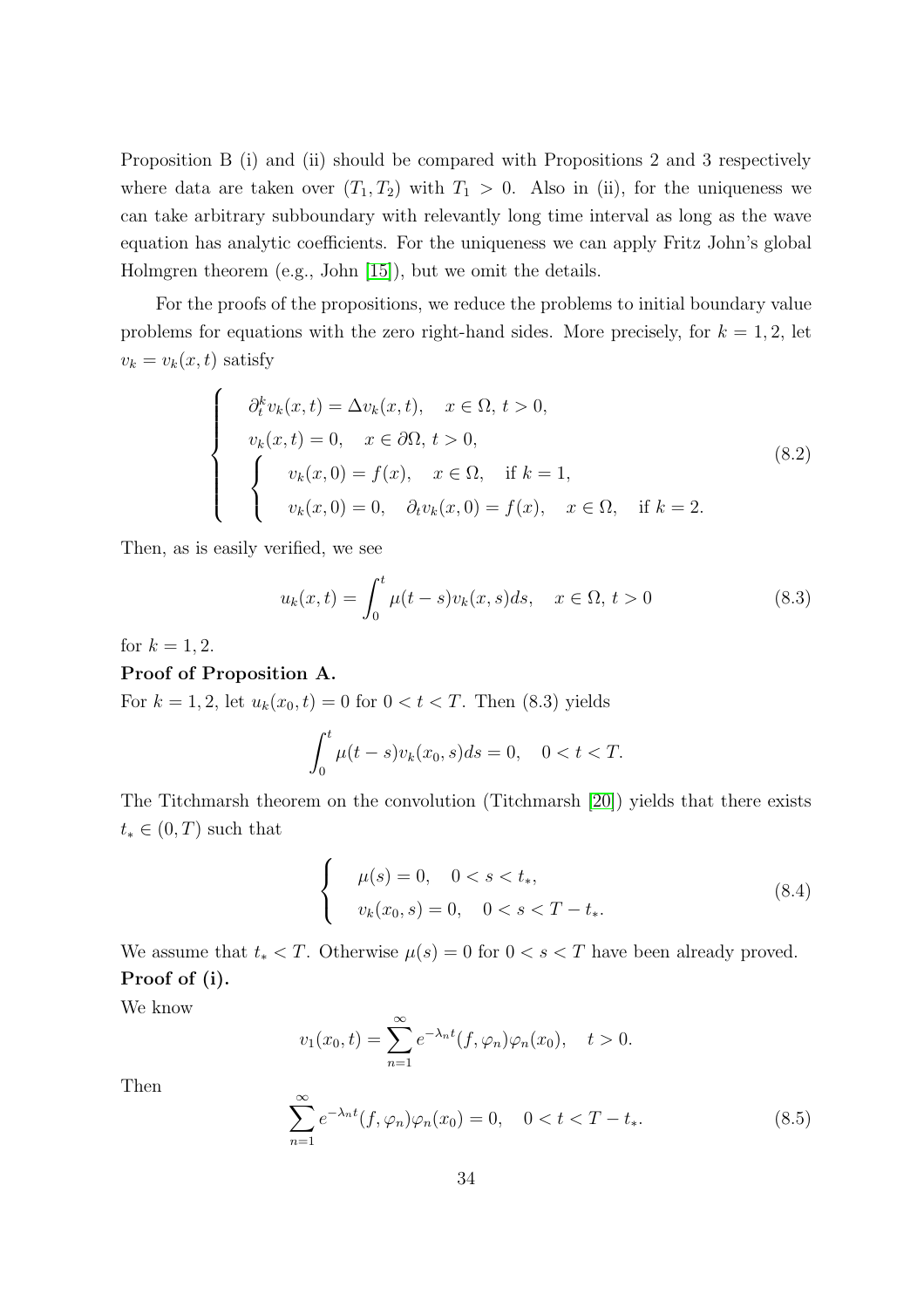Proposition B (i) and (ii) should be compared with Propositions 2 and 3 respectively where data are taken over $(T_1, T_2)$ with $T_1 > 0$. Also in (ii), for the uniqueness we can take arbitrary subboundary with relevantly long time interval as long as the wave equation has analytic coefficients. For the uniqueness we can apply Fritz John's global Holmgren theorem (e.g., John [15]), but we omit the details.

For the proofs of the propositions, we reduce the problems to initial boundary value problems for equations with the zero right-hand sides. More precisely, for $k = 1, 2$, let $v_k = v_k(x,t)$ satisfy

$$
\begin{cases}
\partial_t^k v_k(x,t) = \Delta v_k(x,t), \quad x \in \Omega,\ t > 0, \\
v_k(x,t) = 0, \quad x \in \partial\Omega,\ t > 0, \\
\begin{cases}
v_k(x,0) = f(x), \quad x \in \Omega, \quad \text{if } k = 1, \\
v_k(x,0) = 0, \quad \partial_t v_k(x,0) = f(x), \quad x \in \Omega, \quad \text{if } k = 2.
\end{cases}
\end{cases}
\tag{8.2}
$$

Then, as is easily verified, we see

$$
u_k(x,t) = \int_0^t \mu(t-s) v_k(x,s) ds, \quad x \in \Omega,\ t > 0 \tag{8.3}
$$

for $k = 1, 2$.

**Proof of Proposition A.**

For $k = 1, 2$, let $u_k(x_0, t) = 0$ for $0 < t < T$. Then (8.3) yields

$$
\int_0^t \mu(t-s) v_k(x_0, s) ds = 0, \quad 0 < t < T.
$$

The Titchmarsh theorem on the convolution (Titchmarsh [20]) yields that there exists $t_* \in (0, T)$ such that

$$
\begin{cases}
\mu(s) = 0, \quad 0 < s < t_*, \\
v_k(x_0, s) = 0, \quad 0 < s < T - t_*.
\end{cases}
\tag{8.4}
$$

We assume that $t_* < T$. Otherwise $\mu(s) = 0$ for $0 < s < T$ have been already proved.

**Proof of (i).**

We know

$$
v_1(x_0, t) = \sum_{n=1}^{\infty} e^{-\lambda_n t} (f, \varphi_n) \varphi_n(x_0), \quad t > 0.
$$

Then

$$
\sum_{n=1}^{\infty} e^{-\lambda_n t} (f, \varphi_n) \varphi_n(x_0) = 0, \quad 0 < t < T - t_*. \tag{8.5}
$$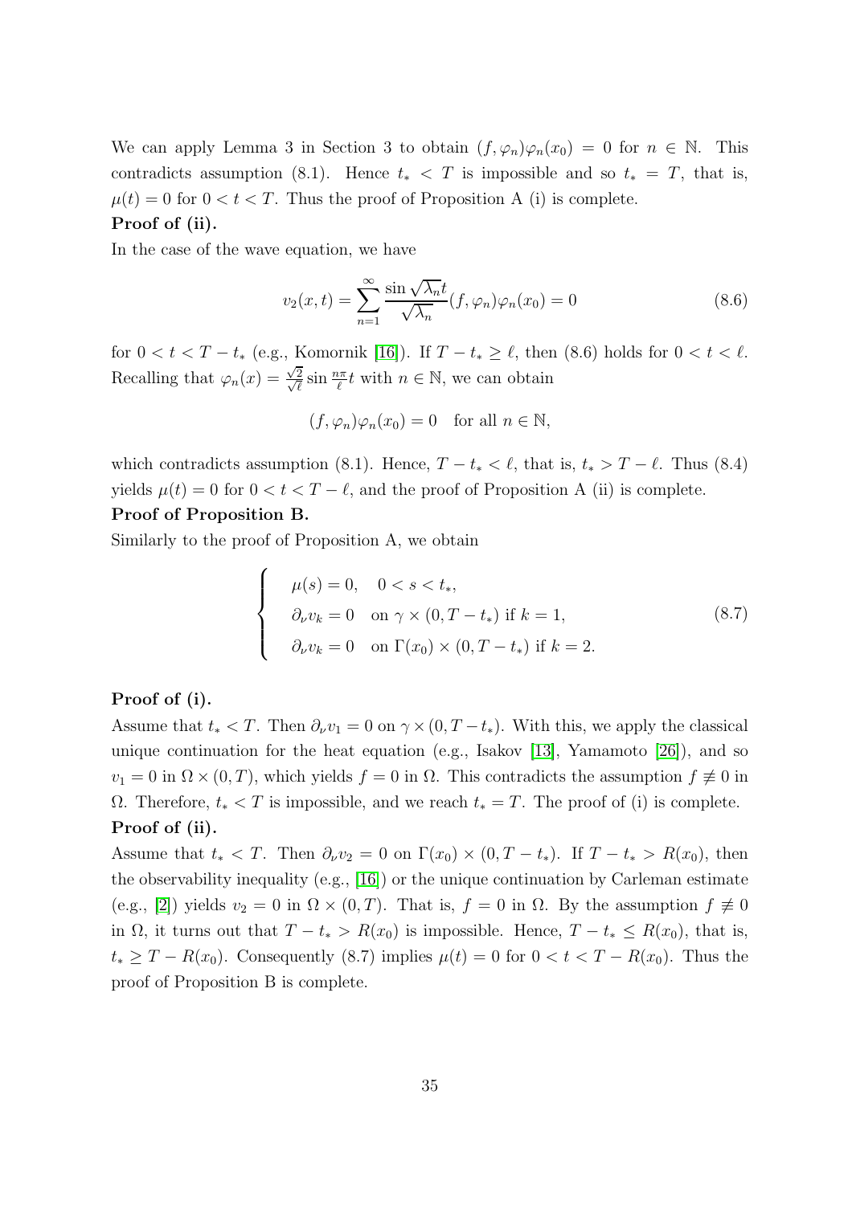We can apply Lemma 3 in Section 3 to obtain $(f, \varphi_n)\varphi_n(x_0) = 0$ for $n \in \mathbb{N}$. This contradicts assumption (8.1). Hence $t_* < T$ is impossible and so $t_* = T$, that is, $\mu(t) = 0$ for $0 < t < T$. Thus the proof of Proposition A (i) is complete.

**Proof of (ii).**

In the case of the wave equation, we have

$$v_2(x,t) = \sum_{n=1}^{\infty} \frac{\sin \sqrt{\lambda_n} t}{\sqrt{\lambda_n}} (f, \varphi_n)\varphi_n(x_0) = 0 \tag{8.6}$$

for $0 < t < T - t_*$ (e.g., Komornik [16]). If $T - t_* \ge \ell$, then (8.6) holds for $0 < t < \ell$. Recalling that $\varphi_n(x) = \frac{\sqrt{2}}{\sqrt{\ell}} \sin \frac{n\pi}{\ell} t$ with $n \in \mathbb{N}$, we can obtain

$$(f, \varphi_n)\varphi_n(x_0) = 0 \quad \text{for all } n \in \mathbb{N},$$

which contradicts assumption (8.1). Hence, $T - t_* < \ell$, that is, $t_* > T - \ell$. Thus (8.4) yields $\mu(t) = 0$ for $0 < t < T - \ell$, and the proof of Proposition A (ii) is complete.

**Proof of Proposition B.**

Similarly to the proof of Proposition A, we obtain

$$\begin{cases} \mu(s) = 0, \quad 0 < s < t_*, \\ \partial_\nu v_k = 0 \quad \text{on } \gamma \times (0, T - t_*) \text{ if } k = 1, \\ \partial_\nu v_k = 0 \quad \text{on } \Gamma(x_0) \times (0, T - t_*) \text{ if } k = 2. \end{cases} \tag{8.7}$$

**Proof of (i).**

Assume that $t_* < T$. Then $\partial_\nu v_1 = 0$ on $\gamma \times (0, T - t_*)$. With this, we apply the classical unique continuation for the heat equation (e.g., Isakov [13], Yamamoto [26]), and so $v_1 = 0$ in $\Omega \times (0, T)$, which yields $f = 0$ in $\Omega$. This contradicts the assumption $f \not\equiv 0$ in $\Omega$. Therefore, $t_* < T$ is impossible, and we reach $t_* = T$. The proof of (i) is complete.

**Proof of (ii).**

Assume that $t_* < T$. Then $\partial_\nu v_2 = 0$ on $\Gamma(x_0) \times (0, T - t_*)$. If $T - t_* > R(x_0)$, then the observability inequality (e.g., [16]) or the unique continuation by Carleman estimate (e.g., [2]) yields $v_2 = 0$ in $\Omega \times (0, T)$. That is, $f = 0$ in $\Omega$. By the assumption $f \not\equiv 0$ in $\Omega$, it turns out that $T - t_* > R(x_0)$ is impossible. Hence, $T - t_* \le R(x_0)$, that is, $t_* \ge T - R(x_0)$. Consequently (8.7) implies $\mu(t) = 0$ for $0 < t < T - R(x_0)$. Thus the proof of Proposition B is complete.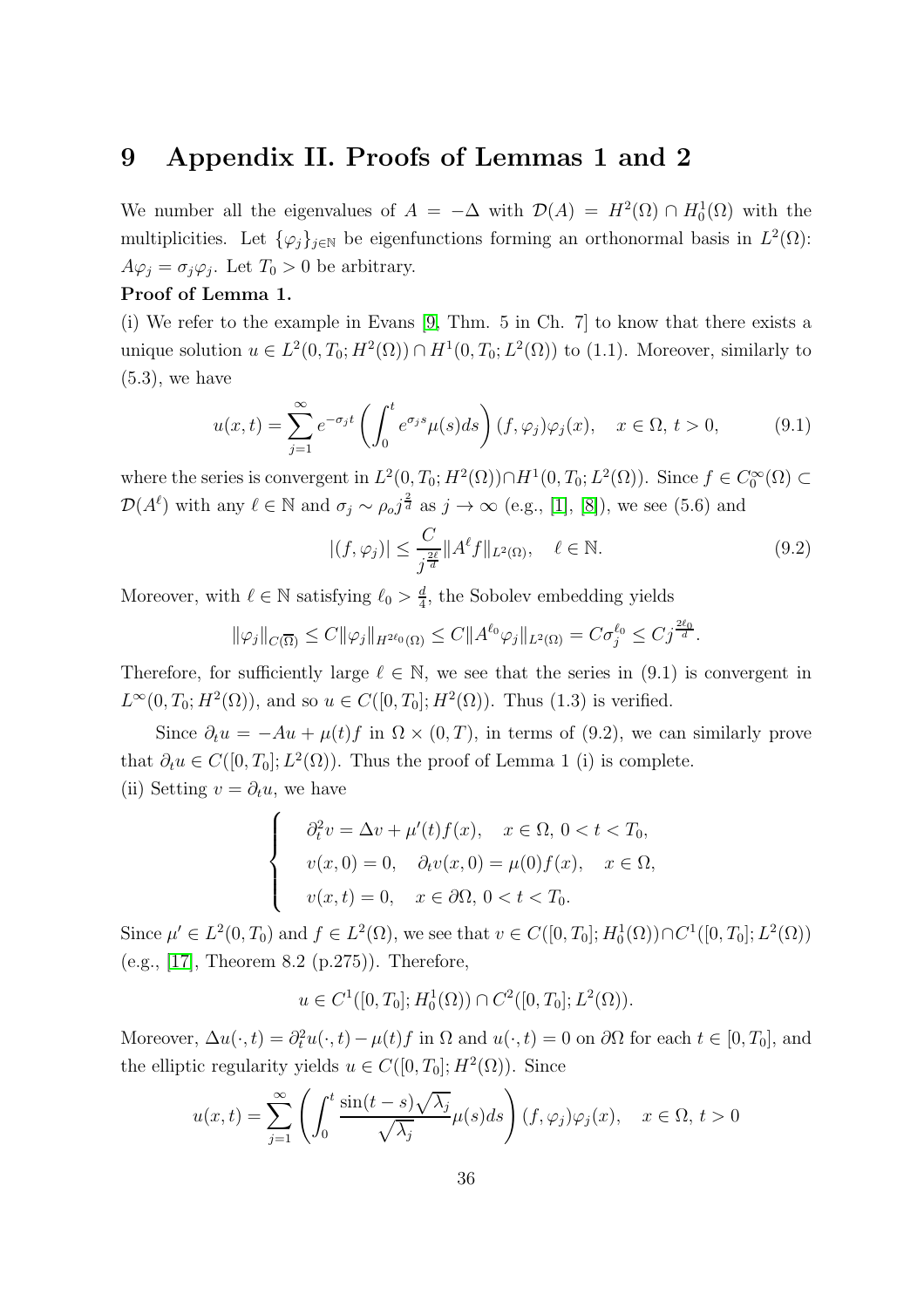# 9 Appendix II. Proofs of Lemmas 1 and 2

We number all the eigenvalues of $A = -\Delta$ with $\mathcal{D}(A) = H^2(\Omega) \cap H^1_0(\Omega)$ with the multiplicities. Let $\{\varphi_j\}_{j\in\mathbb{N}}$ be eigenfunctions forming an orthonormal basis in $L^2(\Omega)$: $A\varphi_j = \sigma_j\varphi_j$. Let $T_0 > 0$ be arbitrary.

**Proof of Lemma 1.**

(i) We refer to the example in Evans [9, Thm. 5 in Ch. 7] to know that there exists a unique solution $u \in L^2(0, T_0; H^2(\Omega)) \cap H^1(0, T_0; L^2(\Omega))$ to (1.1). Moreover, similarly to (5.3), we have

$$u(x,t) = \sum_{j=1}^{\infty} e^{-\sigma_j t}\left(\int_0^t e^{\sigma_j s}\mu(s)ds\right)(f, \varphi_j)\varphi_j(x), \quad x \in \Omega,\ t > 0, \tag{9.1}$$

where the series is convergent in $L^2(0, T_0; H^2(\Omega)) \cap H^1(0, T_0; L^2(\Omega))$. Since $f \in C_0^\infty(\Omega) \subset \mathcal{D}(A^\ell)$ with any $\ell \in \mathbb{N}$ and $\sigma_j \sim \rho_o j^{\frac{2}{d}}$ as $j \to \infty$ (e.g., [1], [8]), we see (5.6) and

$$|(f, \varphi_j)| \le \frac{C}{j^{\frac{2\ell}{d}}}\|A^\ell f\|_{L^2(\Omega)}, \quad \ell \in \mathbb{N}. \tag{9.2}$$

Moreover, with $\ell \in \mathbb{N}$ satisfying $\ell_0 > \frac{d}{4}$, the Sobolev embedding yields

$$\|\varphi_j\|_{C(\overline{\Omega})} \le C\|\varphi_j\|_{H^{2\ell_0}(\Omega)} \le C\|A^{\ell_0}\varphi_j\|_{L^2(\Omega)} = C\sigma_j^{\ell_0} \le Cj^{\frac{2\ell_0}{d}}.$$

Therefore, for sufficiently large $\ell \in \mathbb{N}$, we see that the series in (9.1) is convergent in $L^\infty(0, T_0; H^2(\Omega))$, and so $u \in C([0, T_0]; H^2(\Omega))$. Thus (1.3) is verified.

Since $\partial_t u = -Au + \mu(t)f$ in $\Omega \times (0, T)$, in terms of (9.2), we can similarly prove that $\partial_t u \in C([0, T_0]; L^2(\Omega))$. Thus the proof of Lemma 1 (i) is complete.

(ii) Setting $v = \partial_t u$, we have

$$\begin{cases} \partial_t^2 v = \Delta v + \mu'(t)f(x), \quad x \in \Omega,\ 0 < t < T_0, \\ v(x,0) = 0, \quad \partial_t v(x,0) = \mu(0)f(x), \quad x \in \Omega, \\ v(x,t) = 0, \quad x \in \partial\Omega,\ 0 < t < T_0. \end{cases}$$

Since $\mu' \in L^2(0, T_0)$ and $f \in L^2(\Omega)$, we see that $v \in C([0, T_0]; H^1_0(\Omega)) \cap C^1([0, T_0]; L^2(\Omega))$ (e.g., [17], Theorem 8.2 (p.275)). Therefore,

$$u \in C^1([0, T_0]; H^1_0(\Omega)) \cap C^2([0, T_0]; L^2(\Omega)).$$

Moreover, $\Delta u(\cdot, t) = \partial_t^2 u(\cdot, t) - \mu(t)f$ in $\Omega$ and $u(\cdot, t) = 0$ on $\partial\Omega$ for each $t \in [0, T_0]$, and the elliptic regularity yields $u \in C([0, T_0]; H^2(\Omega))$. Since

$$u(x,t) = \sum_{j=1}^{\infty}\left(\int_0^t \frac{\sin(t-s)\sqrt{\lambda_j}}{\sqrt{\lambda_j}}\mu(s)ds\right)(f, \varphi_j)\varphi_j(x), \quad x \in \Omega,\ t > 0$$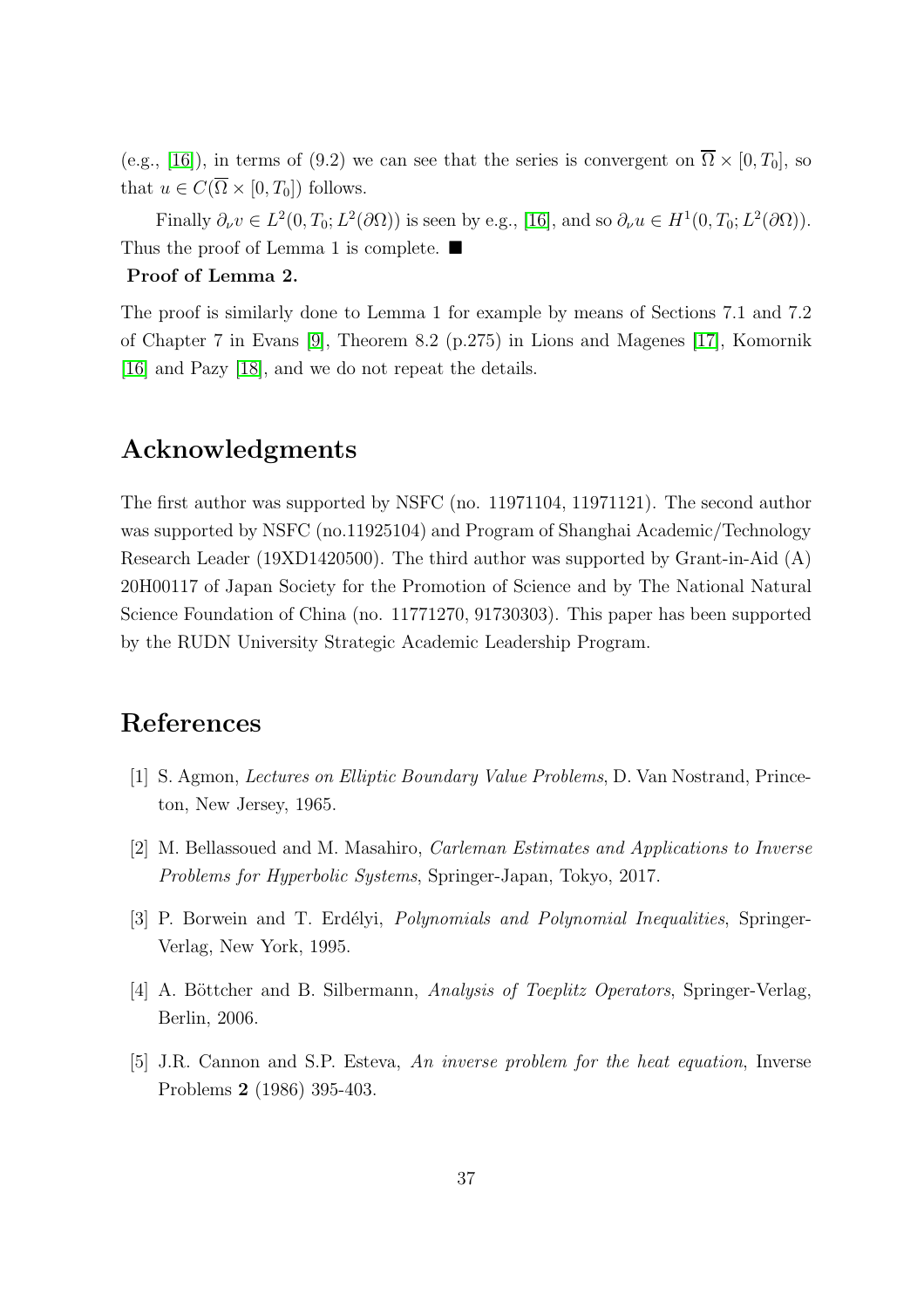(e.g., [16]), in terms of (9.2) we can see that the series is convergent on $\overline{\Omega} \times [0, T_0]$, so that $u \in C(\overline{\Omega} \times [0, T_0])$ follows.

Finally $\partial_\nu v \in L^2(0, T_0; L^2(\partial\Omega))$ is seen by e.g., [16], and so $\partial_\nu u \in H^1(0, T_0; L^2(\partial\Omega))$. Thus the proof of Lemma 1 is complete. ■

**Proof of Lemma 2.**

The proof is similarly done to Lemma 1 for example by means of Sections 7.1 and 7.2 of Chapter 7 in Evans [9], Theorem 8.2 (p.275) in Lions and Magenes [17], Komornik [16] and Pazy [18], and we do not repeat the details.

## Acknowledgments

The first author was supported by NSFC (no. 11971104, 11971121). The second author was supported by NSFC (no.11925104) and Program of Shanghai Academic/Technology Research Leader (19XD1420500). The third author was supported by Grant-in-Aid (A) 20H00117 of Japan Society for the Promotion of Science and by The National Natural Science Foundation of China (no. 11771270, 91730303). This paper has been supported by the RUDN University Strategic Academic Leadership Program.

## References

[1] S. Agmon, *Lectures on Elliptic Boundary Value Problems*, D. Van Nostrand, Princeton, New Jersey, 1965.

[2] M. Bellassoued and M. Masahiro, *Carleman Estimates and Applications to Inverse Problems for Hyperbolic Systems*, Springer-Japan, Tokyo, 2017.

[3] P. Borwein and T. Erdélyi, *Polynomials and Polynomial Inequalities*, Springer-Verlag, New York, 1995.

[4] A. Böttcher and B. Silbermann, *Analysis of Toeplitz Operators*, Springer-Verlag, Berlin, 2006.

[5] J.R. Cannon and S.P. Esteva, *An inverse problem for the heat equation*, Inverse Problems **2** (1986) 395-403.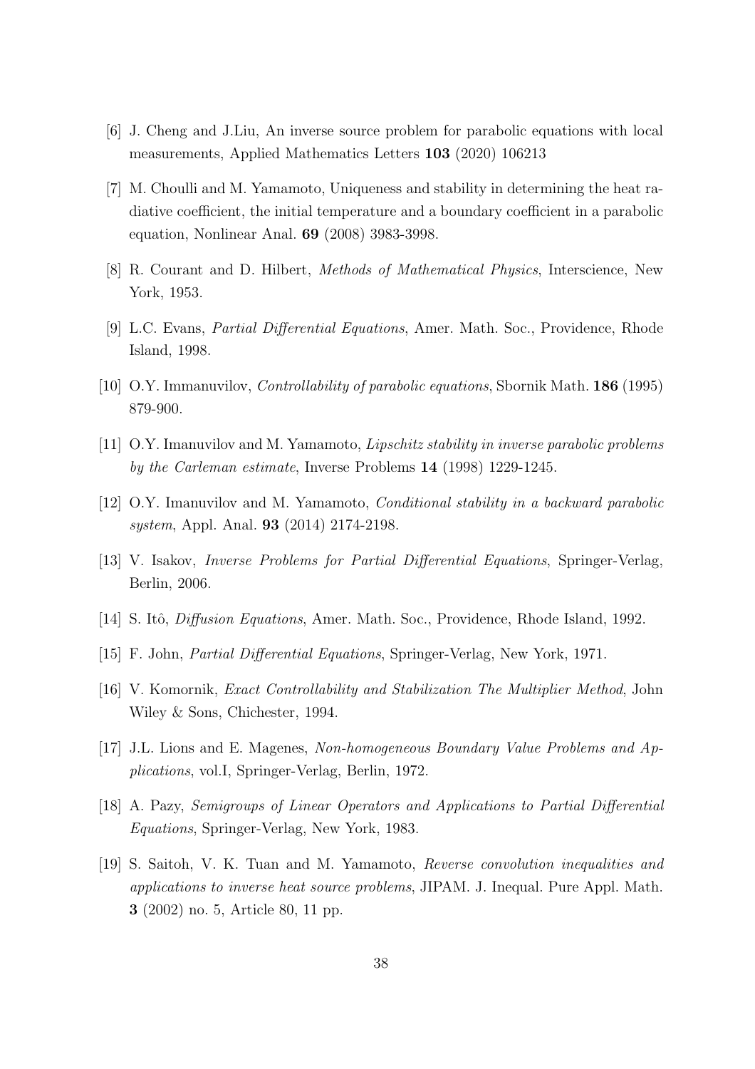[6] J. Cheng and J.Liu, An inverse source problem for parabolic equations with local measurements, Applied Mathematics Letters **103** (2020) 106213

[7] M. Choulli and M. Yamamoto, Uniqueness and stability in determining the heat radiative coefficient, the initial temperature and a boundary coefficient in a parabolic equation, Nonlinear Anal. **69** (2008) 3983-3998.

[8] R. Courant and D. Hilbert, *Methods of Mathematical Physics*, Interscience, New York, 1953.

[9] L.C. Evans, *Partial Differential Equations*, Amer. Math. Soc., Providence, Rhode Island, 1998.

[10] O.Y. Immanuvilov, *Controllability of parabolic equations*, Sbornik Math. **186** (1995) 879-900.

[11] O.Y. Imanuvilov and M. Yamamoto, *Lipschitz stability in inverse parabolic problems by the Carleman estimate*, Inverse Problems **14** (1998) 1229-1245.

[12] O.Y. Imanuvilov and M. Yamamoto, *Conditional stability in a backward parabolic system*, Appl. Anal. **93** (2014) 2174-2198.

[13] V. Isakov, *Inverse Problems for Partial Differential Equations*, Springer-Verlag, Berlin, 2006.

[14] S. Itô, *Diffusion Equations*, Amer. Math. Soc., Providence, Rhode Island, 1992.

[15] F. John, *Partial Differential Equations*, Springer-Verlag, New York, 1971.

[16] V. Komornik, *Exact Controllability and Stabilization The Multiplier Method*, John Wiley & Sons, Chichester, 1994.

[17] J.L. Lions and E. Magenes, *Non-homogeneous Boundary Value Problems and Applications*, vol.I, Springer-Verlag, Berlin, 1972.

[18] A. Pazy, *Semigroups of Linear Operators and Applications to Partial Differential Equations*, Springer-Verlag, New York, 1983.

[19] S. Saitoh, V. K. Tuan and M. Yamamoto, *Reverse convolution inequalities and applications to inverse heat source problems*, JIPAM. J. Inequal. Pure Appl. Math. **3** (2002) no. 5, Article 80, 11 pp.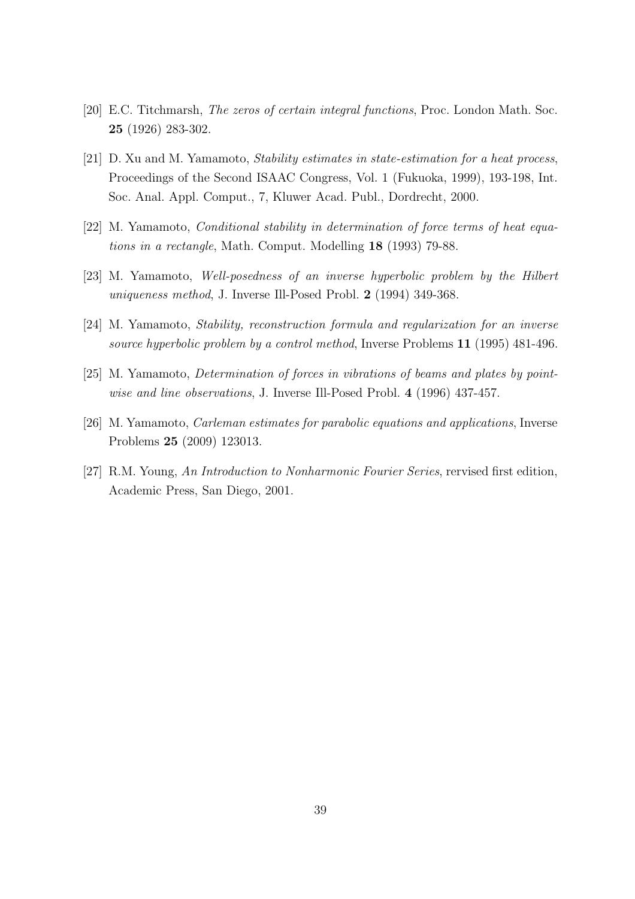[20] E.C. Titchmarsh, *The zeros of certain integral functions*, Proc. London Math. Soc. **25** (1926) 283-302.

[21] D. Xu and M. Yamamoto, *Stability estimates in state-estimation for a heat process*, Proceedings of the Second ISAAC Congress, Vol. 1 (Fukuoka, 1999), 193-198, Int. Soc. Anal. Appl. Comput., 7, Kluwer Acad. Publ., Dordrecht, 2000.

[22] M. Yamamoto, *Conditional stability in determination of force terms of heat equations in a rectangle*, Math. Comput. Modelling **18** (1993) 79-88.

[23] M. Yamamoto, *Well-posedness of an inverse hyperbolic problem by the Hilbert uniqueness method*, J. Inverse Ill-Posed Probl. **2** (1994) 349-368.

[24] M. Yamamoto, *Stability, reconstruction formula and regularization for an inverse source hyperbolic problem by a control method*, Inverse Problems **11** (1995) 481-496.

[25] M. Yamamoto, *Determination of forces in vibrations of beams and plates by pointwise and line observations*, J. Inverse Ill-Posed Probl. **4** (1996) 437-457.

[26] M. Yamamoto, *Carleman estimates for parabolic equations and applications*, Inverse Problems **25** (2009) 123013.

[27] R.M. Young, *An Introduction to Nonharmonic Fourier Series*, rervised first edition, Academic Press, San Diego, 2001.